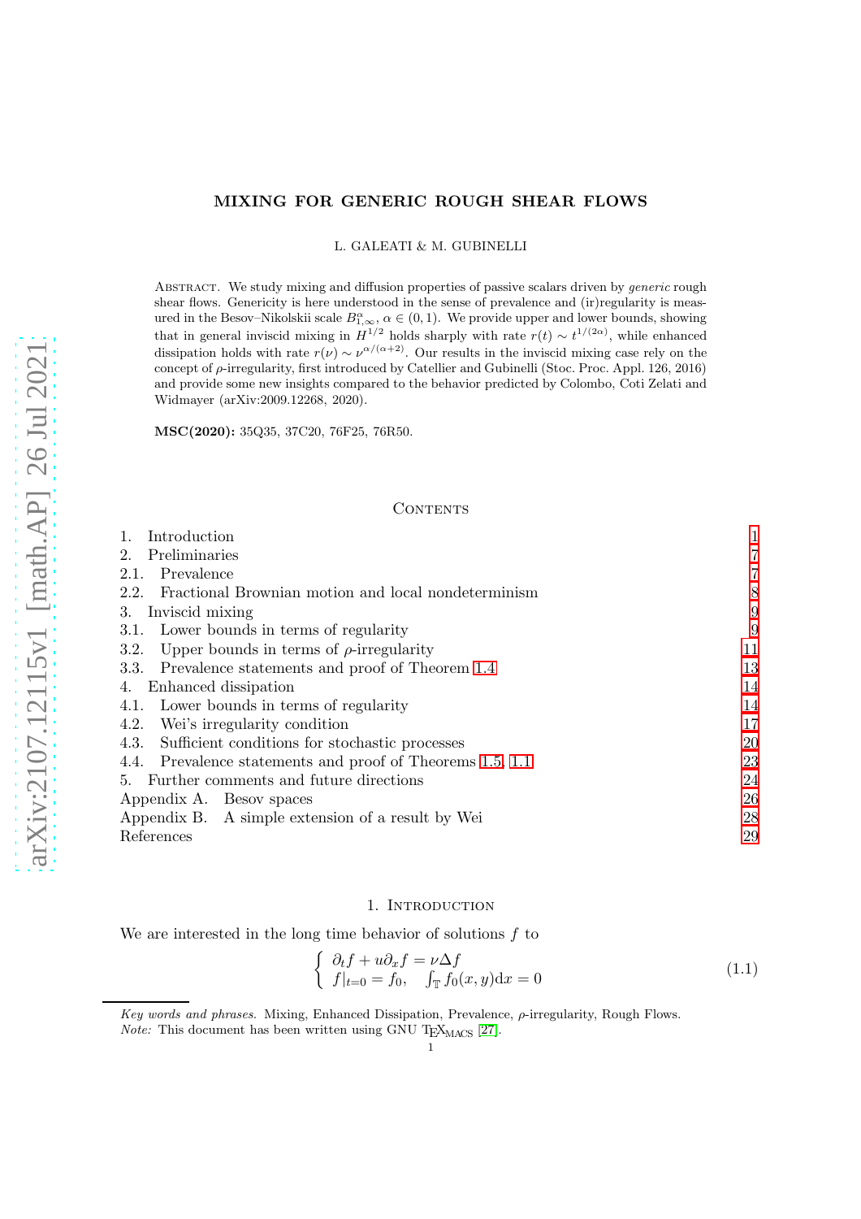# MIXING FOR GENERIC ROUGH SHEAR FLOWS

L. GALEATI & M. GUBINELLI

ABSTRACT. We study mixing and diffusion properties of passive scalars driven by *generic* rough shear flows. Genericity is here understood in the sense of prevalence and (ir)regularity is measured in the Besov–Nikolskii scale $B^{\alpha}_{1,\infty}$, $\alpha \in (0,1)$. We provide upper and lower bounds, showing that in general inviscid mixing in $H^{1/2}$ holds sharply with rate $r(t) \sim t^{1/(2\alpha)}$, while enhanced dissipation holds with rate $r(\nu) \sim \nu^{\alpha/(\alpha+2)}$. Our results in the inviscid mixing case rely on the concept of $\rho$-irregularity, first introduced by Catellier and Gubinelli (Stoc. Proc. Appl. 126, 2016) and provide some new insights compared to the behavior predicted by Colombo, Coti Zelati and Widmayer (arXiv:2009.12268, 2020).

**MSC(2020):** 35Q35, 37C20, 76F25, 76R50.

## CONTENTS

1. Introduction 1
2. Preliminaries 7
2.1. Prevalence 7
2.2. Fractional Brownian motion and local nondeterminism 8
3. Inviscid mixing 9
3.1. Lower bounds in terms of regularity 9
3.2. Upper bounds in terms of $\rho$-irregularity 11
3.3. Prevalence statements and proof of Theorem 1.4 13
4. Enhanced dissipation 14
4.1. Lower bounds in terms of regularity 14
4.2. Wei's irregularity condition 17
4.3. Sufficient conditions for stochastic processes 20
4.4. Prevalence statements and proof of Theorems 1.5, 1.1 23
5. Further comments and future directions 24
Appendix A. Besov spaces 26
Appendix B. A simple extension of a result by Wei 28
References 29

## 1. INTRODUCTION

We are interested in the long time behavior of solutions $f$ to

$$\begin{cases} \partial_t f + u\partial_x f = \nu\Delta f \\ f|_{t=0} = f_0, \quad \int_{\mathbb{T}} f_0(x,y)\mathrm{d}x = 0 \end{cases} \tag{1.1}$$

*Key words and phrases.* Mixing, Enhanced Dissipation, Prevalence, $\rho$-irregularity, Rough Flows.
*Note:* This document has been written using GNU TeXmacs [27].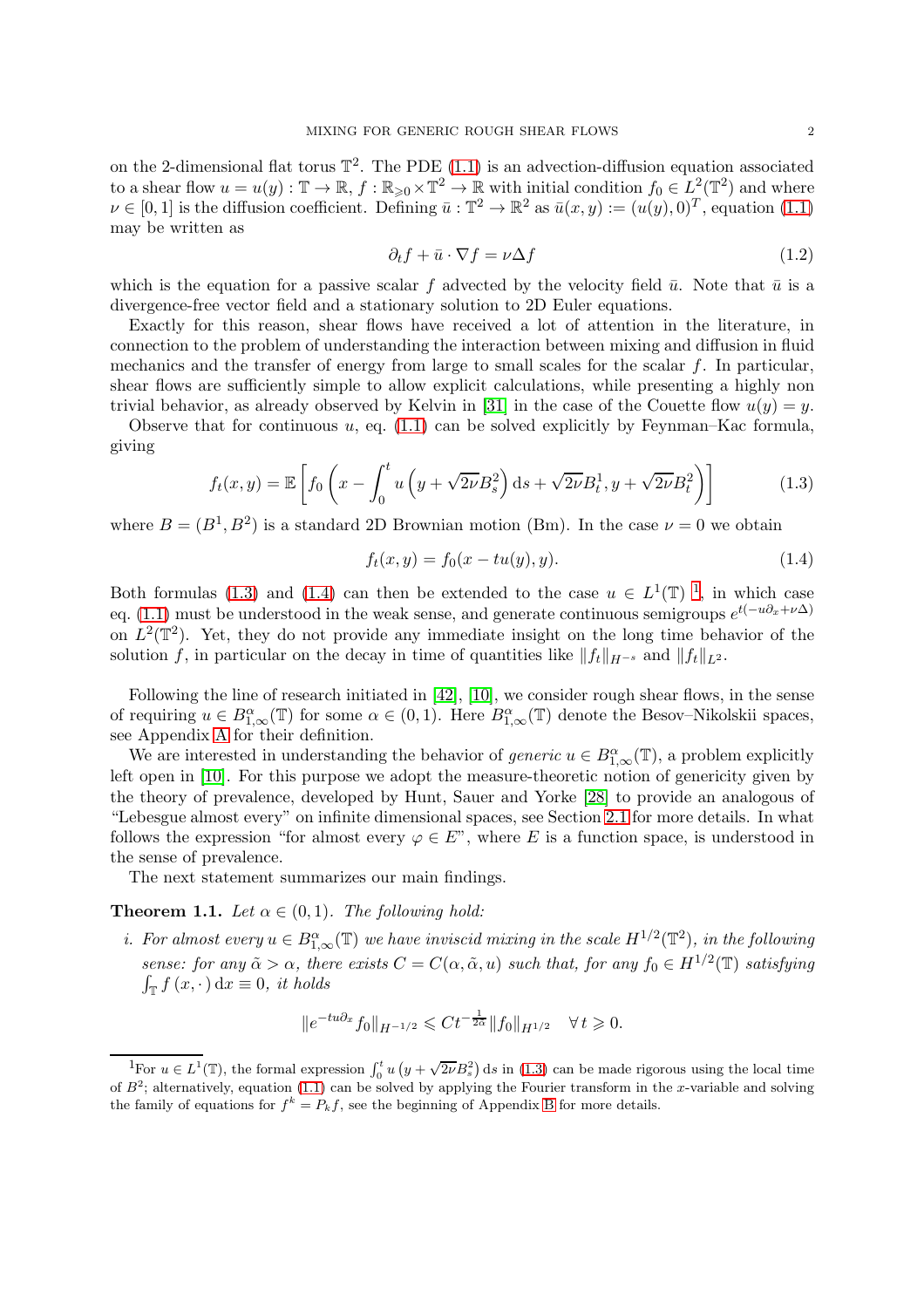on the 2-dimensional flat torus $\mathbb{T}^2$. The PDE (1.1) is an advection-diffusion equation associated to a shear flow $u = u(y) : \mathbb{T} \to \mathbb{R}$, $f : \mathbb{R}_{\geqslant 0} \times \mathbb{T}^2 \to \mathbb{R}$ with initial condition $f_0 \in L^2(\mathbb{T}^2)$ and where $\nu \in [0, 1]$ is the diffusion coefficient. Defining $\bar{u} : \mathbb{T}^2 \to \mathbb{R}^2$ as $\bar{u}(x, y) := (u(y), 0)^T$, equation (1.1) may be written as

$$\partial_t f + \bar{u} \cdot \nabla f = \nu \Delta f \tag{1.2}$$

which is the equation for a passive scalar $f$ advected by the velocity field $\bar{u}$. Note that $\bar{u}$ is a divergence-free vector field and a stationary solution to 2D Euler equations.

Exactly for this reason, shear flows have received a lot of attention in the literature, in connection to the problem of understanding the interaction between mixing and diffusion in fluid mechanics and the transfer of energy from large to small scales for the scalar $f$. In particular, shear flows are sufficiently simple to allow explicit calculations, while presenting a highly non trivial behavior, as already observed by Kelvin in [31] in the case of the Couette flow $u(y) = y$.

Observe that for continuous $u$, eq. (1.1) can be solved explicitly by Feynman–Kac formula, giving

$$f_t(x, y) = \mathbb{E}\left[f_0\left(x - \int_0^t u\left(y + \sqrt{2\nu} B_s^2\right) \mathrm{d}s + \sqrt{2\nu} B_t^1, y + \sqrt{2\nu} B_t^2\right)\right] \tag{1.3}$$

where $B = (B^1, B^2)$ is a standard 2D Brownian motion (Bm). In the case $\nu = 0$ we obtain

$$f_t(x, y) = f_0(x - tu(y), y). \tag{1.4}$$

Both formulas (1.3) and (1.4) can then be extended to the case $u \in L^1(\mathbb{T})$ [1], in which case eq. (1.1) must be understood in the weak sense, and generate continuous semigroups $e^{t(-u\partial_x + \nu\Delta)}$ on $L^2(\mathbb{T}^2)$. Yet, they do not provide any immediate insight on the long time behavior of the solution $f$, in particular on the decay in time of quantities like $\|f_t\|_{H^{-s}}$ and $\|f_t\|_{L^2}$.

Following the line of research initiated in [42], [10], we consider rough shear flows, in the sense of requiring $u \in B^\alpha_{1,\infty}(\mathbb{T})$ for some $\alpha \in (0, 1)$. Here $B^\alpha_{1,\infty}(\mathbb{T})$ denote the Besov–Nikolskii spaces, see Appendix A for their definition.

We are interested in understanding the behavior of *generic* $u \in B^\alpha_{1,\infty}(\mathbb{T})$, a problem explicitly left open in [10]. For this purpose we adopt the measure-theoretic notion of genericity given by the theory of prevalence, developed by Hunt, Sauer and Yorke [28] to provide an analogous of "Lebesgue almost every" on infinite dimensional spaces, see Section 2.1 for more details. In what follows the expression "for almost every $\varphi \in E$", where $E$ is a function space, is understood in the sense of prevalence.

The next statement summarizes our main findings.

**Theorem 1.1.** *Let $\alpha \in (0, 1)$. The following hold:*

*i. For almost every $u \in B^\alpha_{1,\infty}(\mathbb{T})$ we have inviscid mixing in the scale $H^{1/2}(\mathbb{T}^2)$, in the following sense: for any $\tilde{\alpha} > \alpha$, there exists $C = C(\alpha, \tilde{\alpha}, u)$ such that, for any $f_0 \in H^{1/2}(\mathbb{T})$ satisfying $\int_{\mathbb{T}} f(x, \cdot)\, \mathrm{d}x \equiv 0$, it holds*

$$\|e^{-tu\partial_x} f_0\|_{H^{-1/2}} \leqslant C t^{-\frac{1}{2\tilde{\alpha}}} \|f_0\|_{H^{1/2}} \quad \forall\, t \geqslant 0.$$

[1] For $u \in L^1(\mathbb{T})$, the formal expression $\int_0^t u\left(y + \sqrt{2\nu} B_s^2\right) \mathrm{d}s$ in (1.3) can be made rigorous using the local time of $B^2$; alternatively, equation (1.1) can be solved by applying the Fourier transform in the $x$-variable and solving the family of equations for $f^k = P_k f$, see the beginning of Appendix B for more details.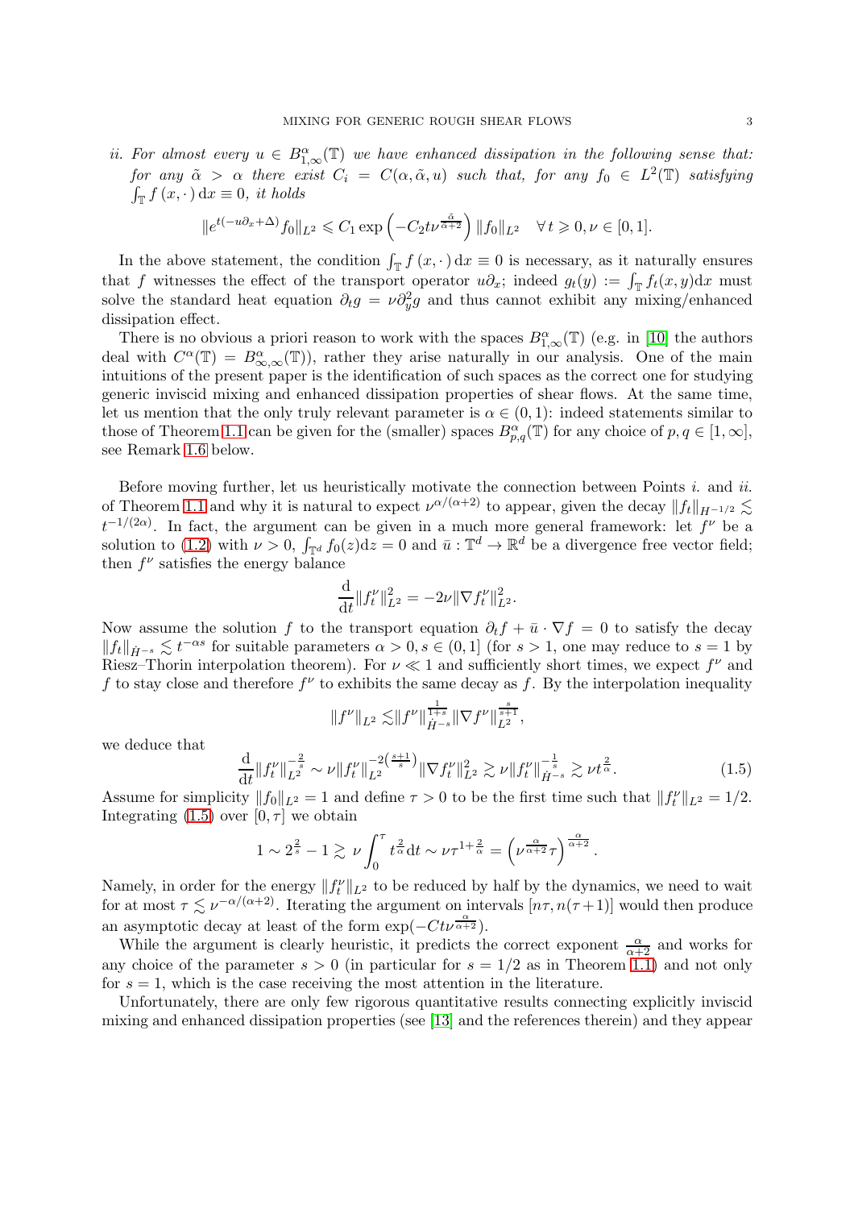*ii. For almost every $u \in B^{\alpha}_{1,\infty}(\mathbb{T})$ we have enhanced dissipation in the following sense that: for any $\tilde{\alpha} > \alpha$ there exist $C_i = C(\alpha, \tilde{\alpha}, u)$ such that, for any $f_0 \in L^2(\mathbb{T})$ satisfying $\int_{\mathbb{T}} f(x, \cdot)\,\mathrm{d}x \equiv 0$, it holds*

$$\|e^{t(-u\partial_x + \Delta)} f_0\|_{L^2} \leqslant C_1 \exp\left(-C_2 t \nu^{\frac{\tilde{\alpha}}{\tilde{\alpha}+2}}\right) \|f_0\|_{L^2} \quad \forall\, t \geqslant 0, \nu \in [0,1].$$

In the above statement, the condition $\int_{\mathbb{T}} f(x, \cdot)\,\mathrm{d}x \equiv 0$ is necessary, as it naturally ensures that $f$ witnesses the effect of the transport operator $u\partial_x$; indeed $g_t(y) := \int_{\mathbb{T}} f_t(x,y)\mathrm{d}x$ must solve the standard heat equation $\partial_t g = \nu \partial_y^2 g$ and thus cannot exhibit any mixing/enhanced dissipation effect.

There is no obvious a priori reason to work with the spaces $B^{\alpha}_{1,\infty}(\mathbb{T})$ (e.g. in [10] the authors deal with $C^{\alpha}(\mathbb{T}) = B^{\alpha}_{\infty,\infty}(\mathbb{T})$), rather they arise naturally in our analysis. One of the main intuitions of the present paper is the identification of such spaces as the correct one for studying generic inviscid mixing and enhanced dissipation properties of shear flows. At the same time, let us mention that the only truly relevant parameter is $\alpha \in (0, 1)$: indeed statements similar to those of Theorem 1.1 can be given for the (smaller) spaces $B^{\alpha}_{p,q}(\mathbb{T})$ for any choice of $p, q \in [1, \infty]$, see Remark 1.6 below.

Before moving further, let us heuristically motivate the connection between Points *i.* and *ii.* of Theorem 1.1 and why it is natural to expect $\nu^{\alpha/(\alpha+2)}$ to appear, given the decay $\|f_t\|_{H^{-1/2}} \lesssim t^{-1/(2\alpha)}$. In fact, the argument can be given in a much more general framework: let $f^{\nu}$ be a solution to (1.2) with $\nu > 0$, $\int_{\mathbb{T}^d} f_0(z)\mathrm{d}z = 0$ and $\bar{u} : \mathbb{T}^d \to \mathbb{R}^d$ be a divergence free vector field; then $f^{\nu}$ satisfies the energy balance

$$\frac{\mathrm{d}}{\mathrm{d}t}\|f_t^{\nu}\|_{L^2}^2 = -2\nu \|\nabla f_t^{\nu}\|_{L^2}^2.$$

Now assume the solution $f$ to the transport equation $\partial_t f + \bar{u} \cdot \nabla f = 0$ to satisfy the decay $\|f_t\|_{\dot{H}^{-s}} \lesssim t^{-\alpha s}$ for suitable parameters $\alpha > 0, s \in (0,1]$ (for $s > 1$, one may reduce to $s = 1$ by Riesz–Thorin interpolation theorem). For $\nu \ll 1$ and sufficiently short times, we expect $f^{\nu}$ and $f$ to stay close and therefore $f^{\nu}$ to exhibits the same decay as $f$. By the interpolation inequality

$$\|f^{\nu}\|_{L^2} \lesssim \|f^{\nu}\|_{\dot{H}^{-s}}^{\frac{1}{1+s}} \|\nabla f^{\nu}\|_{L^2}^{\frac{s}{s+1}},$$

we deduce that

$$\frac{\mathrm{d}}{\mathrm{d}t}\|f_t^{\nu}\|_{L^2}^{-\frac{2}{s}} \sim \nu \|f_t^{\nu}\|_{L^2}^{-2\left(\frac{s+1}{s}\right)} \|\nabla f_t^{\nu}\|_{L^2}^2 \gtrsim \nu \|f_t^{\nu}\|_{\dot{H}^{-s}}^{-\frac{1}{s}} \gtrsim \nu t^{\frac{2}{\alpha}}. \tag{1.5}$$

Assume for simplicity $\|f_0\|_{L^2} = 1$ and define $\tau > 0$ to be the first time such that $\|f_t^{\nu}\|_{L^2} = 1/2$. Integrating (1.5) over $[0, \tau]$ we obtain

$$1 \sim 2^{\frac{2}{s}} - 1 \gtrsim \nu \int_0^{\tau} t^{\frac{2}{\alpha}}\mathrm{d}t \sim \nu \tau^{1+\frac{2}{\alpha}} = \left(\nu^{\frac{\alpha}{\alpha+2}} \tau\right)^{\frac{\alpha}{\alpha+2}}.$$

Namely, in order for the energy $\|f_t^{\nu}\|_{L^2}$ to be reduced by half by the dynamics, we need to wait for at most $\tau \lesssim \nu^{-\alpha/(\alpha+2)}$. Iterating the argument on intervals $[n\tau, n(\tau+1)]$ would then produce an asymptotic decay at least of the form $\exp(-Ct\nu^{\frac{\alpha}{\alpha+2}})$.

While the argument is clearly heuristic, it predicts the correct exponent $\frac{\alpha}{\alpha+2}$ and works for any choice of the parameter $s > 0$ (in particular for $s = 1/2$ as in Theorem 1.1) and not only for $s = 1$, which is the case receiving the most attention in the literature.

Unfortunately, there are only few rigorous quantitative results connecting explicitly inviscid mixing and enhanced dissipation properties (see [13] and the references therein) and they appear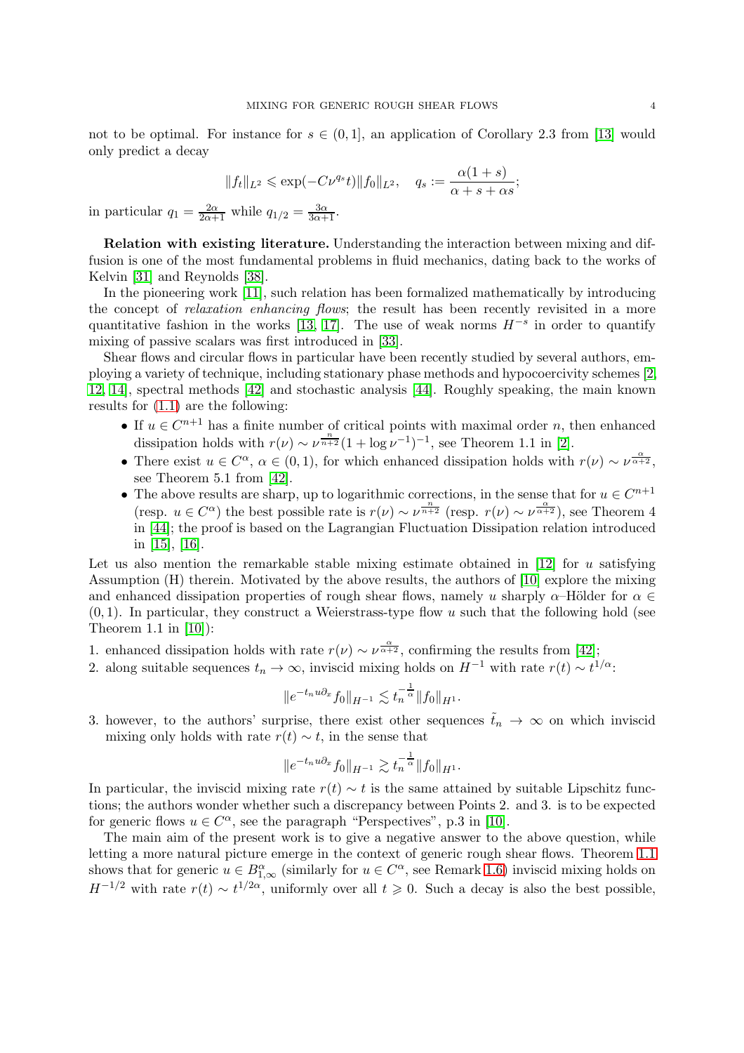not to be optimal. For instance for $s \in (0,1]$, an application of Corollary 2.3 from [13] would only predict a decay

$$\|f_t\|_{L^2} \leqslant \exp(-C\nu^{q_s} t)\|f_0\|_{L^2}, \quad q_s := \frac{\alpha(1+s)}{\alpha + s + \alpha s};$$

in particular $q_1 = \frac{2\alpha}{2\alpha+1}$ while $q_{1/2} = \frac{3\alpha}{3\alpha+1}$.

**Relation with existing literature.** Understanding the interaction between mixing and diffusion is one of the most fundamental problems in fluid mechanics, dating back to the works of Kelvin [31] and Reynolds [38].

In the pioneering work [11], such relation has been formalized mathematically by introducing the concept of *relaxation enhancing flows*; the result has been recently revisited in a more quantitative fashion in the works [13, 17]. The use of weak norms $H^{-s}$ in order to quantify mixing of passive scalars was first introduced in [33].

Shear flows and circular flows in particular have been recently studied by several authors, employing a variety of technique, including stationary phase methods and hypocoercivity schemes [2, 12, 14], spectral methods [42] and stochastic analysis [44]. Roughly speaking, the main known results for (1.1) are the following:

- If $u \in C^{n+1}$ has a finite number of critical points with maximal order $n$, then enhanced dissipation holds with $r(\nu) \sim \nu^{\frac{n}{n+2}}(1+\log \nu^{-1})^{-1}$, see Theorem 1.1 in [2].
- There exist $u \in C^\alpha$, $\alpha \in (0,1)$, for which enhanced dissipation holds with $r(\nu) \sim \nu^{\frac{\alpha}{\alpha+2}}$, see Theorem 5.1 from [42].
- The above results are sharp, up to logarithmic corrections, in the sense that for $u \in C^{n+1}$ (resp. $u \in C^\alpha$) the best possible rate is $r(\nu) \sim \nu^{\frac{n}{n+2}}$ (resp. $r(\nu) \sim \nu^{\frac{\alpha}{\alpha+2}}$), see Theorem 4 in [44]; the proof is based on the Lagrangian Fluctuation Dissipation relation introduced in [15], [16].

Let us also mention the remarkable stable mixing estimate obtained in [12] for $u$ satisfying Assumption (H) therein. Motivated by the above results, the authors of [10] explore the mixing and enhanced dissipation properties of rough shear flows, namely $u$ sharply $\alpha$–Hölder for $\alpha \in (0,1)$. In particular, they construct a Weierstrass-type flow $u$ such that the following hold (see Theorem 1.1 in [10]):

1. enhanced dissipation holds with rate $r(\nu) \sim \nu^{\frac{\alpha}{\alpha+2}}$, confirming the results from [42];
2. along suitable sequences $t_n \to \infty$, inviscid mixing holds on $H^{-1}$ with rate $r(t) \sim t^{1/\alpha}$:
$$\|e^{-t_n u \partial_x} f_0\|_{H^{-1}} \lesssim t_n^{-\frac{1}{\alpha}} \|f_0\|_{H^1}.$$
3. however, to the authors' surprise, there exist other sequences $\tilde{t}_n \to \infty$ on which inviscid mixing only holds with rate $r(t) \sim t$, in the sense that
$$\|e^{-t_n u \partial_x} f_0\|_{H^{-1}} \gtrsim t_n^{-\frac{1}{\alpha}} \|f_0\|_{H^1}.$$

In particular, the inviscid mixing rate $r(t) \sim t$ is the same attained by suitable Lipschitz functions; the authors wonder whether such a discrepancy between Points 2. and 3. is to be expected for generic flows $u \in C^\alpha$, see the paragraph "Perspectives", p.3 in [10].

The main aim of the present work is to give a negative answer to the above question, while letting a more natural picture emerge in the context of generic rough shear flows. Theorem 1.1 shows that for generic $u \in B^\alpha_{1,\infty}$ (similarly for $u \in C^\alpha$, see Remark 1.6) inviscid mixing holds on $H^{-1/2}$ with rate $r(t) \sim t^{1/2\alpha}$, uniformly over all $t \geqslant 0$. Such a decay is also the best possible,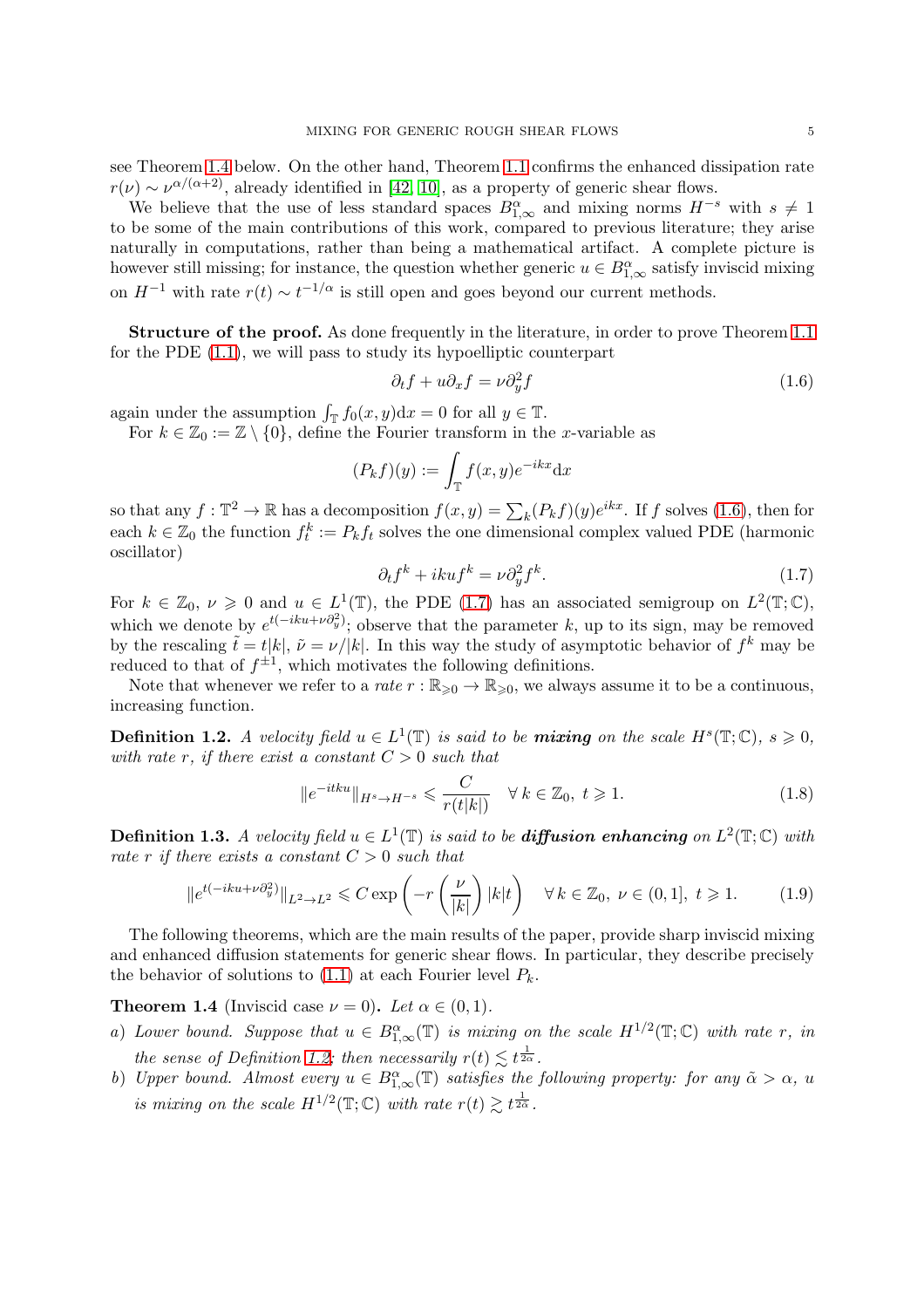see Theorem 1.4 below. On the other hand, Theorem 1.1 confirms the enhanced dissipation rate $r(\nu) \sim \nu^{\alpha/(\alpha+2)}$, already identified in [42, 10], as a property of generic shear flows.

We believe that the use of less standard spaces $B^{\alpha}_{1,\infty}$ and mixing norms $H^{-s}$ with $s \neq 1$ to be some of the main contributions of this work, compared to previous literature; they arise naturally in computations, rather than being a mathematical artifact. A complete picture is however still missing; for instance, the question whether generic $u \in B^{\alpha}_{1,\infty}$ satisfy inviscid mixing on $H^{-1}$ with rate $r(t) \sim t^{-1/\alpha}$ is still open and goes beyond our current methods.

**Structure of the proof.** As done frequently in the literature, in order to prove Theorem 1.1 for the PDE (1.1), we will pass to study its hypoelliptic counterpart

$$\partial_t f + u\partial_x f = \nu \partial_y^2 f \tag{1.6}$$

again under the assumption $\int_{\mathbb{T}} f_0(x,y)\mathrm{d}x = 0$ for all $y \in \mathbb{T}$.

For $k \in \mathbb{Z}_0 := \mathbb{Z} \setminus \{0\}$, define the Fourier transform in the $x$-variable as

$$(P_k f)(y) := \int_{\mathbb{T}} f(x,y) e^{-ikx} \mathrm{d}x$$

so that any $f : \mathbb{T}^2 \to \mathbb{R}$ has a decomposition $f(x,y) = \sum_k (P_k f)(y) e^{ikx}$. If $f$ solves (1.6), then for each $k \in \mathbb{Z}_0$ the function $f^k_t := P_k f_t$ solves the one dimensional complex valued PDE (harmonic oscillator)

$$\partial_t f^k + iku f^k = \nu \partial_y^2 f^k. \tag{1.7}$$

For $k \in \mathbb{Z}_0$, $\nu \geqslant 0$ and $u \in L^1(\mathbb{T})$, the PDE (1.7) has an associated semigroup on $L^2(\mathbb{T};\mathbb{C})$, which we denote by $e^{t(-iku+\nu\partial_y^2)}$; observe that the parameter $k$, up to its sign, may be removed by the rescaling $\tilde{t} = t|k|$, $\tilde{\nu} = \nu/|k|$. In this way the study of asymptotic behavior of $f^k$ may be reduced to that of $f^{\pm 1}$, which motivates the following definitions.

Note that whenever we refer to a *rate* $r : \mathbb{R}_{\geqslant 0} \to \mathbb{R}_{\geqslant 0}$, we always assume it to be a continuous, increasing function.

**Definition 1.2.** *A velocity field $u \in L^1(\mathbb{T})$ is said to be **mixing** on the scale $H^s(\mathbb{T};\mathbb{C})$, $s \geqslant 0$, with rate $r$, if there exist a constant $C > 0$ such that*

$$\|e^{-itku}\|_{H^s \to H^{-s}} \leqslant \frac{C}{r(t|k|)} \quad \forall\, k \in \mathbb{Z}_0,\ t \geqslant 1. \tag{1.8}$$

**Definition 1.3.** *A velocity field $u \in L^1(\mathbb{T})$ is said to be **diffusion enhancing** on $L^2(\mathbb{T};\mathbb{C})$ with rate $r$ if there exists a constant $C > 0$ such that*

$$\|e^{t(-iku+\nu\partial_y^2)}\|_{L^2 \to L^2} \leqslant C \exp\left(-r\left(\frac{\nu}{|k|}\right)|k|t\right) \quad \forall\, k \in \mathbb{Z}_0,\ \nu \in (0,1],\ t \geqslant 1. \tag{1.9}$$

The following theorems, which are the main results of the paper, provide sharp inviscid mixing and enhanced diffusion statements for generic shear flows. In particular, they describe precisely the behavior of solutions to (1.1) at each Fourier level $P_k$.

**Theorem 1.4** (Inviscid case $\nu = 0$)**.** *Let $\alpha \in (0,1)$.*

*a) Lower bound. Suppose that $u \in B^{\alpha}_{1,\infty}(\mathbb{T})$ is mixing on the scale $H^{1/2}(\mathbb{T};\mathbb{C})$ with rate $r$, in the sense of Definition 1.2: then necessarily $r(t) \lesssim t^{\frac{1}{2\alpha}}$.*

*b) Upper bound. Almost every $u \in B^{\alpha}_{1,\infty}(\mathbb{T})$ satisfies the following property: for any $\tilde{\alpha} > \alpha$, $u$ is mixing on the scale $H^{1/2}(\mathbb{T};\mathbb{C})$ with rate $r(t) \gtrsim t^{\frac{1}{2\tilde{\alpha}}}$.*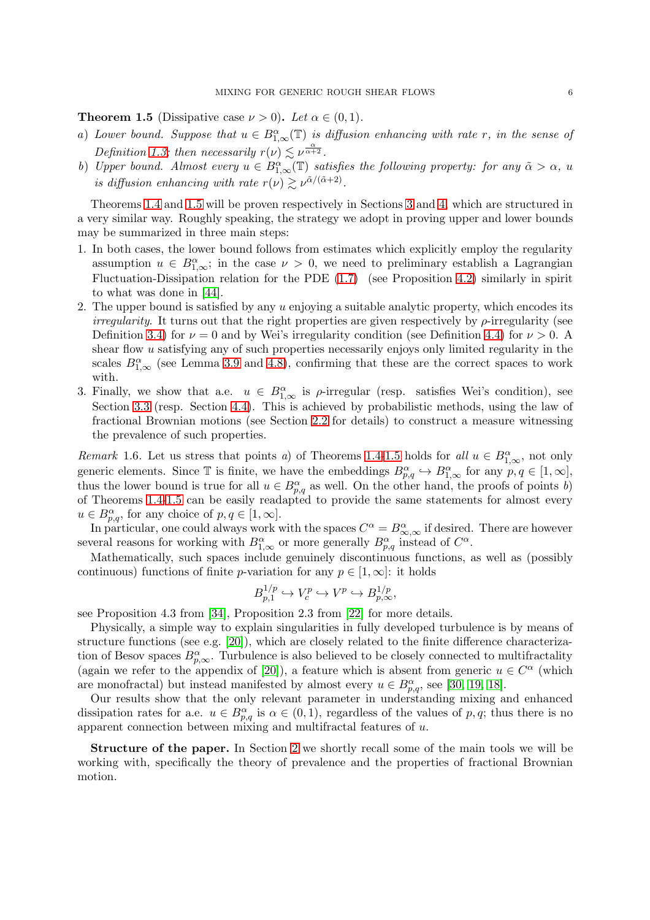**Theorem 1.5** (Dissipative case $\nu > 0$)**.** *Let $\alpha \in (0,1)$.*

*a) Lower bound. Suppose that $u \in B^{\alpha}_{1,\infty}(\mathbb{T})$ is diffusion enhancing with rate $r$, in the sense of Definition 1.3: then necessarily $r(\nu) \lesssim \nu^{\frac{\alpha}{\alpha+2}}$.*

*b) Upper bound. Almost every $u \in B^{\alpha}_{1,\infty}(\mathbb{T})$ satisfies the following property: for any $\tilde{\alpha} > \alpha$, $u$ is diffusion enhancing with rate $r(\nu) \gtrsim \nu^{\tilde{\alpha}/(\tilde{\alpha}+2)}$.*

Theorems 1.4 and 1.5 will be proven respectively in Sections 3 and 4, which are structured in a very similar way. Roughly speaking, the strategy we adopt in proving upper and lower bounds may be summarized in three main steps:

1. In both cases, the lower bound follows from estimates which explicitly employ the regularity assumption $u \in B^{\alpha}_{1,\infty}$; in the case $\nu > 0$, we need to preliminary establish a Lagrangian Fluctuation-Dissipation relation for the PDE (1.7) (see Proposition 4.2) similarly in spirit to what was done in [44].
2. The upper bound is satisfied by any $u$ enjoying a suitable analytic property, which encodes its *irregularity*. It turns out that the right properties are given respectively by $\rho$-irregularity (see Definition 3.4) for $\nu = 0$ and by Wei's irregularity condition (see Definition 4.4) for $\nu > 0$. A shear flow $u$ satisfying any of such properties necessarily enjoys only limited regularity in the scales $B^{\alpha}_{1,\infty}$ (see Lemma 3.9 and 4.8), confirming that these are the correct spaces to work with.
3. Finally, we show that a.e. $u \in B^{\alpha}_{1,\infty}$ is $\rho$-irregular (resp. satisfies Wei's condition), see Section 3.3 (resp. Section 4.4). This is achieved by probabilistic methods, using the law of fractional Brownian motions (see Section 2.2 for details) to construct a measure witnessing the prevalence of such properties.

*Remark* 1.6. Let us stress that points *a)* of Theorems 1.4-1.5 holds for *all* $u \in B^{\alpha}_{1,\infty}$, not only generic elements. Since $\mathbb{T}$ is finite, we have the embeddings $B^{\alpha}_{p,q} \hookrightarrow B^{\alpha}_{1,\infty}$ for any $p, q \in [1,\infty]$, thus the lower bound is true for all $u \in B^{\alpha}_{p,q}$ as well. On the other hand, the proofs of points *b)* of Theorems 1.4-1.5 can be easily readapted to provide the same statements for almost every $u \in B^{\alpha}_{p,q}$, for any choice of $p, q \in [1,\infty]$.

In particular, one could always work with the spaces $C^{\alpha} = B^{\alpha}_{\infty,\infty}$ if desired. There are however several reasons for working with $B^{\alpha}_{1,\infty}$ or more generally $B^{\alpha}_{p,q}$ instead of $C^{\alpha}$.

Mathematically, such spaces include genuinely discontinuous functions, as well as (possibly continuous) functions of finite $p$-variation for any $p \in [1,\infty]$: it holds

$$B^{1/p}_{p,1} \hookrightarrow V^p_c \hookrightarrow V^p \hookrightarrow B^{1/p}_{p,\infty},$$

see Proposition 4.3 from [34], Proposition 2.3 from [22] for more details.

Physically, a simple way to explain singularities in fully developed turbulence is by means of structure functions (see e.g. [20]), which are closely related to the finite difference characterization of Besov spaces $B^{\alpha}_{p,\infty}$. Turbulence is also believed to be closely connected to multifractality (again we refer to the appendix of [20]), a feature which is absent from generic $u \in C^{\alpha}$ (which are monofractal) but instead manifested by almost every $u \in B^{\alpha}_{p,q}$, see [30, 19, 18].

Our results show that the only relevant parameter in understanding mixing and enhanced dissipation rates for a.e. $u \in B^{\alpha}_{p,q}$ is $\alpha \in (0,1)$, regardless of the values of $p, q$; thus there is no apparent connection between mixing and multifractal features of $u$.

**Structure of the paper.** In Section 2 we shortly recall some of the main tools we will be working with, specifically the theory of prevalence and the properties of fractional Brownian motion.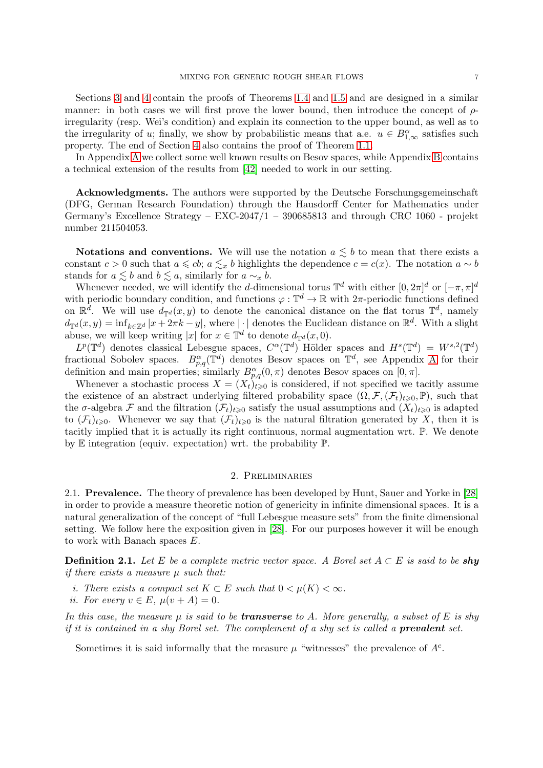Sections 3 and 4 contain the proofs of Theorems 1.4 and 1.5 and are designed in a similar manner: in both cases we will first prove the lower bound, then introduce the concept of $\rho$-irregularity (resp. Wei's condition) and explain its connection to the upper bound, as well as to the irregularity of $u$; finally, we show by probabilistic means that a.e. $u \in B^{\alpha}_{1,\infty}$ satisfies such property. The end of Section 4 also contains the proof of Theorem 1.1.

In Appendix A we collect some well known results on Besov spaces, while Appendix B contains a technical extension of the results from [42] needed to work in our setting.

**Acknowledgments.** The authors were supported by the Deutsche Forschungsgemeinschaft (DFG, German Research Foundation) through the Hausdorff Center for Mathematics under Germany's Excellence Strategy – EXC-2047/1 – 390685813 and through CRC 1060 - projekt number 211504053.

**Notations and conventions.** We will use the notation $a \lesssim b$ to mean that there exists a constant $c > 0$ such that $a \leqslant cb$; $a \lesssim_x b$ highlights the dependence $c = c(x)$. The notation $a \sim b$ stands for $a \lesssim b$ and $b \lesssim a$, similarly for $a \sim_x b$.

Whenever needed, we will identify the $d$-dimensional torus $\mathbb{T}^d$ with either $[0, 2\pi]^d$ or $[-\pi, \pi]^d$ with periodic boundary condition, and functions $\varphi : \mathbb{T}^d \to \mathbb{R}$ with $2\pi$-periodic functions defined on $\mathbb{R}^d$. We will use $d_{\mathbb{T}^d}(x, y)$ to denote the canonical distance on the flat torus $\mathbb{T}^d$, namely $d_{\mathbb{T}^d}(x, y) = \inf_{k\in\mathbb{Z}^d} |x + 2\pi k - y|$, where $|\cdot|$ denotes the Euclidean distance on $\mathbb{R}^d$. With a slight abuse, we will keep writing $|x|$ for $x \in \mathbb{T}^d$ to denote $d_{\mathbb{T}^d}(x, 0)$.

$L^p(\mathbb{T}^d)$ denotes classical Lebesgue spaces, $C^\alpha(\mathbb{T}^d)$ Hölder spaces and $H^s(\mathbb{T}^d) = W^{s,2}(\mathbb{T}^d)$ fractional Sobolev spaces. $B^{\alpha}_{p,q}(\mathbb{T}^d)$ denotes Besov spaces on $\mathbb{T}^d$, see Appendix A for their definition and main properties; similarly $B^{\alpha}_{p,q}(0, \pi)$ denotes Besov spaces on $[0, \pi]$.

Whenever a stochastic process $X = (X_t)_{t\geqslant 0}$ is considered, if not specified we tacitly assume the existence of an abstract underlying filtered probability space $(\Omega, \mathcal{F}, (\mathcal{F}_t)_{t\geqslant 0}, \mathbb{P})$, such that the $\sigma$-algebra $\mathcal{F}$ and the filtration $(\mathcal{F}_t)_{t\geqslant 0}$ satisfy the usual assumptions and $(X_t)_{t\geqslant 0}$ is adapted to $(\mathcal{F}_t)_{t\geqslant 0}$. Whenever we say that $(\mathcal{F}_t)_{t\geqslant 0}$ is the natural filtration generated by $X$, then it is tacitly implied that it is actually its right continuous, normal augmentation wrt. $\mathbb{P}$. We denote by $\mathbb{E}$ integration (equiv. expectation) wrt. the probability $\mathbb{P}$.

## 2. Preliminaries

**2.1. Prevalence.** The theory of prevalence has been developed by Hunt, Sauer and Yorke in [28] in order to provide a measure theoretic notion of genericity in infinite dimensional spaces. It is a natural generalization of the concept of "full Lebesgue measure sets" from the finite dimensional setting. We follow here the exposition given in [28]. For our purposes however it will be enough to work with Banach spaces $E$.

**Definition 2.1.** *Let $E$ be a complete metric vector space. A Borel set $A \subset E$ is said to be **shy** if there exists a measure $\mu$ such that:*

*i. There exists a compact set $K \subset E$ such that $0 < \mu(K) < \infty$.*
*ii. For every $v \in E$, $\mu(v + A) = 0$.*

*In this case, the measure $\mu$ is said to be **transverse** to $A$. More generally, a subset of $E$ is shy if it is contained in a shy Borel set. The complement of a shy set is called a **prevalent** set.*

Sometimes it is said informally that the measure $\mu$ "witnesses" the prevalence of $A^c$.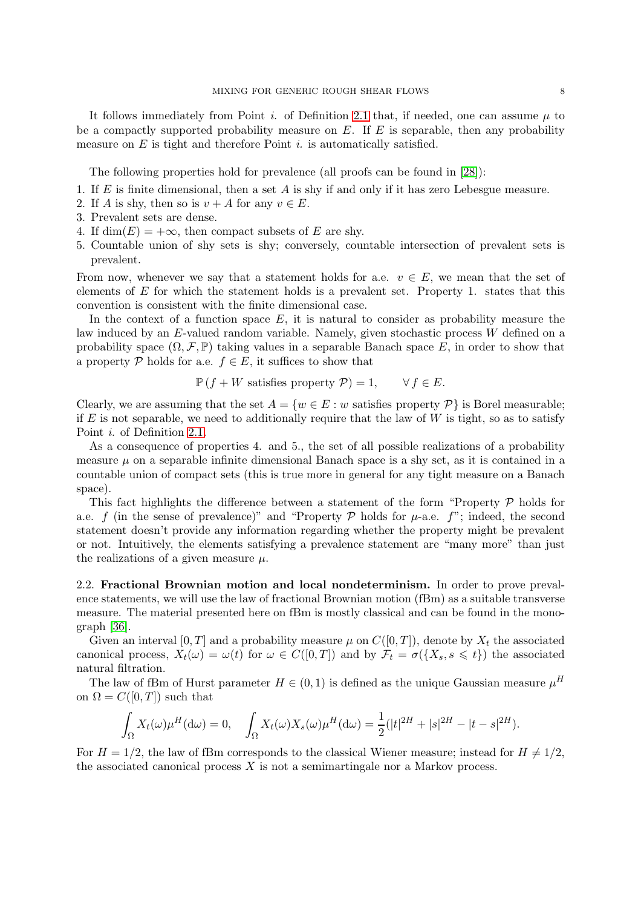It follows immediately from Point *i.* of Definition 2.1 that, if needed, one can assume $\mu$ to be a compactly supported probability measure on $E$. If $E$ is separable, then any probability measure on $E$ is tight and therefore Point *i.* is automatically satisfied.

The following properties hold for prevalence (all proofs can be found in [28]):

1. If $E$ is finite dimensional, then a set $A$ is shy if and only if it has zero Lebesgue measure.
2. If $A$ is shy, then so is $v + A$ for any $v \in E$.
3. Prevalent sets are dense.
4. If $\dim(E) = +\infty$, then compact subsets of $E$ are shy.
5. Countable union of shy sets is shy; conversely, countable intersection of prevalent sets is prevalent.

From now, whenever we say that a statement holds for a.e. $v \in E$, we mean that the set of elements of $E$ for which the statement holds is a prevalent set. Property 1. states that this convention is consistent with the finite dimensional case.

In the context of a function space $E$, it is natural to consider as probability measure the law induced by an $E$-valued random variable. Namely, given stochastic process $W$ defined on a probability space $(\Omega, \mathcal{F}, \mathbb{P})$ taking values in a separable Banach space $E$, in order to show that a property $\mathcal{P}$ holds for a.e. $f \in E$, it suffices to show that

$$\mathbb{P}\left(f + W \text{ satisfies property } \mathcal{P}\right) = 1, \qquad \forall\, f \in E.$$

Clearly, we are assuming that the set $A = \{w \in E : w \text{ satisfies property } \mathcal{P}\}$ is Borel measurable; if $E$ is not separable, we need to additionally require that the law of $W$ is tight, so as to satisfy Point *i.* of Definition 2.1.

As a consequence of properties 4. and 5., the set of all possible realizations of a probability measure $\mu$ on a separable infinite dimensional Banach space is a shy set, as it is contained in a countable union of compact sets (this is true more in general for any tight measure on a Banach space).

This fact highlights the difference between a statement of the form "Property $\mathcal{P}$ holds for a.e. $f$ (in the sense of prevalence)" and "Property $\mathcal{P}$ holds for $\mu$-a.e. $f$"; indeed, the second statement doesn't provide any information regarding whether the property might be prevalent or not. Intuitively, the elements satisfying a prevalence statement are "many more" than just the realizations of a given measure $\mu$.

2.2. **Fractional Brownian motion and local nondeterminism.** In order to prove prevalence statements, we will use the law of fractional Brownian motion (fBm) as a suitable transverse measure. The material presented here on fBm is mostly classical and can be found in the monograph [36].

Given an interval $[0, T]$ and a probability measure $\mu$ on $C([0, T])$, denote by $X_t$ the associated canonical process, $X_t(\omega) = \omega(t)$ for $\omega \in C([0, T])$ and by $\mathcal{F}_t = \sigma(\{X_s, s \leqslant t\})$ the associated natural filtration.

The law of fBm of Hurst parameter $H \in (0, 1)$ is defined as the unique Gaussian measure $\mu^H$ on $\Omega = C([0, T])$ such that

$$\int_\Omega X_t(\omega)\mu^H(\mathrm{d}\omega) = 0, \quad \int_\Omega X_t(\omega)X_s(\omega)\mu^H(\mathrm{d}\omega) = \frac{1}{2}(|t|^{2H} + |s|^{2H} - |t-s|^{2H}).$$

For $H = 1/2$, the law of fBm corresponds to the classical Wiener measure; instead for $H \neq 1/2$, the associated canonical process $X$ is not a semimartingale nor a Markov process.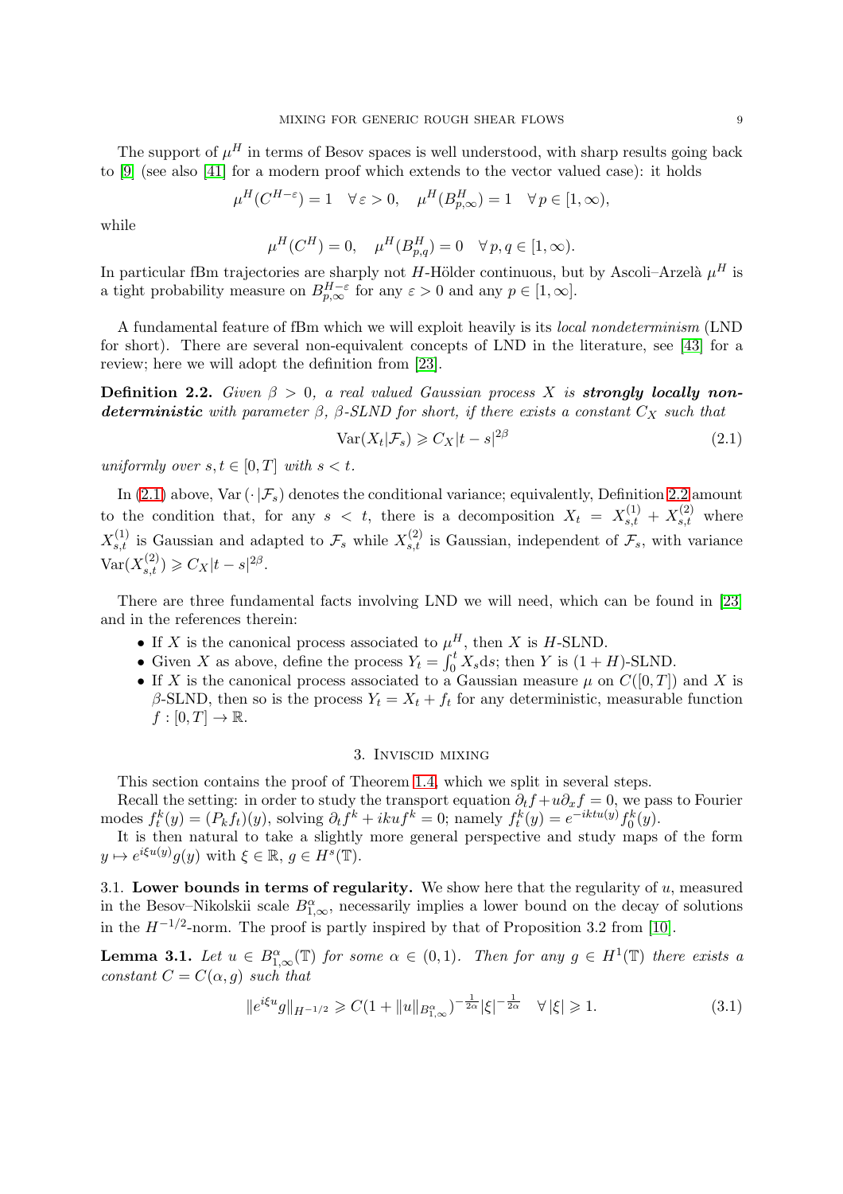The support of $\mu^H$ in terms of Besov spaces is well understood, with sharp results going back to [9] (see also [41] for a modern proof which extends to the vector valued case): it holds

$$\mu^H(C^{H-\varepsilon}) = 1 \quad \forall\, \varepsilon > 0, \quad \mu^H(B^H_{p,\infty}) = 1 \quad \forall\, p \in [1,\infty),$$

while

$$\mu^H(C^H) = 0, \quad \mu^H(B^H_{p,q}) = 0 \quad \forall\, p,q \in [1,\infty).$$

In particular fBm trajectories are sharply not $H$-Hölder continuous, but by Ascoli–Arzelà $\mu^H$ is a tight probability measure on $B^{H-\varepsilon}_{p,\infty}$ for any $\varepsilon > 0$ and any $p \in [1,\infty]$.

A fundamental feature of fBm which we will exploit heavily is its *local nondeterminism* (LND for short). There are several non-equivalent concepts of LND in the literature, see [43] for a review; here we will adopt the definition from [23].

**Definition 2.2.** *Given $\beta > 0$, a real valued Gaussian process $X$ is* ***strongly locally non-deterministic*** *with parameter $\beta$, $\beta$-SLND for short, if there exists a constant $C_X$ such that*

$$\operatorname{Var}(X_t|\mathcal{F}_s) \geqslant C_X |t-s|^{2\beta} \tag{2.1}$$

*uniformly over $s,t \in [0,T]$ with $s < t$.*

In (2.1) above, $\operatorname{Var}(\cdot|\mathcal{F}_s)$ denotes the conditional variance; equivalently, Definition 2.2 amount to the condition that, for any $s < t$, there is a decomposition $X_t = X^{(1)}_{s,t} + X^{(2)}_{s,t}$ where $X^{(1)}_{s,t}$ is Gaussian and adapted to $\mathcal{F}_s$ while $X^{(2)}_{s,t}$ is Gaussian, independent of $\mathcal{F}_s$, with variance $\operatorname{Var}(X^{(2)}_{s,t}) \geqslant C_X|t-s|^{2\beta}$.

There are three fundamental facts involving LND we will need, which can be found in [23] and in the references therein:

- If $X$ is the canonical process associated to $\mu^H$, then $X$ is $H$-SLND.
- Given $X$ as above, define the process $Y_t = \int_0^t X_s \mathrm{d}s$; then $Y$ is $(1+H)$-SLND.
- If $X$ is the canonical process associated to a Gaussian measure $\mu$ on $C([0,T])$ and $X$ is $\beta$-SLND, then so is the process $Y_t = X_t + f_t$ for any deterministic, measurable function $f : [0,T] \to \mathbb{R}$.

## 3. Inviscid mixing

This section contains the proof of Theorem 1.4, which we split in several steps.

Recall the setting: in order to study the transport equation $\partial_t f + u\partial_x f = 0$, we pass to Fourier modes $f^k_t(y) = (P_k f_t)(y)$, solving $\partial_t f^k + iku f^k = 0$; namely $f^k_t(y) = e^{-iktu(y)} f^k_0(y)$.

It is then natural to take a slightly more general perspective and study maps of the form $y \mapsto e^{i\xi u(y)} g(y)$ with $\xi \in \mathbb{R}$, $g \in H^s(\mathbb{T})$.

### 3.1. Lower bounds in terms of regularity.

We show here that the regularity of $u$, measured in the Besov–Nikolskii scale $B^\alpha_{1,\infty}$, necessarily implies a lower bound on the decay of solutions in the $H^{-1/2}$-norm. The proof is partly inspired by that of Proposition 3.2 from [10].

**Lemma 3.1.** *Let $u \in B^\alpha_{1,\infty}(\mathbb{T})$ for some $\alpha \in (0,1)$. Then for any $g \in H^1(\mathbb{T})$ there exists a constant $C = C(\alpha, g)$ such that*

$$\|e^{i\xi u} g\|_{H^{-1/2}} \geqslant C(1 + \|u\|_{B^\alpha_{1,\infty}})^{-\frac{1}{2\alpha}} |\xi|^{-\frac{1}{2\alpha}} \quad \forall\, |\xi| \geqslant 1. \tag{3.1}$$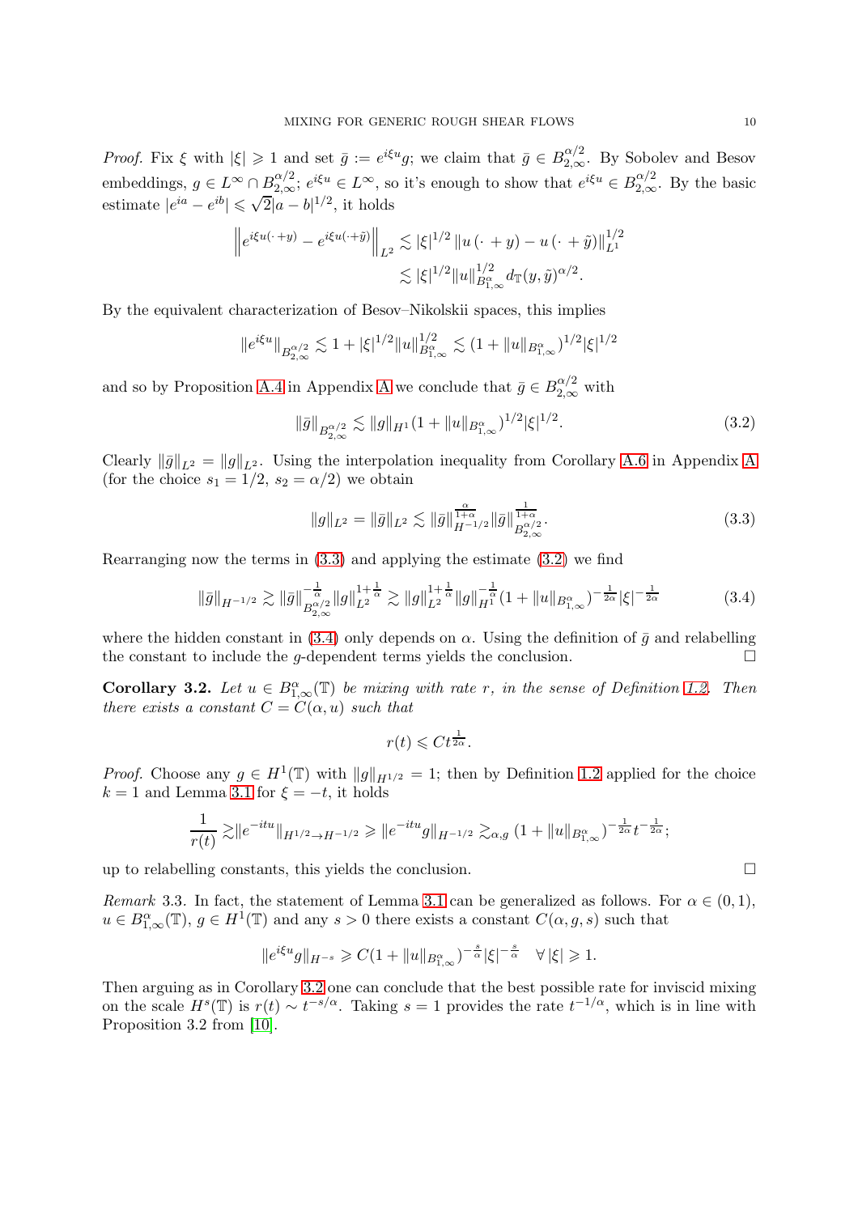*Proof.* Fix $\xi$ with $|\xi| \geqslant 1$ and set $\bar{g} := e^{i\xi u} g$; we claim that $\bar{g} \in B^{\alpha/2}_{2,\infty}$. By Sobolev and Besov embeddings, $g \in L^\infty \cap B^{\alpha/2}_{2,\infty}$; $e^{i\xi u} \in L^\infty$, so it's enough to show that $e^{i\xi u} \in B^{\alpha/2}_{2,\infty}$. By the basic estimate $|e^{ia} - e^{ib}| \leqslant \sqrt{2}|a-b|^{1/2}$, it holds

$$\left\| e^{i\xi u(\cdot+y)} - e^{i\xi u(\cdot+\tilde{y})} \right\|_{L^2} \lesssim |\xi|^{1/2} \left\| u(\cdot+y) - u(\cdot+\tilde{y}) \right\|_{L^1}^{1/2}$$
$$\lesssim |\xi|^{1/2} \|u\|_{B^\alpha_{1,\infty}}^{1/2} d_{\mathbb{T}}(y,\tilde{y})^{\alpha/2}.$$

By the equivalent characterization of Besov–Nikolskii spaces, this implies

$$\|e^{i\xi u}\|_{B^{\alpha/2}_{2,\infty}} \lesssim 1 + |\xi|^{1/2} \|u\|_{B^\alpha_{1,\infty}}^{1/2} \lesssim (1 + \|u\|_{B^\alpha_{1,\infty}})^{1/2} |\xi|^{1/2}$$

and so by Proposition A.4 in Appendix A we conclude that $\bar{g} \in B^{\alpha/2}_{2,\infty}$ with

$$\|\bar{g}\|_{B^{\alpha/2}_{2,\infty}} \lesssim \|g\|_{H^1} (1 + \|u\|_{B^\alpha_{1,\infty}})^{1/2} |\xi|^{1/2}. \tag{3.2}$$

Clearly $\|\bar{g}\|_{L^2} = \|g\|_{L^2}$. Using the interpolation inequality from Corollary A.6 in Appendix A (for the choice $s_1 = 1/2$, $s_2 = \alpha/2$) we obtain

$$\|g\|_{L^2} = \|\bar{g}\|_{L^2} \lesssim \|\bar{g}\|_{H^{-1/2}}^{\frac{\alpha}{1+\alpha}} \|\bar{g}\|_{B^{\alpha/2}_{2,\infty}}^{\frac{1}{1+\alpha}}. \tag{3.3}$$

Rearranging now the terms in (3.3) and applying the estimate (3.2) we find

$$\|\bar{g}\|_{H^{-1/2}} \gtrsim \|\bar{g}\|_{B^{\alpha/2}_{2,\infty}}^{-\frac{1}{\alpha}} \|g\|_{L^2}^{1+\frac{1}{\alpha}} \gtrsim \|g\|_{L^2}^{1+\frac{1}{\alpha}} \|g\|_{H^1}^{-\frac{1}{\alpha}} (1 + \|u\|_{B^\alpha_{1,\infty}})^{-\frac{1}{2\alpha}} |\xi|^{-\frac{1}{2\alpha}} \tag{3.4}$$

where the hidden constant in (3.4) only depends on $\alpha$. Using the definition of $\bar{g}$ and relabelling the constant to include the $g$-dependent terms yields the conclusion. $\square$

**Corollary 3.2.** *Let $u \in B^\alpha_{1,\infty}(\mathbb{T})$ be mixing with rate $r$, in the sense of Definition 1.2. Then there exists a constant $C = C(\alpha, u)$ such that*

$$r(t) \leqslant C t^{\frac{1}{2\alpha}}.$$

*Proof.* Choose any $g \in H^1(\mathbb{T})$ with $\|g\|_{H^{1/2}} = 1$; then by Definition 1.2 applied for the choice $k = 1$ and Lemma 3.1 for $\xi = -t$, it holds

$$\frac{1}{r(t)} \gtrsim \|e^{-itu}\|_{H^{1/2} \to H^{-1/2}} \geqslant \|e^{-itu} g\|_{H^{-1/2}} \gtrsim_{\alpha,g} (1 + \|u\|_{B^\alpha_{1,\infty}})^{-\frac{1}{2\alpha}} t^{-\frac{1}{2\alpha}};$$

up to relabelling constants, this yields the conclusion. $\square$

*Remark* 3.3. In fact, the statement of Lemma 3.1 can be generalized as follows. For $\alpha \in (0,1)$, $u \in B^\alpha_{1,\infty}(\mathbb{T})$, $g \in H^1(\mathbb{T})$ and any $s > 0$ there exists a constant $C(\alpha, g, s)$ such that

$$\|e^{i\xi u} g\|_{H^{-s}} \geqslant C (1 + \|u\|_{B^\alpha_{1,\infty}})^{-\frac{s}{\alpha}} |\xi|^{-\frac{s}{\alpha}} \quad \forall\, |\xi| \geqslant 1.$$

Then arguing as in Corollary 3.2 one can conclude that the best possible rate for inviscid mixing on the scale $H^s(\mathbb{T})$ is $r(t) \sim t^{-s/\alpha}$. Taking $s = 1$ provides the rate $t^{-1/\alpha}$, which is in line with Proposition 3.2 from [10].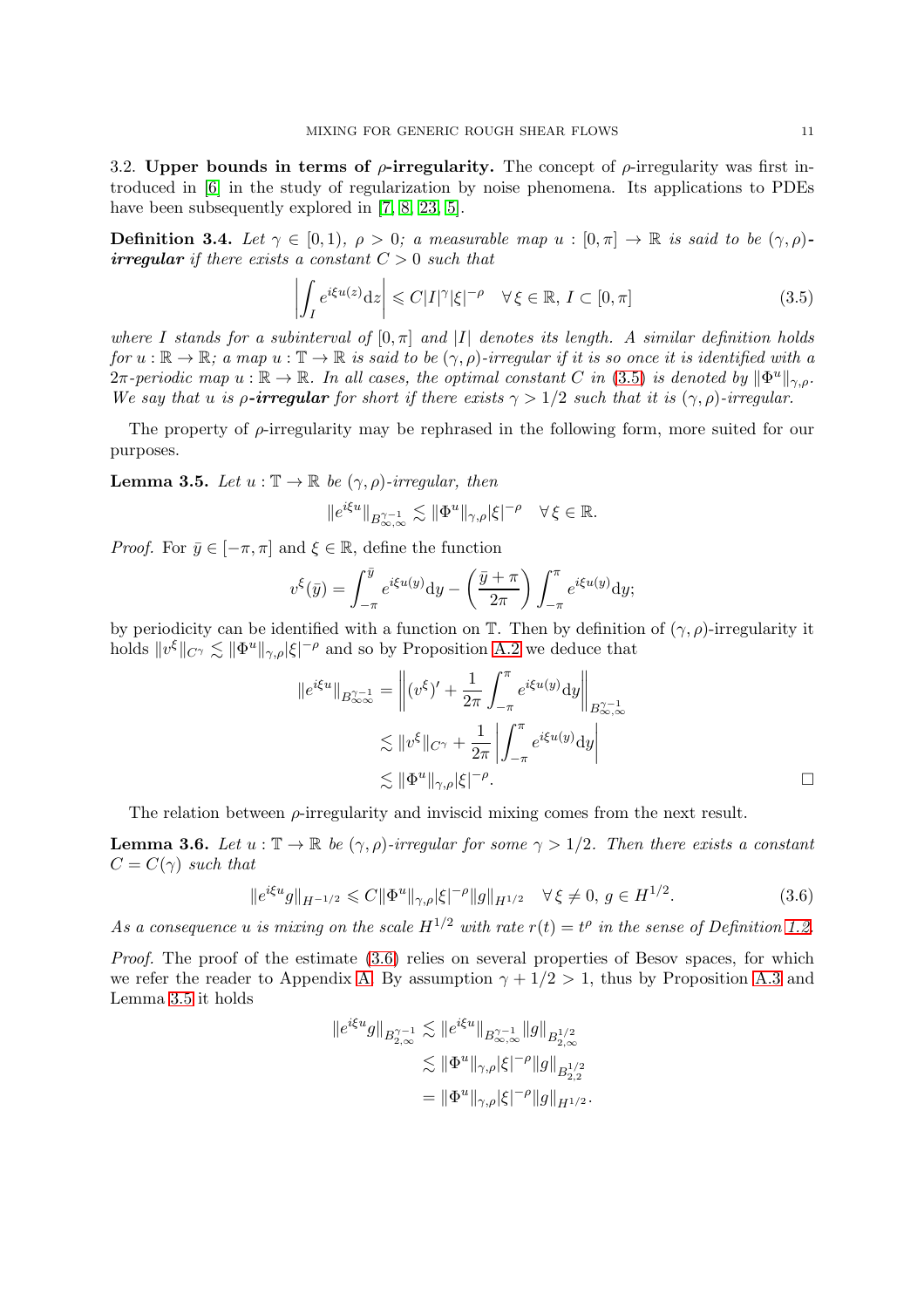3.2. **Upper bounds in terms of $\rho$-irregularity.** The concept of $\rho$-irregularity was first introduced in [6] in the study of regularization by noise phenomena. Its applications to PDEs have been subsequently explored in [7, 8, 23, 5].

**Definition 3.4.** *Let $\gamma \in [0,1)$, $\rho > 0$; a measurable map $u : [0,\pi] \to \mathbb{R}$ is said to be $(\gamma,\rho)$-**irregular** if there exists a constant $C > 0$ such that*

$$\left| \int_I e^{i\xi u(z)} \mathrm{d}z \right| \leqslant C |I|^\gamma |\xi|^{-\rho} \quad \forall \xi \in \mathbb{R},\, I \subset [0,\pi] \tag{3.5}$$

*where $I$ stands for a subinterval of $[0,\pi]$ and $|I|$ denotes its length. A similar definition holds for $u : \mathbb{R} \to \mathbb{R}$; a map $u : \mathbb{T} \to \mathbb{R}$ is said to be $(\gamma,\rho)$-irregular if it is so once it is identified with a $2\pi$-periodic map $u : \mathbb{R} \to \mathbb{R}$. In all cases, the optimal constant $C$ in (3.5) is denoted by $\|\Phi^u\|_{\gamma,\rho}$. We say that $u$ is $\rho$-**irregular** for short if there exists $\gamma > 1/2$ such that it is $(\gamma,\rho)$-irregular.*

The property of $\rho$-irregularity may be rephrased in the following form, more suited for our purposes.

**Lemma 3.5.** *Let $u : \mathbb{T} \to \mathbb{R}$ be $(\gamma,\rho)$-irregular, then*

$$\|e^{i\xi u}\|_{B^{\gamma-1}_{\infty,\infty}} \lesssim \|\Phi^u\|_{\gamma,\rho} |\xi|^{-\rho} \quad \forall \xi \in \mathbb{R}.$$

*Proof.* For $\bar y \in [-\pi,\pi]$ and $\xi \in \mathbb{R}$, define the function

$$v^\xi(\bar y) = \int_{-\pi}^{\bar y} e^{i\xi u(y)} \mathrm{d}y - \left( \frac{\bar y + \pi}{2\pi} \right) \int_{-\pi}^{\pi} e^{i\xi u(y)} \mathrm{d}y;$$

by periodicity can be identified with a function on $\mathbb{T}$. Then by definition of $(\gamma,\rho)$-irregularity it holds $\|v^\xi\|_{C^\gamma} \lesssim \|\Phi^u\|_{\gamma,\rho} |\xi|^{-\rho}$ and so by Proposition A.2 we deduce that

$$\begin{aligned}
\|e^{i\xi u}\|_{B^{\gamma-1}_{\infty\infty}} &= \left\| (v^\xi)' + \frac{1}{2\pi} \int_{-\pi}^{\pi} e^{i\xi u(y)} \mathrm{d}y \right\|_{B^{\gamma-1}_{\infty,\infty}} \\
&\lesssim \|v^\xi\|_{C^\gamma} + \frac{1}{2\pi} \left| \int_{-\pi}^{\pi} e^{i\xi u(y)} \mathrm{d}y \right| \\
&\lesssim \|\Phi^u\|_{\gamma,\rho} |\xi|^{-\rho}.
\end{aligned}$$

□

The relation between $\rho$-irregularity and inviscid mixing comes from the next result.

**Lemma 3.6.** *Let $u : \mathbb{T} \to \mathbb{R}$ be $(\gamma,\rho)$-irregular for some $\gamma > 1/2$. Then there exists a constant $C = C(\gamma)$ such that*

$$\|e^{i\xi u} g\|_{H^{-1/2}} \leqslant C \|\Phi^u\|_{\gamma,\rho} |\xi|^{-\rho} \|g\|_{H^{1/2}} \quad \forall \xi \neq 0,\, g \in H^{1/2}. \tag{3.6}$$

*As a consequence $u$ is mixing on the scale $H^{1/2}$ with rate $r(t) = t^\rho$ in the sense of Definition 1.2.*

*Proof.* The proof of the estimate (3.6) relies on several properties of Besov spaces, for which we refer the reader to Appendix A. By assumption $\gamma + 1/2 > 1$, thus by Proposition A.3 and Lemma 3.5 it holds

$$\begin{aligned}
\|e^{i\xi u} g\|_{B^{\gamma-1}_{2,\infty}} &\lesssim \|e^{i\xi u}\|_{B^{\gamma-1}_{\infty,\infty}} \|g\|_{B^{1/2}_{2,\infty}} \\
&\lesssim \|\Phi^u\|_{\gamma,\rho} |\xi|^{-\rho} \|g\|_{B^{1/2}_{2,2}} \\
&= \|\Phi^u\|_{\gamma,\rho} |\xi|^{-\rho} \|g\|_{H^{1/2}}.
\end{aligned}$$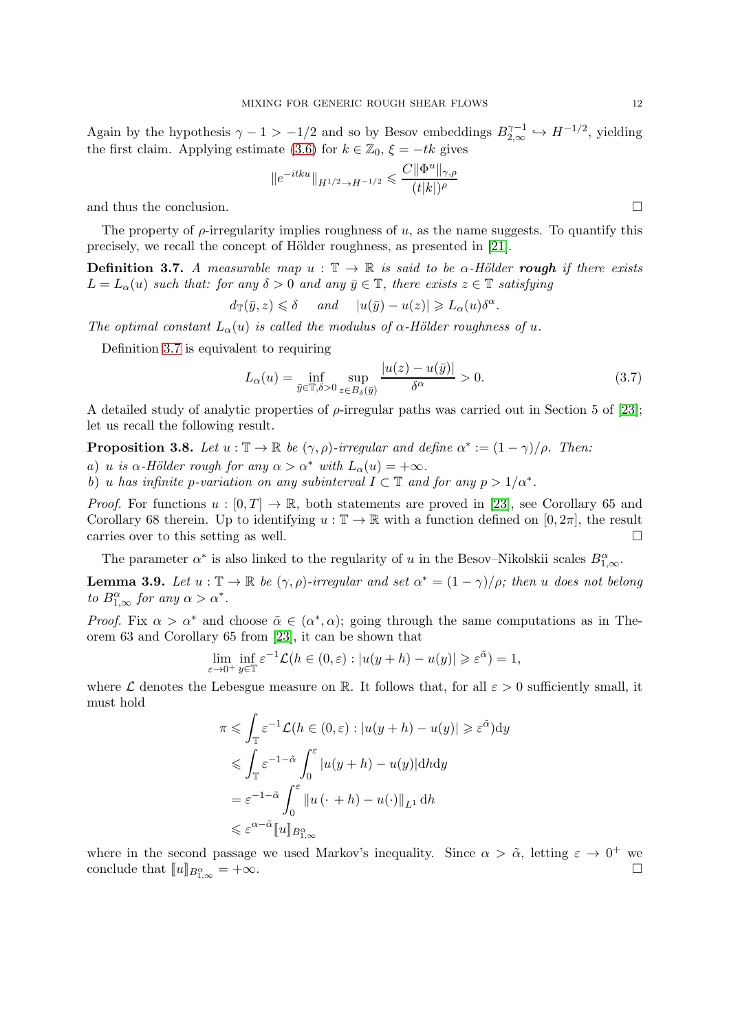Again by the hypothesis $\gamma - 1 > -1/2$ and so by Besov embeddings $B^{\gamma-1}_{2,\infty} \hookrightarrow H^{-1/2}$, yielding the first claim. Applying estimate (3.6) for $k \in \mathbb{Z}_0$, $\xi = -tk$ gives

$$\|e^{-itku}\|_{H^{1/2}\to H^{-1/2}} \leqslant \frac{C\|\Phi^u\|_{\gamma,\rho}}{(t|k|)^\rho}$$

and thus the conclusion. $\square$

The property of $\rho$-irregularity implies roughness of $u$, as the name suggests. To quantify this precisely, we recall the concept of Hölder roughness, as presented in [21].

**Definition 3.7.** *A measurable map $u : \mathbb{T} \to \mathbb{R}$ is said to be $\alpha$-Hölder **rough** if there exists $L = L_\alpha(u)$ such that: for any $\delta > 0$ and any $\bar{y} \in \mathbb{T}$, there exists $z \in \mathbb{T}$ satisfying*

$$d_{\mathbb{T}}(\bar{y}, z) \leqslant \delta \quad \text{ and } \quad |u(\bar{y}) - u(z)| \geqslant L_\alpha(u)\delta^\alpha.$$

*The optimal constant $L_\alpha(u)$ is called the modulus of $\alpha$-Hölder roughness of $u$.*

Definition 3.7 is equivalent to requiring

$$L_\alpha(u) = \inf_{\bar{y}\in\mathbb{T},\delta>0} \sup_{z\in B_\delta(\bar{y})} \frac{|u(z) - u(\bar{y})|}{\delta^\alpha} > 0. \tag{3.7}$$

A detailed study of analytic properties of $\rho$-irregular paths was carried out in Section 5 of [23]; let us recall the following result.

**Proposition 3.8.** *Let $u : \mathbb{T} \to \mathbb{R}$ be $(\gamma, \rho)$-irregular and define $\alpha^* := (1 - \gamma)/\rho$. Then:*
*a) $u$ is $\alpha$-Hölder rough for any $\alpha > \alpha^*$ with $L_\alpha(u) = +\infty$.*
*b) $u$ has infinite $p$-variation on any subinterval $I \subset \mathbb{T}$ and for any $p > 1/\alpha^*$.*

*Proof.* For functions $u : [0, T] \to \mathbb{R}$, both statements are proved in [23], see Corollary 65 and Corollary 68 therein. Up to identifying $u : \mathbb{T} \to \mathbb{R}$ with a function defined on $[0, 2\pi]$, the result carries over to this setting as well. $\square$

The parameter $\alpha^*$ is also linked to the regularity of $u$ in the Besov–Nikolskii scales $B^\alpha_{1,\infty}$.

**Lemma 3.9.** *Let $u : \mathbb{T} \to \mathbb{R}$ be $(\gamma, \rho)$-irregular and set $\alpha^* = (1 - \gamma)/\rho$; then $u$ does not belong to $B^\alpha_{1,\infty}$ for any $\alpha > \alpha^*$.*

*Proof.* Fix $\alpha > \alpha^*$ and choose $\tilde{\alpha} \in (\alpha^*, \alpha)$; going through the same computations as in Theorem 63 and Corollary 65 from [23], it can be shown that

$$\lim_{\varepsilon\to0^+} \inf_{y\in\mathbb{T}} \varepsilon^{-1}\mathcal{L}(h \in (0, \varepsilon) : |u(y + h) - u(y)| \geqslant \varepsilon^{\tilde{\alpha}}) = 1,$$

where $\mathcal{L}$ denotes the Lebesgue measure on $\mathbb{R}$. It follows that, for all $\varepsilon > 0$ sufficiently small, it must hold

$$\begin{aligned}
\pi &\leqslant \int_{\mathbb{T}} \varepsilon^{-1}\mathcal{L}(h \in (0, \varepsilon) : |u(y + h) - u(y)| \geqslant \varepsilon^{\tilde{\alpha}})\mathrm{d}y \\
&\leqslant \int_{\mathbb{T}} \varepsilon^{-1-\tilde{\alpha}} \int_0^\varepsilon |u(y + h) - u(y)|\mathrm{d}h\mathrm{d}y \\
&= \varepsilon^{-1-\tilde{\alpha}} \int_0^\varepsilon \|u(\cdot + h) - u(\cdot)\|_{L^1} \,\mathrm{d}h \\
&\leqslant \varepsilon^{\alpha-\tilde{\alpha}} [\![u]\!]_{B^\alpha_{1,\infty}}
\end{aligned}$$

where in the second passage we used Markov's inequality. Since $\alpha > \tilde{\alpha}$, letting $\varepsilon \to 0^+$ we conclude that $[\![u]\!]_{B^\alpha_{1,\infty}} = +\infty$. $\square$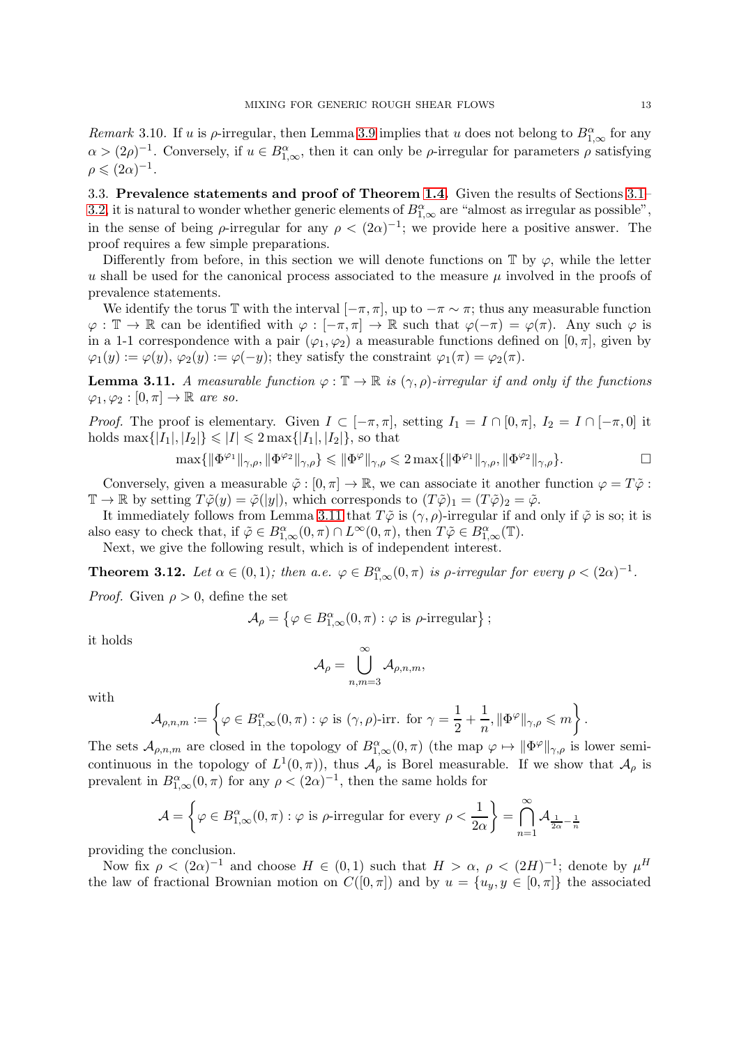*Remark* 3.10. If $u$ is $\rho$-irregular, then Lemma 3.9 implies that $u$ does not belong to $B^{\alpha}_{1,\infty}$ for any $\alpha > (2\rho)^{-1}$. Conversely, if $u \in B^{\alpha}_{1,\infty}$, then it can only be $\rho$-irregular for parameters $\rho$ satisfying $\rho \leqslant (2\alpha)^{-1}$.

3.3. **Prevalence statements and proof of Theorem 1.4.** Given the results of Sections 3.1–3.2, it is natural to wonder whether generic elements of $B^{\alpha}_{1,\infty}$ are "almost as irregular as possible", in the sense of being $\rho$-irregular for any $\rho < (2\alpha)^{-1}$; we provide here a positive answer. The proof requires a few simple preparations.

Differently from before, in this section we will denote functions on $\mathbb{T}$ by $\varphi$, while the letter $u$ shall be used for the canonical process associated to the measure $\mu$ involved in the proofs of prevalence statements.

We identify the torus $\mathbb{T}$ with the interval $[-\pi, \pi]$, up to $-\pi \sim \pi$; thus any measurable function $\varphi : \mathbb{T} \to \mathbb{R}$ can be identified with $\varphi : [-\pi, \pi] \to \mathbb{R}$ such that $\varphi(-\pi) = \varphi(\pi)$. Any such $\varphi$ is in a 1-1 correspondence with a pair $(\varphi_1, \varphi_2)$ a measurable functions defined on $[0, \pi]$, given by $\varphi_1(y) := \varphi(y)$, $\varphi_2(y) := \varphi(-y)$; they satisfy the constraint $\varphi_1(\pi) = \varphi_2(\pi)$.

**Lemma 3.11.** *A measurable function $\varphi : \mathbb{T} \to \mathbb{R}$ is $(\gamma, \rho)$-irregular if and only if the functions $\varphi_1, \varphi_2 : [0, \pi] \to \mathbb{R}$ are so.*

*Proof.* The proof is elementary. Given $I \subset [-\pi, \pi]$, setting $I_1 = I \cap [0, \pi]$, $I_2 = I \cap [-\pi, 0]$ it holds $\max\{|I_1|, |I_2|\} \leqslant |I| \leqslant 2 \max\{|I_1|, |I_2|\}$, so that

$$\max\{\|\Phi^{\varphi_1}\|_{\gamma,\rho}, \|\Phi^{\varphi_2}\|_{\gamma,\rho}\} \leqslant \|\Phi^{\varphi}\|_{\gamma,\rho} \leqslant 2 \max\{\|\Phi^{\varphi_1}\|_{\gamma,\rho}, \|\Phi^{\varphi_2}\|_{\gamma,\rho}\}. \qquad \square$$

Conversely, given a measurable $\tilde{\varphi} : [0, \pi] \to \mathbb{R}$, we can associate it another function $\varphi = T\tilde{\varphi} : \mathbb{T} \to \mathbb{R}$ by setting $T\tilde{\varphi}(y) = \tilde{\varphi}(|y|)$, which corresponds to $(T\tilde{\varphi})_1 = (T\tilde{\varphi})_2 = \tilde{\varphi}$.

It immediately follows from Lemma 3.11 that $T\tilde{\varphi}$ is $(\gamma, \rho)$-irregular if and only if $\tilde{\varphi}$ is so; it is also easy to check that, if $\tilde{\varphi} \in B^{\alpha}_{1,\infty}(0, \pi) \cap L^{\infty}(0, \pi)$, then $T\tilde{\varphi} \in B^{\alpha}_{1,\infty}(\mathbb{T})$.

Next, we give the following result, which is of independent interest.

**Theorem 3.12.** *Let $\alpha \in (0, 1)$; then a.e. $\varphi \in B^{\alpha}_{1,\infty}(0, \pi)$ is $\rho$-irregular for every $\rho < (2\alpha)^{-1}$.*

*Proof.* Given $\rho > 0$, define the set

$$\mathcal{A}_{\rho} = \left\{\varphi \in B^{\alpha}_{1,\infty}(0, \pi) : \varphi \text{ is } \rho\text{-irregular}\right\};$$

it holds

$$\mathcal{A}_{\rho} = \bigcup_{n,m=3}^{\infty} \mathcal{A}_{\rho,n,m},$$

with

$$\mathcal{A}_{\rho,n,m} := \left\{\varphi \in B^{\alpha}_{1,\infty}(0, \pi) : \varphi \text{ is } (\gamma, \rho)\text{-irr. for } \gamma = \frac{1}{2} + \frac{1}{n}, \|\Phi^{\varphi}\|_{\gamma,\rho} \leqslant m\right\}.$$

The sets $\mathcal{A}_{\rho,n,m}$ are closed in the topology of $B^{\alpha}_{1,\infty}(0, \pi)$ (the map $\varphi \mapsto \|\Phi^{\varphi}\|_{\gamma,\rho}$ is lower semi-continuous in the topology of $L^1(0, \pi)$), thus $\mathcal{A}_{\rho}$ is Borel measurable. If we show that $\mathcal{A}_{\rho}$ is prevalent in $B^{\alpha}_{1,\infty}(0, \pi)$ for any $\rho < (2\alpha)^{-1}$, then the same holds for

$$\mathcal{A} = \left\{\varphi \in B^{\alpha}_{1,\infty}(0, \pi) : \varphi \text{ is } \rho\text{-irregular for every } \rho < \frac{1}{2\alpha}\right\} = \bigcap_{n=1}^{\infty} \mathcal{A}_{\frac{1}{2\alpha} - \frac{1}{n}}$$

providing the conclusion.

Now fix $\rho < (2\alpha)^{-1}$ and choose $H \in (0, 1)$ such that $H > \alpha$, $\rho < (2H)^{-1}$; denote by $\mu^H$ the law of fractional Brownian motion on $C([0, \pi])$ and by $u = \{u_y, y \in [0, \pi]\}$ the associated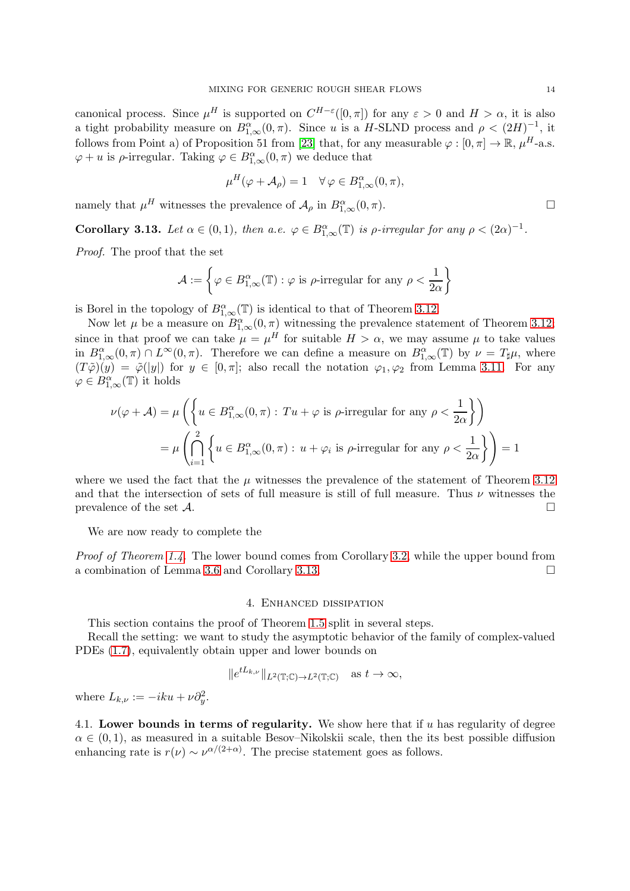canonical process. Since $\mu^H$ is supported on $C^{H-\varepsilon}([0,\pi])$ for any $\varepsilon > 0$ and $H > \alpha$, it is also a tight probability measure on $B^\alpha_{1,\infty}(0,\pi)$. Since $u$ is a $H$-SLND process and $\rho < (2H)^{-1}$, it follows from Point a) of Proposition 51 from [23] that, for any measurable $\varphi : [0,\pi] \to \mathbb{R}$, $\mu^H$-a.s. $\varphi + u$ is $\rho$-irregular. Taking $\varphi \in B^\alpha_{1,\infty}(0,\pi)$ we deduce that

$$\mu^H(\varphi + \mathcal{A}_\rho) = 1 \quad \forall \, \varphi \in B^\alpha_{1,\infty}(0,\pi),$$

namely that $\mu^H$ witnesses the prevalence of $\mathcal{A}_\rho$ in $B^\alpha_{1,\infty}(0,\pi)$. □

**Corollary 3.13.** *Let $\alpha \in (0,1)$, then a.e. $\varphi \in B^\alpha_{1,\infty}(\mathbb{T})$ is $\rho$-irregular for any $\rho < (2\alpha)^{-1}$.*

*Proof.* The proof that the set

$$\mathcal{A} := \left\{ \varphi \in B^\alpha_{1,\infty}(\mathbb{T}) : \varphi \text{ is } \rho\text{-irregular for any } \rho < \frac{1}{2\alpha} \right\}$$

is Borel in the topology of $B^\alpha_{1,\infty}(\mathbb{T})$ is identical to that of Theorem 3.12.

Now let $\mu$ be a measure on $B^\alpha_{1,\infty}(0,\pi)$ witnessing the prevalence statement of Theorem 3.12; since in that proof we can take $\mu = \mu^H$ for suitable $H > \alpha$, we may assume $\mu$ to take values in $B^\alpha_{1,\infty}(0,\pi) \cap L^\infty(0,\pi)$. Therefore we can define a measure on $B^\alpha_{1,\infty}(\mathbb{T})$ by $\nu = T_\sharp \mu$, where $(T\tilde{\varphi})(y) = \tilde{\varphi}(|y|)$ for $y \in [0,\pi]$; also recall the notation $\varphi_1, \varphi_2$ from Lemma 3.11. For any $\varphi \in B^\alpha_{1,\infty}(\mathbb{T})$ it holds

$$\begin{aligned}
\nu(\varphi + \mathcal{A}) &= \mu\left( \left\{ u \in B^\alpha_{1,\infty}(0,\pi) : Tu + \varphi \text{ is } \rho\text{-irregular for any } \rho < \frac{1}{2\alpha} \right\} \right) \\
&= \mu\left( \bigcap_{i=1}^2 \left\{ u \in B^\alpha_{1,\infty}(0,\pi) : u + \varphi_i \text{ is } \rho\text{-irregular for any } \rho < \frac{1}{2\alpha} \right\} \right) = 1
\end{aligned}$$

where we used the fact that the $\mu$ witnesses the prevalence of the statement of Theorem 3.12 and that the intersection of sets of full measure is still of full measure. Thus $\nu$ witnesses the prevalence of the set $\mathcal{A}$. □

We are now ready to complete the

*Proof of Theorem 1.4.* The lower bound comes from Corollary 3.2, while the upper bound from a combination of Lemma 3.6 and Corollary 3.13. □

## 4. Enhanced dissipation

This section contains the proof of Theorem 1.5 split in several steps.

Recall the setting: we want to study the asymptotic behavior of the family of complex-valued PDEs (1.7), equivalently obtain upper and lower bounds on

$$\|e^{tL_{k,\nu}}\|_{L^2(\mathbb{T};\mathbb{C}) \to L^2(\mathbb{T};\mathbb{C})} \quad \text{as } t \to \infty,$$

where $L_{k,\nu} := -iku + \nu \partial_y^2$.

### 4.1. Lower bounds in terms of regularity.

We show here that if $u$ has regularity of degree $\alpha \in (0,1)$, as measured in a suitable Besov–Nikolskii scale, then the its best possible diffusion enhancing rate is $r(\nu) \sim \nu^{\alpha/(2+\alpha)}$. The precise statement goes as follows.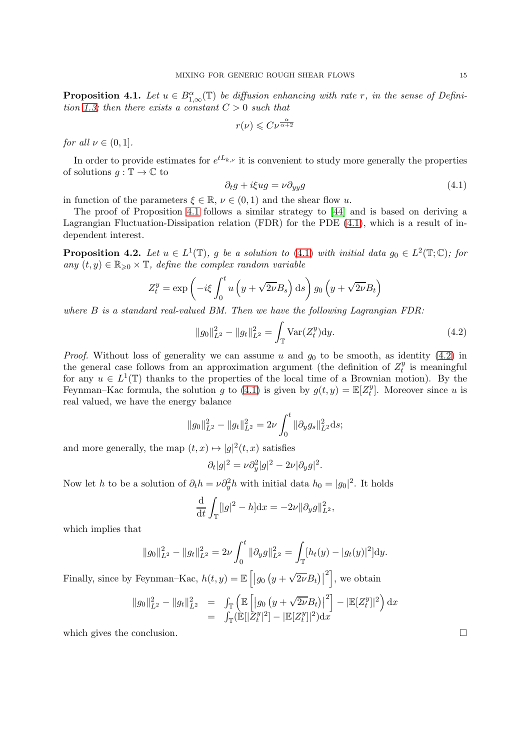**Proposition 4.1.** *Let $u \in B^{\alpha}_{1,\infty}(\mathbb{T})$ be diffusion enhancing with rate $r$, in the sense of Definition 1.3; then there exists a constant $C > 0$ such that*

$$r(\nu) \leqslant C \nu^{\frac{\alpha}{\alpha+2}}$$

*for all $\nu \in (0, 1]$.*

In order to provide estimates for $e^{tL_{k,\nu}}$ it is convenient to study more generally the properties of solutions $g : \mathbb{T} \to \mathbb{C}$ to

$$\partial_t g + i\xi u g = \nu \partial_{yy} g \tag{4.1}$$

in function of the parameters $\xi \in \mathbb{R}$, $\nu \in (0, 1)$ and the shear flow $u$.

The proof of Proposition 4.1 follows a similar strategy to [44] and is based on deriving a Lagrangian Fluctuation-Dissipation relation (FDR) for the PDE (4.1), which is a result of independent interest.

**Proposition 4.2.** *Let $u \in L^1(\mathbb{T})$, $g$ be a solution to (4.1) with initial data $g_0 \in L^2(\mathbb{T}; \mathbb{C})$; for any $(t, y) \in \mathbb{R}_{\geqslant 0} \times \mathbb{T}$, define the complex random variable*

$$Z^y_t = \exp\left(-i\xi \int_0^t u\left(y + \sqrt{2\nu} B_s\right) \mathrm{d}s\right) g_0\left(y + \sqrt{2\nu} B_t\right)$$

*where $B$ is a standard real-valued BM. Then we have the following Lagrangian FDR:*

$$\|g_0\|^2_{L^2} - \|g_t\|^2_{L^2} = \int_{\mathbb{T}} \mathrm{Var}(Z^y_t) \mathrm{d}y. \tag{4.2}$$

*Proof.* Without loss of generality we can assume $u$ and $g_0$ to be smooth, as identity (4.2) in the general case follows from an approximation argument (the definition of $Z^y_t$ is meaningful for any $u \in L^1(\mathbb{T})$ thanks to the properties of the local time of a Brownian motion). By the Feynman–Kac formula, the solution $g$ to (4.1) is given by $g(t, y) = \mathbb{E}[Z^y_t]$. Moreover since $u$ is real valued, we have the energy balance

$$\|g_0\|^2_{L^2} - \|g_t\|^2_{L^2} = 2\nu \int_0^t \|\partial_y g_s\|^2_{L^2} \mathrm{d}s;$$

and more generally, the map $(t, x) \mapsto |g|^2(t, x)$ satisfies

$$\partial_t |g|^2 = \nu \partial_y^2 |g|^2 - 2\nu |\partial_y g|^2.$$

Now let $h$ to be a solution of $\partial_t h = \nu \partial_y^2 h$ with initial data $h_0 = |g_0|^2$. It holds

$$\frac{\mathrm{d}}{\mathrm{d}t} \int_{\mathbb{T}} [|g|^2 - h] \mathrm{d}x = -2\nu \|\partial_y g\|^2_{L^2},$$

which implies that

$$\|g_0\|^2_{L^2} - \|g_t\|^2_{L^2} = 2\nu \int_0^t \|\partial_y g\|^2_{L^2} = \int_{\mathbb{T}} [h_t(y) - |g_t(y)|^2] \mathrm{d}y.$$

Finally, since by Feynman–Kac, $h(t, y) = \mathbb{E}\left[\left|g_0\left(y + \sqrt{2\nu} B_t\right)\right|^2\right]$, we obtain

$$\begin{aligned} \|g_0\|^2_{L^2} - \|g_t\|^2_{L^2} &= \int_{\mathbb{T}} \left(\mathbb{E}\left[\left|g_0\left(y + \sqrt{2\nu} B_t\right)\right|^2\right] - |\mathbb{E}[Z^y_t]|^2\right) \mathrm{d}x \\ &= \int_{\mathbb{T}} (\mathbb{E}[|Z^y_t|^2] - |\mathbb{E}[Z^y_t]|^2) \mathrm{d}x \end{aligned}$$

which gives the conclusion. $\square$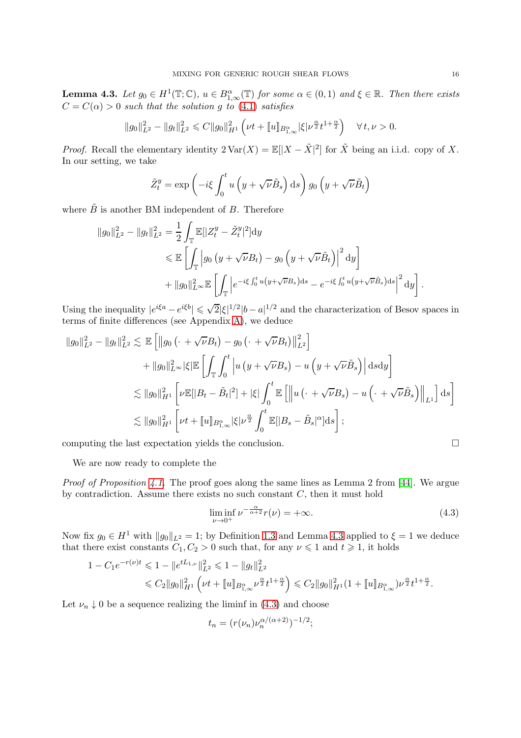**Lemma 4.3.** *Let $g_0 \in H^1(\mathbb{T};\mathbb{C})$, $u \in B^\alpha_{1,\infty}(\mathbb{T})$ for some $\alpha \in (0,1)$ and $\xi \in \mathbb{R}$. Then there exists $C = C(\alpha) > 0$ such that the solution $g$ to (4.1) satisfies*

$$\|g_0\|_{L^2}^2 - \|g_t\|_{L^2}^2 \leqslant C\|g_0\|_{H^1}^2 \left(\nu t + [\![u]\!]_{B^\alpha_{1,\infty}} |\xi| \nu^{\frac{\alpha}{2}} t^{1+\frac{\alpha}{2}}\right) \quad \forall\, t, \nu > 0.$$

*Proof.* Recall the elementary identity $2\operatorname{Var}(X) = \mathbb{E}[|X - \tilde{X}|^2]$ for $\tilde{X}$ being an i.i.d. copy of $X$. In our setting, we take

$$\tilde{Z}^y_t = \exp\left(-i\xi \int_0^t u\left(y + \sqrt{\nu}\tilde{B}_s\right) \mathrm{d}s\right) g_0\left(y + \sqrt{\nu}\tilde{B}_t\right)$$

where $\tilde{B}$ is another BM independent of $B$. Therefore

$$\begin{aligned}
\|g_0\|_{L^2}^2 - \|g_t\|_{L^2}^2 &= \frac{1}{2}\int_{\mathbb{T}} \mathbb{E}[|Z^y_t - \tilde{Z}^y_t|^2] \mathrm{d}y \\
&\leqslant \mathbb{E}\left[\int_{\mathbb{T}} \left|g_0\left(y + \sqrt{\nu}B_t\right) - g_0\left(y + \sqrt{\nu}\tilde{B}_t\right)\right|^2 \mathrm{d}y\right] \\
&\quad + \|g_0\|_{L^\infty}^2 \mathbb{E}\left[\int_{\mathbb{T}} \left|e^{-i\xi\int_0^t u(y+\sqrt{\nu}B_s)\mathrm{d}s} - e^{-i\xi\int_0^t u(y+\sqrt{\nu}\tilde{B}_s)\mathrm{d}s}\right|^2 \mathrm{d}y\right].
\end{aligned}$$

Using the inequality $|e^{i\xi a} - e^{i\xi b}| \leqslant \sqrt{2}|\xi|^{1/2}|b-a|^{1/2}$ and the characterization of Besov spaces in terms of finite differences (see Appendix A), we deduce

$$\begin{aligned}
\|g_0\|_{L^2}^2 - \|g_t\|_{L^2}^2 &\lesssim \mathbb{E}\left[\left\|g_0\left(\cdot + \sqrt{\nu}B_t\right) - g_0\left(\cdot + \sqrt{\nu}B_t\right)\right\|_{L^2}^2\right] \\
&\quad + \|g_0\|_{L^\infty}^2 |\xi| \mathbb{E}\left[\int_{\mathbb{T}}\int_0^t \left|u\left(y + \sqrt{\nu}B_s\right) - u\left(y + \sqrt{\nu}\tilde{B}_s\right)\right| \mathrm{d}s\mathrm{d}y\right] \\
&\lesssim \|g_0\|_{H^1}^2 \left[\nu \mathbb{E}[|B_t - \tilde{B}_t|^2] + |\xi| \int_0^t \mathbb{E}\left[\left\|u\left(\cdot + \sqrt{\nu}B_s\right) - u\left(\cdot + \sqrt{\nu}\tilde{B}_s\right)\right\|_{L^1}\right] \mathrm{d}s\right] \\
&\lesssim \|g_0\|_{H^1}^2 \left[\nu t + [\![u]\!]_{B^\alpha_{1,\infty}} |\xi| \nu^{\frac{\alpha}{2}} \int_0^t \mathbb{E}[|B_s - \tilde{B}_s|^\alpha] \mathrm{d}s\right];
\end{aligned}$$

computing the last expectation yields the conclusion. $\square$

We are now ready to complete the

*Proof of Proposition 4.1.* The proof goes along the same lines as Lemma 2 from [44]. We argue by contradiction. Assume there exists no such constant $C$, then it must hold

$$\liminf_{\nu \to 0^+} \nu^{-\frac{\alpha}{\alpha+2}} r(\nu) = +\infty. \tag{4.3}$$

Now fix $g_0 \in H^1$ with $\|g_0\|_{L^2} = 1$; by Definition 1.3 and Lemma 4.3 applied to $\xi = 1$ we deduce that there exist constants $C_1, C_2 > 0$ such that, for any $\nu \leqslant 1$ and $t \geqslant 1$, it holds

$$\begin{aligned}
1 - C_1 e^{-r(\nu)t} &\leqslant 1 - \|e^{tL_{1,\nu}}\|_{L^2}^2 \leqslant 1 - \|g_t\|_{L^2}^2 \\
&\leqslant C_2\|g_0\|_{H^1}^2 \left(\nu t + [\![u]\!]_{B^\alpha_{1,\infty}} \nu^{\frac{\alpha}{2}} t^{1+\frac{\alpha}{2}}\right) \leqslant C_2\|g_0\|_{H^1}^2 (1 + [\![u]\!]_{B^\alpha_{1,\infty}}) \nu^{\frac{\alpha}{2}} t^{1+\frac{\alpha}{2}}.
\end{aligned}$$

Let $\nu_n \downarrow 0$ be a sequence realizing the liminf in (4.3) and choose

$$t_n = (r(\nu_n)\nu_n^{\alpha/(\alpha+2)})^{-1/2};$$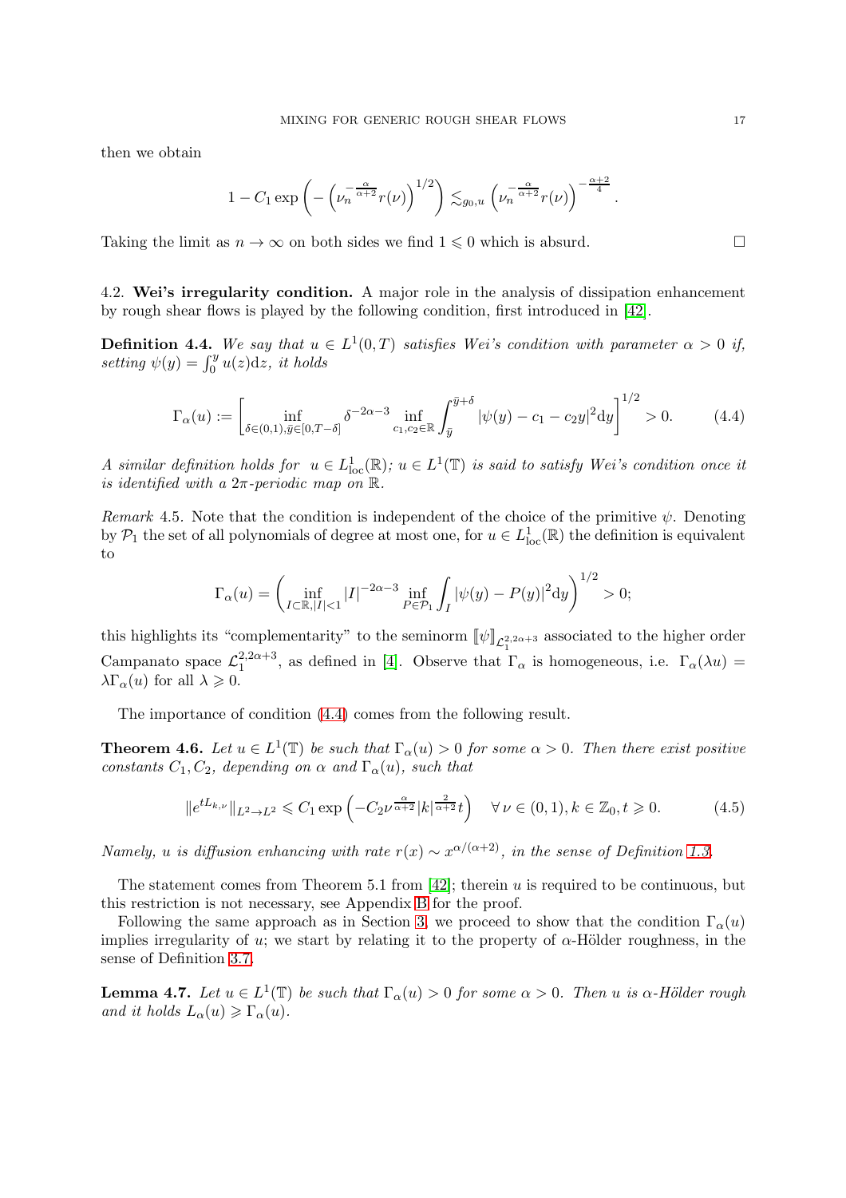then we obtain

$$1 - C_1 \exp\left( - \left(\nu_n^{-\frac{\alpha}{\alpha+2}} r(\nu)\right)^{1/2}\right) \lesssim_{g_0,u} \left(\nu_n^{-\frac{\alpha}{\alpha+2}} r(\nu)\right)^{-\frac{\alpha+2}{4}}.$$

Taking the limit as $n \to \infty$ on both sides we find $1 \leqslant 0$ which is absurd. $\square$

4.2. **Wei's irregularity condition.** A major role in the analysis of dissipation enhancement by rough shear flows is played by the following condition, first introduced in [42].

**Definition 4.4.** *We say that $u \in L^1(0,T)$ satisfies Wei's condition with parameter $\alpha > 0$ if, setting $\psi(y) = \int_0^y u(z)\mathrm{d}z$, it holds*

$$\Gamma_\alpha(u) := \left[ \inf_{\delta\in(0,1), \bar{y}\in[0,T-\delta]} \delta^{-2\alpha-3} \inf_{c_1,c_2\in\mathbb{R}} \int_{\bar{y}}^{\bar{y}+\delta} |\psi(y) - c_1 - c_2 y|^2 \mathrm{d}y \right]^{1/2} > 0. \tag{4.4}$$

*A similar definition holds for $u \in L^1_{\mathrm{loc}}(\mathbb{R})$; $u \in L^1(\mathbb{T})$ is said to satisfy Wei's condition once it is identified with a $2\pi$-periodic map on $\mathbb{R}$.*

*Remark* 4.5. Note that the condition is independent of the choice of the primitive $\psi$. Denoting by $\mathcal{P}_1$ the set of all polynomials of degree at most one, for $u \in L^1_{\mathrm{loc}}(\mathbb{R})$ the definition is equivalent to

$$\Gamma_\alpha(u) = \left( \inf_{I\subset\mathbb{R}, |I|<1} |I|^{-2\alpha-3} \inf_{P\in\mathcal{P}_1} \int_I |\psi(y) - P(y)|^2 \mathrm{d}y \right)^{1/2} > 0;$$

this highlights its "complementarity" to the seminorm $[\![\psi]\!]_{\mathcal{L}_1^{2,2\alpha+3}}$ associated to the higher order Campanato space $\mathcal{L}_1^{2,2\alpha+3}$, as defined in [4]. Observe that $\Gamma_\alpha$ is homogeneous, i.e. $\Gamma_\alpha(\lambda u) = \lambda \Gamma_\alpha(u)$ for all $\lambda \geqslant 0$.

The importance of condition (4.4) comes from the following result.

**Theorem 4.6.** *Let $u \in L^1(\mathbb{T})$ be such that $\Gamma_\alpha(u) > 0$ for some $\alpha > 0$. Then there exist positive constants $C_1, C_2$, depending on $\alpha$ and $\Gamma_\alpha(u)$, such that*

$$\|e^{tL_{k,\nu}}\|_{L^2\to L^2} \leqslant C_1 \exp\left(-C_2 \nu^{\frac{\alpha}{\alpha+2}} |k|^{\frac{2}{\alpha+2}} t\right) \quad \forall\, \nu \in (0,1), k \in \mathbb{Z}_0, t \geqslant 0. \tag{4.5}$$

*Namely, $u$ is diffusion enhancing with rate $r(x) \sim x^{\alpha/(\alpha+2)}$, in the sense of Definition 1.3.*

The statement comes from Theorem 5.1 from [42]; therein $u$ is required to be continuous, but this restriction is not necessary, see Appendix B for the proof.

Following the same approach as in Section 3, we proceed to show that the condition $\Gamma_\alpha(u)$ implies irregularity of $u$; we start by relating it to the property of $\alpha$-Hölder roughness, in the sense of Definition 3.7.

**Lemma 4.7.** *Let $u \in L^1(\mathbb{T})$ be such that $\Gamma_\alpha(u) > 0$ for some $\alpha > 0$. Then $u$ is $\alpha$-Hölder rough and it holds $L_\alpha(u) \geqslant \Gamma_\alpha(u)$.*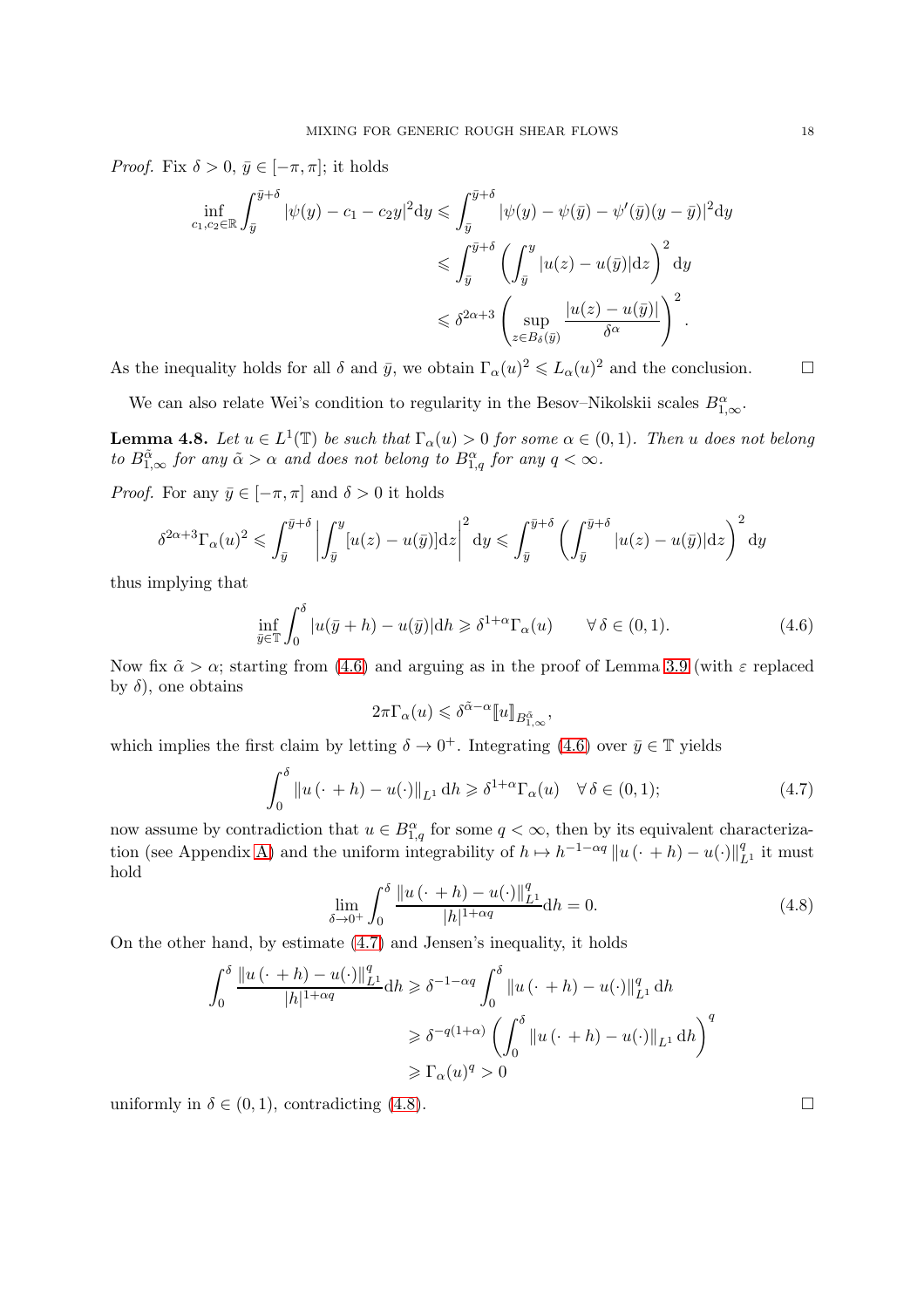*Proof.* Fix $\delta > 0$, $\bar{y} \in [-\pi, \pi]$; it holds

$$
\begin{aligned}
\inf_{c_1, c_2 \in \mathbb{R}} \int_{\bar{y}}^{\bar{y}+\delta} |\psi(y) - c_1 - c_2 y|^2 \mathrm{d}y &\leqslant \int_{\bar{y}}^{\bar{y}+\delta} |\psi(y) - \psi(\bar{y}) - \psi'(\bar{y})(y - \bar{y})|^2 \mathrm{d}y \\
&\leqslant \int_{\bar{y}}^{\bar{y}+\delta} \left( \int_{\bar{y}}^{y} |u(z) - u(\bar{y})| \mathrm{d}z \right)^2 \mathrm{d}y \\
&\leqslant \delta^{2\alpha+3} \left( \sup_{z \in B_\delta(\bar{y})} \frac{|u(z) - u(\bar{y})|}{\delta^\alpha} \right)^2.
\end{aligned}
$$

As the inequality holds for all $\delta$ and $\bar{y}$, we obtain $\Gamma_\alpha(u)^2 \leqslant L_\alpha(u)^2$ and the conclusion. $\square$

We can also relate Wei's condition to regularity in the Besov–Nikolskii scales $B^\alpha_{1,\infty}$.

**Lemma 4.8.** *Let $u \in L^1(\mathbb{T})$ be such that $\Gamma_\alpha(u) > 0$ for some $\alpha \in (0,1)$. Then $u$ does not belong to $B^{\tilde{\alpha}}_{1,\infty}$ for any $\tilde{\alpha} > \alpha$ and does not belong to $B^\alpha_{1,q}$ for any $q < \infty$.*

*Proof.* For any $\bar{y} \in [-\pi, \pi]$ and $\delta > 0$ it holds

$$
\delta^{2\alpha+3} \Gamma_\alpha(u)^2 \leqslant \int_{\bar{y}}^{\bar{y}+\delta} \left| \int_{\bar{y}}^{y} [u(z) - u(\bar{y})] \mathrm{d}z \right|^2 \mathrm{d}y \leqslant \int_{\bar{y}}^{\bar{y}+\delta} \left( \int_{\bar{y}}^{\bar{y}+\delta} |u(z) - u(\bar{y})| \mathrm{d}z \right)^2 \mathrm{d}y
$$

thus implying that

$$
\inf_{\bar{y} \in \mathbb{T}} \int_0^\delta |u(\bar{y} + h) - u(\bar{y})| \mathrm{d}h \geqslant \delta^{1+\alpha} \Gamma_\alpha(u) \qquad \forall\, \delta \in (0,1). \tag{4.6}
$$

Now fix $\tilde{\alpha} > \alpha$; starting from (4.6) and arguing as in the proof of Lemma 3.9 (with $\varepsilon$ replaced by $\delta$), one obtains

$$
2\pi \Gamma_\alpha(u) \leqslant \delta^{\tilde{\alpha}-\alpha} [\![ u ]\!]_{B^{\tilde{\alpha}}_{1,\infty}},
$$

which implies the first claim by letting $\delta \to 0^+$. Integrating (4.6) over $\bar{y} \in \mathbb{T}$ yields

$$
\int_0^\delta \| u(\cdot + h) - u(\cdot) \|_{L^1} \mathrm{d}h \geqslant \delta^{1+\alpha} \Gamma_\alpha(u) \quad \forall\, \delta \in (0,1); \tag{4.7}
$$

now assume by contradiction that $u \in B^\alpha_{1,q}$ for some $q < \infty$, then by its equivalent characterization (see Appendix A) and the uniform integrability of $h \mapsto h^{-1-\alpha q} \| u(\cdot + h) - u(\cdot) \|^q_{L^1}$ it must hold

$$
\lim_{\delta \to 0^+} \int_0^\delta \frac{\| u(\cdot + h) - u(\cdot) \|^q_{L^1}}{|h|^{1+\alpha q}} \mathrm{d}h = 0. \tag{4.8}
$$

On the other hand, by estimate (4.7) and Jensen's inequality, it holds

$$
\begin{aligned}
\int_0^\delta \frac{\| u(\cdot + h) - u(\cdot) \|^q_{L^1}}{|h|^{1+\alpha q}} \mathrm{d}h &\geqslant \delta^{-1-\alpha q} \int_0^\delta \| u(\cdot + h) - u(\cdot) \|^q_{L^1} \mathrm{d}h \\
&\geqslant \delta^{-q(1+\alpha)} \left( \int_0^\delta \| u(\cdot + h) - u(\cdot) \|_{L^1} \mathrm{d}h \right)^q \\
&\geqslant \Gamma_\alpha(u)^q > 0
\end{aligned}
$$

uniformly in $\delta \in (0,1)$, contradicting (4.8). $\square$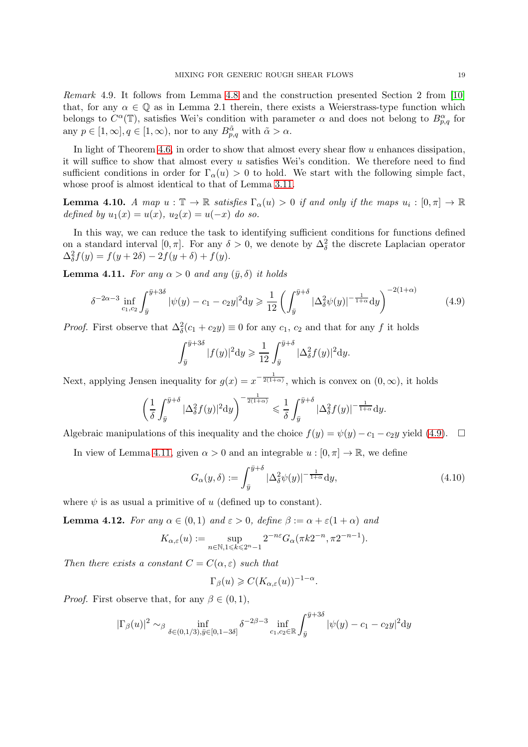*Remark* 4.9. It follows from Lemma 4.8 and the construction presented Section 2 from [10] that, for any $\alpha \in \mathbb{Q}$ as in Lemma 2.1 therein, there exists a Weierstrass-type function which belongs to $C^\alpha(\mathbb{T})$, satisfies Wei's condition with parameter $\alpha$ and does not belong to $B^\alpha_{p,q}$ for any $p \in [1,\infty], q \in [1,\infty)$, nor to any $B^{\tilde\alpha}_{p,q}$ with $\tilde\alpha > \alpha$.

In light of Theorem 4.6, in order to show that almost every shear flow $u$ enhances dissipation, it will suffice to show that almost every $u$ satisfies Wei's condition. We therefore need to find sufficient conditions in order for $\Gamma_\alpha(u) > 0$ to hold. We start with the following simple fact, whose proof is almost identical to that of Lemma 3.11.

**Lemma 4.10.** *A map $u : \mathbb{T} \to \mathbb{R}$ satisfies $\Gamma_\alpha(u) > 0$ if and only if the maps $u_i : [0,\pi] \to \mathbb{R}$ defined by $u_1(x) = u(x)$, $u_2(x) = u(-x)$ do so.*

In this way, we can reduce the task to identifying sufficient conditions for functions defined on a standard interval $[0,\pi]$. For any $\delta > 0$, we denote by $\Delta^2_\delta$ the discrete Laplacian operator $\Delta^2_\delta f(y) = f(y+2\delta) - 2f(y+\delta) + f(y)$.

**Lemma 4.11.** *For any $\alpha > 0$ and any $(\bar y, \delta)$ it holds*

$$\delta^{-2\alpha-3} \inf_{c_1,c_2} \int_{\bar y}^{\bar y+3\delta} |\psi(y) - c_1 - c_2 y|^2 \mathrm{d}y \geqslant \frac{1}{12} \left( \int_{\bar y}^{\bar y+\delta} |\Delta^2_\delta \psi(y)|^{-\frac{1}{1+\alpha}} \mathrm{d}y \right)^{-2(1+\alpha)} \tag{4.9}$$

*Proof.* First observe that $\Delta^2_\delta(c_1 + c_2 y) \equiv 0$ for any $c_1$, $c_2$ and that for any $f$ it holds

$$\int_{\bar y}^{\bar y+3\delta} |f(y)|^2 \mathrm{d}y \geqslant \frac{1}{12} \int_{\bar y}^{\bar y+\delta} |\Delta^2_\delta f(y)|^2 \mathrm{d}y.$$

Next, applying Jensen inequality for $g(x) = x^{-\frac{1}{2(1+\alpha)}}$, which is convex on $(0,\infty)$, it holds

$$\left( \frac{1}{\delta} \int_{\bar y}^{\bar y+\delta} |\Delta^2_\delta f(y)|^2 \mathrm{d}y \right)^{-\frac{1}{2(1+\alpha)}} \leqslant \frac{1}{\delta} \int_{\bar y}^{\bar y+\delta} |\Delta^2_\delta f(y)|^{-\frac{1}{1+\alpha}} \mathrm{d}y.$$

Algebraic manipulations of this inequality and the choice $f(y) = \psi(y) - c_1 - c_2 y$ yield (4.9). $\square$

In view of Lemma 4.11, given $\alpha > 0$ and an integrable $u : [0,\pi] \to \mathbb{R}$, we define

$$G_\alpha(y,\delta) := \int_{\bar y}^{\bar y+\delta} |\Delta^2_\delta \psi(y)|^{-\frac{1}{1+\alpha}} \mathrm{d}y, \tag{4.10}$$

where $\psi$ is as usual a primitive of $u$ (defined up to constant).

**Lemma 4.12.** *For any $\alpha \in (0,1)$ and $\varepsilon > 0$, define $\beta := \alpha + \varepsilon(1+\alpha)$ and*

$$K_{\alpha,\varepsilon}(u) := \sup_{n\in\mathbb{N}, 1\leqslant k \leqslant 2^n-1} 2^{-n\varepsilon} G_\alpha(\pi k 2^{-n}, \pi 2^{-n-1}).$$

*Then there exists a constant $C = C(\alpha,\varepsilon)$ such that*

$$\Gamma_\beta(u) \geqslant C (K_{\alpha,\varepsilon}(u))^{-1-\alpha}.$$

*Proof.* First observe that, for any $\beta \in (0,1)$,

$$|\Gamma_\beta(u)|^2 \sim_\beta \inf_{\delta\in(0,1/3), \bar y \in [0,1-3\delta]} \delta^{-2\beta-3} \inf_{c_1,c_2\in\mathbb{R}} \int_{\bar y}^{\bar y+3\delta} |\psi(y) - c_1 - c_2 y|^2 \mathrm{d}y$$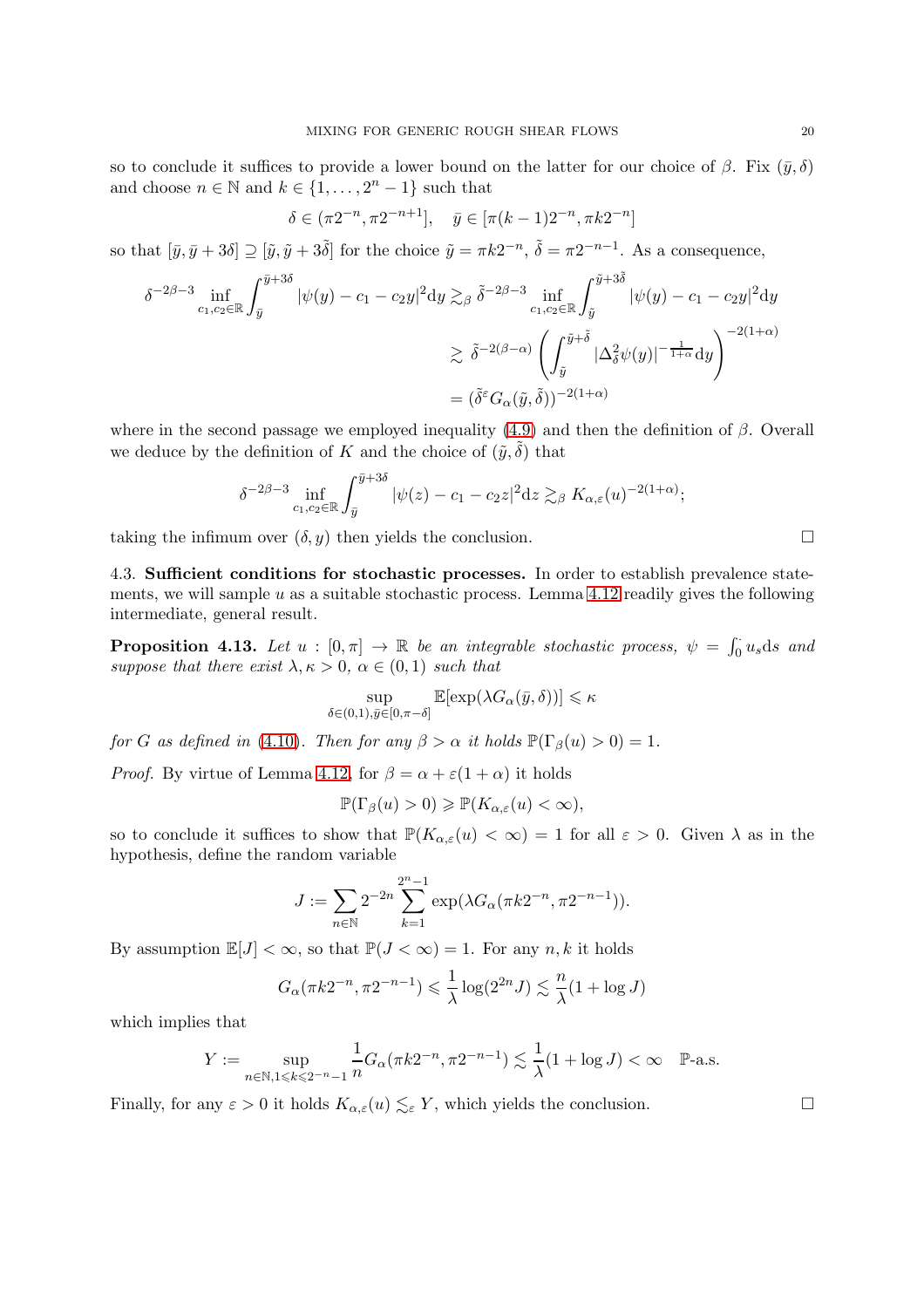so to conclude it suffices to provide a lower bound on the latter for our choice of $\beta$. Fix $(\bar{y},\delta)$ and choose $n\in\mathbb{N}$ and $k\in\{1,\dots,2^n-1\}$ such that

$$\delta\in(\pi 2^{-n},\pi 2^{-n+1}],\quad \bar{y}\in[\pi(k-1)2^{-n},\pi k 2^{-n}]$$

so that $[\bar{y},\bar{y}+3\delta]\supseteq[\tilde{y},\tilde{y}+3\tilde{\delta}]$ for the choice $\tilde{y}=\pi k 2^{-n}$, $\tilde{\delta}=\pi 2^{-n-1}$. As a consequence,

$$\begin{aligned}
\delta^{-2\beta-3}\inf_{c_1,c_2\in\mathbb{R}}\int_{\bar{y}}^{\bar{y}+3\delta}|\psi(y)-c_1-c_2y|^2\mathrm{d}y &\gtrsim_\beta \tilde{\delta}^{-2\beta-3}\inf_{c_1,c_2\in\mathbb{R}}\int_{\tilde{y}}^{\tilde{y}+3\tilde{\delta}}|\psi(y)-c_1-c_2y|^2\mathrm{d}y\\
&\gtrsim \tilde{\delta}^{-2(\beta-\alpha)}\left(\int_{\tilde{y}}^{\tilde{y}+\tilde{\delta}}|\Delta^2_{\tilde{\delta}}\psi(y)|^{-\frac{1}{1+\alpha}}\mathrm{d}y\right)^{-2(1+\alpha)}\\
&=(\tilde{\delta}^{\varepsilon}G_\alpha(\tilde{y},\tilde{\delta}))^{-2(1+\alpha)}
\end{aligned}$$

where in the second passage we employed inequality (4.9) and then the definition of $\beta$. Overall we deduce by the definition of $K$ and the choice of $(\tilde{y},\tilde{\delta})$ that

$$\delta^{-2\beta-3}\inf_{c_1,c_2\in\mathbb{R}}\int_{\bar{y}}^{\bar{y}+3\delta}|\psi(z)-c_1-c_2z|^2\mathrm{d}z\gtrsim_\beta K_{\alpha,\varepsilon}(u)^{-2(1+\alpha)};$$

taking the infimum over $(\delta,y)$ then yields the conclusion. □

### 4.3. Sufficient conditions for stochastic processes.

In order to establish prevalence statements, we will sample $u$ as a suitable stochastic process. Lemma 4.12 readily gives the following intermediate, general result.

**Proposition 4.13.** *Let $u:[0,\pi]\to\mathbb{R}$ be an integrable stochastic process, $\psi=\int_0^\cdot u_s\mathrm{d}s$ and suppose that there exist $\lambda,\kappa>0$, $\alpha\in(0,1)$ such that*

$$\sup_{\delta\in(0,1),\bar{y}\in[0,\pi-\delta]}\mathbb{E}[\exp(\lambda G_\alpha(\bar{y},\delta))]\leqslant\kappa$$

*for $G$ as defined in (4.10). Then for any $\beta>\alpha$ it holds $\mathbb{P}(\Gamma_\beta(u)>0)=1$.*

*Proof.* By virtue of Lemma 4.12, for $\beta=\alpha+\varepsilon(1+\alpha)$ it holds

$$\mathbb{P}(\Gamma_\beta(u)>0)\geqslant\mathbb{P}(K_{\alpha,\varepsilon}(u)<\infty),$$

so to conclude it suffices to show that $\mathbb{P}(K_{\alpha,\varepsilon}(u)<\infty)=1$ for all $\varepsilon>0$. Given $\lambda$ as in the hypothesis, define the random variable

$$J:=\sum_{n\in\mathbb{N}}2^{-2n}\sum_{k=1}^{2^n-1}\exp(\lambda G_\alpha(\pi k2^{-n},\pi 2^{-n-1})).$$

By assumption $\mathbb{E}[J]<\infty$, so that $\mathbb{P}(J<\infty)=1$. For any $n,k$ it holds

$$G_\alpha(\pi k 2^{-n},\pi 2^{-n-1})\leqslant\frac{1}{\lambda}\log(2^{2n}J)\lesssim\frac{n}{\lambda}(1+\log J)$$

which implies that

$$Y:=\sup_{n\in\mathbb{N},1\leqslant k\leqslant 2^{-n}-1}\frac{1}{n}G_\alpha(\pi k2^{-n},\pi 2^{-n-1})\lesssim\frac{1}{\lambda}(1+\log J)<\infty\quad\mathbb{P}\text{-a.s.}$$

Finally, for any $\varepsilon>0$ it holds $K_{\alpha,\varepsilon}(u)\lesssim_\varepsilon Y$, which yields the conclusion. □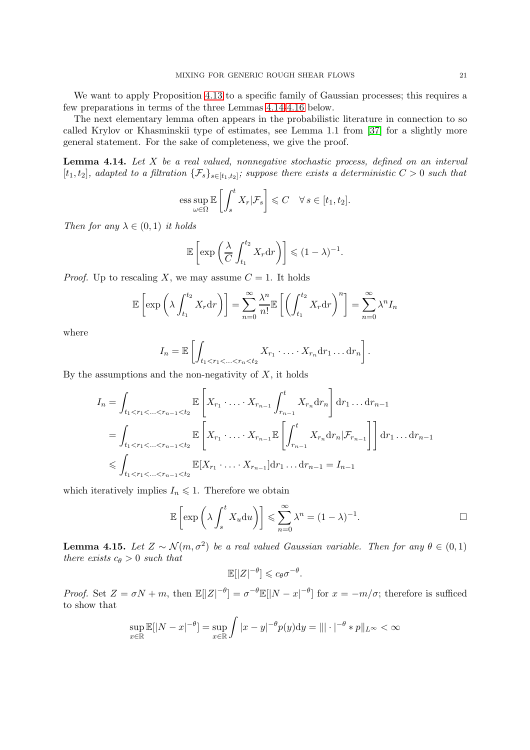We want to apply Proposition 4.13 to a specific family of Gaussian processes; this requires a few preparations in terms of the three Lemmas 4.14-4.16 below.

The next elementary lemma often appears in the probabilistic literature in connection to so called Krylov or Khasminskii type of estimates, see Lemma 1.1 from [37] for a slightly more general statement. For the sake of completeness, we give the proof.

**Lemma 4.14.** *Let $X$ be a real valued, nonnegative stochastic process, defined on an interval $[t_1,t_2]$, adapted to a filtration $\{\mathcal{F}_s\}_{s\in[t_1,t_2]}$; suppose there exists a deterministic $C>0$ such that*

$$\operatorname*{ess\,sup}_{\omega\in\Omega} \mathbb{E}\left[\int_s^t X_r | \mathcal{F}_s\right] \leqslant C \quad \forall\, s\in[t_1,t_2].$$

*Then for any $\lambda\in(0,1)$ it holds*

$$\mathbb{E}\left[\exp\left(\frac{\lambda}{C}\int_{t_1}^{t_2} X_r \mathrm{d}r\right)\right] \leqslant (1-\lambda)^{-1}.$$

*Proof.* Up to rescaling $X$, we may assume $C=1$. It holds

$$\mathbb{E}\left[\exp\left(\lambda\int_{t_1}^{t_2} X_r \mathrm{d}r\right)\right] = \sum_{n=0}^\infty \frac{\lambda^n}{n!}\mathbb{E}\left[\left(\int_{t_1}^{t_2} X_r \mathrm{d}r\right)^n\right] = \sum_{n=0}^\infty \lambda^n I_n$$

where

$$I_n = \mathbb{E}\left[\int_{t_1<r_1<\ldots<r_n<t_2} X_{r_1}\cdot\ldots\cdot X_{r_n} \mathrm{d}r_1\ldots\mathrm{d}r_n\right].$$

By the assumptions and the non-negativity of $X$, it holds

$$\begin{aligned}
I_n &= \int_{t_1<r_1<\ldots<r_{n-1}<t_2} \mathbb{E}\left[X_{r_1}\cdot\ldots\cdot X_{r_{n-1}}\int_{r_{n-1}}^t X_{r_n}\mathrm{d}r_n\right]\mathrm{d}r_1\ldots\mathrm{d}r_{n-1}\\
&= \int_{t_1<r_1<\ldots<r_{n-1}<t_2} \mathbb{E}\left[X_{r_1}\cdot\ldots\cdot X_{r_{n-1}}\mathbb{E}\left[\int_{r_{n-1}}^t X_{r_n}\mathrm{d}r_n|\mathcal{F}_{r_{n-1}}\right]\right]\mathrm{d}r_1\ldots\mathrm{d}r_{n-1}\\
&\leqslant \int_{t_1<r_1<\ldots<r_{n-1}<t_2} \mathbb{E}[X_{r_1}\cdot\ldots\cdot X_{r_{n-1}}]\mathrm{d}r_1\ldots\mathrm{d}r_{n-1} = I_{n-1}
\end{aligned}$$

which iteratively implies $I_n\leqslant 1$. Therefore we obtain

$$\mathbb{E}\left[\exp\left(\lambda\int_s^t X_u\mathrm{d}u\right)\right] \leqslant \sum_{n=0}^\infty \lambda^n = (1-\lambda)^{-1}. \qquad \square$$

**Lemma 4.15.** *Let $Z\sim\mathcal{N}(m,\sigma^2)$ be a real valued Gaussian variable. Then for any $\theta\in(0,1)$ there exists $c_\theta>0$ such that*

$$\mathbb{E}[|Z|^{-\theta}] \leqslant c_\theta \sigma^{-\theta}.$$

*Proof.* Set $Z=\sigma N+m$, then $\mathbb{E}[|Z|^{-\theta}]=\sigma^{-\theta}\mathbb{E}[|N-x|^{-\theta}]$ for $x=-m/\sigma$; therefore is sufficed to show that

$$\sup_{x\in\mathbb{R}}\mathbb{E}[|N-x|^{-\theta}] = \sup_{x\in\mathbb{R}}\int |x-y|^{-\theta}p(y)\mathrm{d}y = \||\cdot|^{-\theta}*p\|_{L^\infty}<\infty$$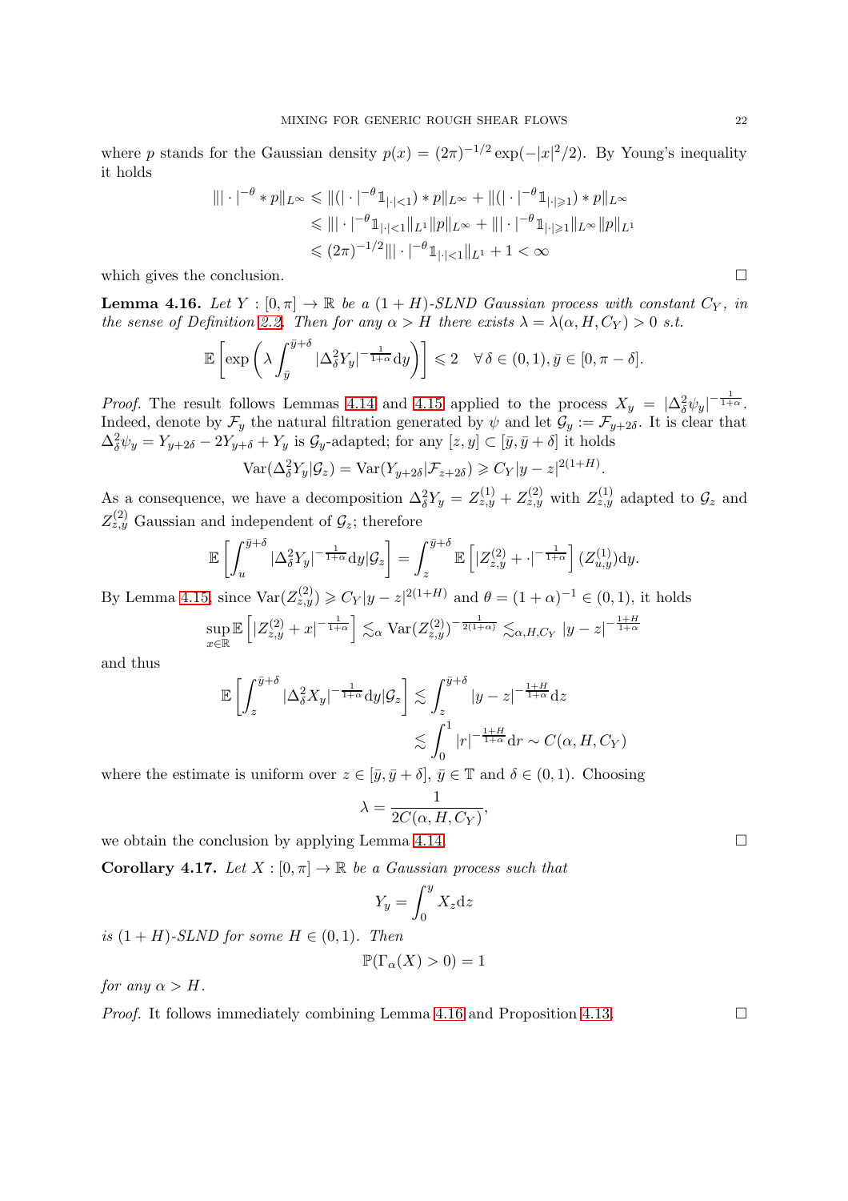where $p$ stands for the Gaussian density $p(x) = (2\pi)^{-1/2} \exp(-|x|^2/2)$. By Young's inequality it holds

$$
\begin{aligned}
\| |\cdot|^{-\theta} * p\|_{L^\infty} &\leqslant \|(|\cdot|^{-\theta} \mathbb{1}_{|\cdot|<1}) * p\|_{L^\infty} + \|(|\cdot|^{-\theta} \mathbb{1}_{|\cdot|\geqslant 1}) * p\|_{L^\infty} \\
&\leqslant \| |\cdot|^{-\theta} \mathbb{1}_{|\cdot|<1}\|_{L^1} \|p\|_{L^\infty} + \| |\cdot|^{-\theta} \mathbb{1}_{|\cdot|\geqslant 1}\|_{L^\infty} \|p\|_{L^1} \\
&\leqslant (2\pi)^{-1/2} \| |\cdot|^{-\theta} \mathbb{1}_{|\cdot|<1}\|_{L^1} + 1 < \infty
\end{aligned}
$$

which gives the conclusion. □

**Lemma 4.16.** *Let $Y : [0, \pi] \to \mathbb{R}$ be a $(1 + H)$-SLND Gaussian process with constant $C_Y$, in the sense of Definition 2.2. Then for any $\alpha > H$ there exists $\lambda = \lambda(\alpha, H, C_Y) > 0$ s.t.*

$$
\mathbb{E}\left[\exp\left(\lambda \int_{\bar{y}}^{\bar{y}+\delta} |\Delta_\delta^2 Y_y|^{-\frac{1}{1+\alpha}} \mathrm{d}y\right)\right] \leqslant 2 \quad \forall\, \delta \in (0, 1), \bar{y} \in [0, \pi - \delta].
$$

*Proof.* The result follows Lemmas 4.14 and 4.15 applied to the process $X_y = |\Delta_\delta^2 \psi_y|^{-\frac{1}{1+\alpha}}$. Indeed, denote by $\mathcal{F}_y$ the natural filtration generated by $\psi$ and let $\mathcal{G}_y := \mathcal{F}_{y+2\delta}$. It is clear that $\Delta_\delta^2 \psi_y = Y_{y+2\delta} - 2Y_{y+\delta} + Y_y$ is $\mathcal{G}_y$-adapted; for any $[z, y] \subset [\bar{y}, \bar{y} + \delta]$ it holds

$$
\mathrm{Var}(\Delta_\delta^2 Y_y | \mathcal{G}_z) = \mathrm{Var}(Y_{y+2\delta} | \mathcal{F}_{z+2\delta}) \geqslant C_Y |y - z|^{2(1+H)}.
$$

As a consequence, we have a decomposition $\Delta_\delta^2 Y_y = Z_{z,y}^{(1)} + Z_{z,y}^{(2)}$ with $Z_{z,y}^{(1)}$ adapted to $\mathcal{G}_z$ and $Z_{z,y}^{(2)}$ Gaussian and independent of $\mathcal{G}_z$; therefore

$$
\mathbb{E}\left[\int_u^{\bar{y}+\delta} |\Delta_\delta^2 Y_y|^{-\frac{1}{1+\alpha}} \mathrm{d}y | \mathcal{G}_z\right] = \int_z^{\bar{y}+\delta} \mathbb{E}\left[|Z_{z,y}^{(2)} + \cdot|^{-\frac{1}{1+\alpha}}\right] (Z_{u,y}^{(1)}) \mathrm{d}y.
$$

By Lemma 4.15, since $\mathrm{Var}(Z_{z,y}^{(2)}) \geqslant C_Y |y - z|^{2(1+H)}$ and $\theta = (1 + \alpha)^{-1} \in (0, 1)$, it holds

$$
\sup_{x \in \mathbb{R}} \mathbb{E}\left[|Z_{z,y}^{(2)} + x|^{-\frac{1}{1+\alpha}}\right] \lesssim_\alpha \mathrm{Var}(Z_{z,y}^{(2)})^{-\frac{1}{2(1+\alpha)}} \lesssim_{\alpha, H, C_Y} |y - z|^{-\frac{1+H}{1+\alpha}}
$$

and thus

$$
\begin{aligned}
\mathbb{E}\left[\int_z^{\bar{y}+\delta} |\Delta_\delta^2 X_y|^{-\frac{1}{1+\alpha}} \mathrm{d}y | \mathcal{G}_z\right] &\lesssim \int_z^{\bar{y}+\delta} |y - z|^{-\frac{1+H}{1+\alpha}} \mathrm{d}z \\
&\lesssim \int_0^1 |r|^{-\frac{1+H}{1+\alpha}} \mathrm{d}r \sim C(\alpha, H, C_Y)
\end{aligned}
$$

where the estimate is uniform over $z \in [\bar{y}, \bar{y} + \delta]$, $\bar{y} \in \mathbb{T}$ and $\delta \in (0, 1)$. Choosing

$$
\lambda = \frac{1}{2C(\alpha, H, C_Y)},
$$

we obtain the conclusion by applying Lemma 4.14. □

**Corollary 4.17.** *Let $X : [0, \pi] \to \mathbb{R}$ be a Gaussian process such that*

$$
Y_y = \int_0^y X_z \mathrm{d}z
$$

*is $(1 + H)$-SLND for some $H \in (0, 1)$. Then*

$$
\mathbb{P}(\Gamma_\alpha(X) > 0) = 1
$$

*for any $\alpha > H$.*

*Proof.* It follows immediately combining Lemma 4.16 and Proposition 4.13. □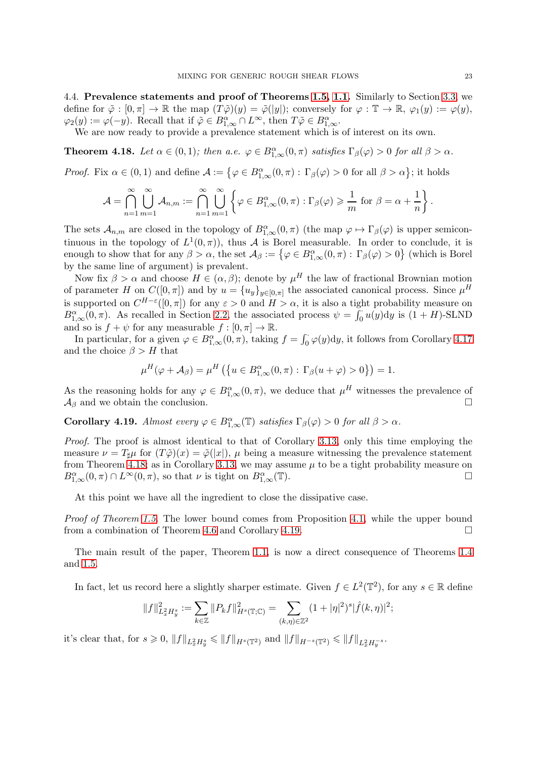### 4.4. **Prevalence statements and proof of Theorems 1.5, 1.1.**

Similarly to Section 3.3, we define for $\tilde\varphi:[0,\pi]\to\mathbb{R}$ the map $(T\tilde\varphi)(y)=\tilde\varphi(|y|)$; conversely for $\varphi:\mathbb{T}\to\mathbb{R}$, $\varphi_1(y):=\varphi(y)$, $\varphi_2(y):=\varphi(-y)$. Recall that if $\tilde\varphi\in B^\alpha_{1,\infty}\cap L^\infty$, then $T\tilde\varphi\in B^\alpha_{1,\infty}$.

We are now ready to provide a prevalence statement which is of interest on its own.

**Theorem 4.18.** *Let $\alpha\in(0,1)$; then a.e. $\varphi\in B^\alpha_{1,\infty}(0,\pi)$ satisfies $\Gamma_\beta(\varphi)>0$ for all $\beta>\alpha$.*

*Proof.* Fix $\alpha\in(0,1)$ and define $\mathcal{A}:=\{\varphi\in B^\alpha_{1,\infty}(0,\pi):\Gamma_\beta(\varphi)>0 \text{ for all } \beta>\alpha\}$; it holds

$$\mathcal{A}=\bigcap_{n=1}^\infty\bigcup_{m=1}^\infty \mathcal{A}_{n,m}:=\bigcap_{n=1}^\infty\bigcup_{m=1}^\infty\left\{\varphi\in B^\alpha_{1,\infty}(0,\pi):\Gamma_\beta(\varphi)\geqslant\frac{1}{m}\text{ for }\beta=\alpha+\frac{1}{n}\right\}.$$

The sets $\mathcal{A}_{n,m}$ are closed in the topology of $B^\alpha_{1,\infty}(0,\pi)$ (the map $\varphi\mapsto\Gamma_\beta(\varphi)$ is upper semicontinuous in the topology of $L^1(0,\pi)$), thus $\mathcal{A}$ is Borel measurable. In order to conclude, it is enough to show that for any $\beta>\alpha$, the set $\mathcal{A}_\beta:=\{\varphi\in B^\alpha_{1,\infty}(0,\pi):\Gamma_\beta(\varphi)>0\}$ (which is Borel by the same line of argument) is prevalent.

Now fix $\beta>\alpha$ and choose $H\in(\alpha,\beta)$; denote by $\mu^H$ the law of fractional Brownian motion of parameter $H$ on $C([0,\pi])$ and by $u=\{u_y\}_{y\in[0,\pi]}$ the associated canonical process. Since $\mu^H$ is supported on $C^{H-\varepsilon}([0,\pi])$ for any $\varepsilon>0$ and $H>\alpha$, it is also a tight probability measure on $B^\alpha_{1,\infty}(0,\pi)$. As recalled in Section 2.2, the associated process $\psi=\int_0^\cdot u(y)\mathrm{d}y$ is $(1+H)$-SLND and so is $f+\psi$ for any measurable $f:[0,\pi]\to\mathbb{R}$.

In particular, for a given $\varphi\in B^\alpha_{1,\infty}(0,\pi)$, taking $f=\int_0^\cdot\varphi(y)\mathrm{d}y$, it follows from Corollary 4.17 and the choice $\beta>H$ that

$$\mu^H(\varphi+\mathcal{A}_\beta)=\mu^H\left(\{u\in B^\alpha_{1,\infty}(0,\pi):\Gamma_\beta(u+\varphi)>0\}\right)=1.$$

As the reasoning holds for any $\varphi\in B^\alpha_{1,\infty}(0,\pi)$, we deduce that $\mu^H$ witnesses the prevalence of $\mathcal{A}_\beta$ and we obtain the conclusion. $\square$

**Corollary 4.19.** *Almost every $\varphi\in B^\alpha_{1,\infty}(\mathbb{T})$ satisfies $\Gamma_\beta(\varphi)>0$ for all $\beta>\alpha$.*

*Proof.* The proof is almost identical to that of Corollary 3.13, only this time employing the measure $\nu=T_\sharp\mu$ for $(T\tilde\varphi)(x)=\tilde\varphi(|x|)$, $\mu$ being a measure witnessing the prevalence statement from Theorem 4.18; as in Corollary 3.13, we may assume $\mu$ to be a tight probability measure on $B^\alpha_{1,\infty}(0,\pi)\cap L^\infty(0,\pi)$, so that $\nu$ is tight on $B^\alpha_{1,\infty}(\mathbb{T})$. $\square$

At this point we have all the ingredient to close the dissipative case.

*Proof of Theorem 1.5.* The lower bound comes from Proposition 4.1, while the upper bound from a combination of Theorem 4.6 and Corollary 4.19. $\square$

The main result of the paper, Theorem 1.1, is now a direct consequence of Theorems 1.4 and 1.5.

In fact, let us record here a slightly sharper estimate. Given $f\in L^2(\mathbb{T}^2)$, for any $s\in\mathbb{R}$ define

$$\|f\|^2_{L^2_xH^s_y}:=\sum_{k\in\mathbb{Z}}\|P_kf\|^2_{H^s(\mathbb{T};\mathbb{C})}=\sum_{(k,\eta)\in\mathbb{Z}^2}(1+|\eta|^2)^s|\hat f(k,\eta)|^2;$$

it's clear that, for $s\geqslant0$, $\|f\|_{L^2_xH^s_y}\leqslant\|f\|_{H^s(\mathbb{T}^2)}$ and $\|f\|_{H^{-s}(\mathbb{T}^2)}\leqslant\|f\|_{L^2_xH^{-s}_y}$.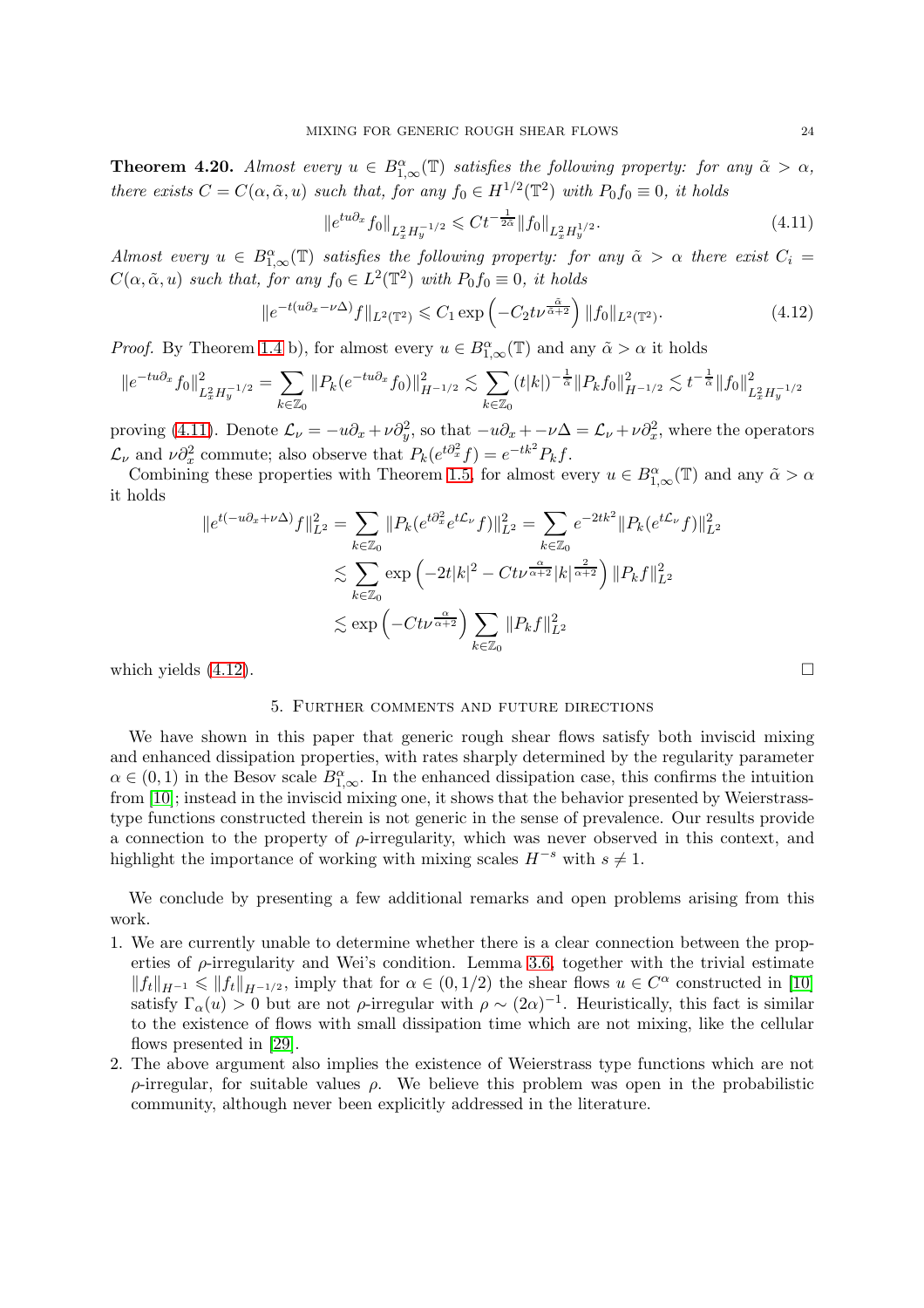**Theorem 4.20.** *Almost every $u \in B^\alpha_{1,\infty}(\mathbb{T})$ satisfies the following property: for any $\tilde\alpha > \alpha$, there exists $C = C(\alpha, \tilde\alpha, u)$ such that, for any $f_0 \in H^{1/2}(\mathbb{T}^2)$ with $P_0 f_0 \equiv 0$, it holds*

$$\|e^{tu\partial_x} f_0\|_{L^2_x H_y^{-1/2}} \leqslant C t^{-\frac{1}{2\tilde\alpha}} \|f_0\|_{L^2_x H_y^{1/2}}. \tag{4.11}$$

*Almost every $u \in B^\alpha_{1,\infty}(\mathbb{T})$ satisfies the following property: for any $\tilde\alpha > \alpha$ there exist $C_i = C(\alpha, \tilde\alpha, u)$ such that, for any $f_0 \in L^2(\mathbb{T}^2)$ with $P_0 f_0 \equiv 0$, it holds*

$$\|e^{-t(u\partial_x - \nu\Delta)} f\|_{L^2(\mathbb{T}^2)} \leqslant C_1 \exp\left(-C_2 t \nu^{\frac{\tilde\alpha}{\tilde\alpha+2}}\right) \|f_0\|_{L^2(\mathbb{T}^2)}. \tag{4.12}$$

*Proof.* By Theorem 1.4 b), for almost every $u \in B^\alpha_{1,\infty}(\mathbb{T})$ and any $\tilde\alpha > \alpha$ it holds

$$\|e^{-tu\partial_x} f_0\|^2_{L^2_x H_y^{-1/2}} = \sum_{k\in\mathbb{Z}_0} \|P_k(e^{-tu\partial_x} f_0)\|^2_{H^{-1/2}} \lesssim \sum_{k\in\mathbb{Z}_0} (t|k|)^{-\frac{1}{\tilde\alpha}} \|P_k f_0\|^2_{H^{-1/2}} \lesssim t^{-\frac{1}{\tilde\alpha}} \|f_0\|^2_{L^2_x H_y^{-1/2}}$$

proving (4.11). Denote $\mathcal{L}_\nu = -u\partial_x + \nu\partial_y^2$, so that $-u\partial_x + -\nu\Delta = \mathcal{L}_\nu + \nu\partial_x^2$, where the operators $\mathcal{L}_\nu$ and $\nu\partial_x^2$ commute; also observe that $P_k(e^{t\partial_x^2} f) = e^{-tk^2} P_k f$.

Combining these properties with Theorem 1.5, for almost every $u \in B^\alpha_{1,\infty}(\mathbb{T})$ and any $\tilde\alpha > \alpha$ it holds

$$\begin{aligned}
\|e^{t(-u\partial_x + \nu\Delta)} f\|^2_{L^2} &= \sum_{k\in\mathbb{Z}_0} \|P_k(e^{t\partial_x^2} e^{t\mathcal{L}_\nu} f)\|^2_{L^2} = \sum_{k\in\mathbb{Z}_0} e^{-2tk^2} \|P_k(e^{t\mathcal{L}_\nu} f)\|^2_{L^2} \\
&\lesssim \sum_{k\in\mathbb{Z}_0} \exp\left(-2t|k|^2 - Ct\nu^{\frac{\alpha}{\alpha+2}} |k|^{\frac{2}{\alpha+2}}\right) \|P_k f\|^2_{L^2} \\
&\lesssim \exp\left(-Ct\nu^{\frac{\alpha}{\alpha+2}}\right) \sum_{k\in\mathbb{Z}_0} \|P_k f\|^2_{L^2}
\end{aligned}$$

which yields (4.12). $\square$

## 5. Further comments and future directions

We have shown in this paper that generic rough shear flows satisfy both inviscid mixing and enhanced dissipation properties, with rates sharply determined by the regularity parameter $\alpha \in (0,1)$ in the Besov scale $B^\alpha_{1,\infty}$. In the enhanced dissipation case, this confirms the intuition from [10]; instead in the inviscid mixing one, it shows that the behavior presented by Weierstrass-type functions constructed therein is not generic in the sense of prevalence. Our results provide a connection to the property of $\rho$-irregularity, which was never observed in this context, and highlight the importance of working with mixing scales $H^{-s}$ with $s \neq 1$.

We conclude by presenting a few additional remarks and open problems arising from this work.

1. We are currently unable to determine whether there is a clear connection between the properties of $\rho$-irregularity and Wei's condition. Lemma 3.6, together with the trivial estimate $\|f_t\|_{H^{-1}} \leqslant \|f_t\|_{H^{-1/2}}$, imply that for $\alpha \in (0, 1/2)$ the shear flows $u \in C^\alpha$ constructed in [10] satisfy $\Gamma_\alpha(u) > 0$ but are not $\rho$-irregular with $\rho \sim (2\alpha)^{-1}$. Heuristically, this fact is similar to the existence of flows with small dissipation time which are not mixing, like the cellular flows presented in [29].
2. The above argument also implies the existence of Weierstrass type functions which are not $\rho$-irregular, for suitable values $\rho$. We believe this problem was open in the probabilistic community, although never been explicitly addressed in the literature.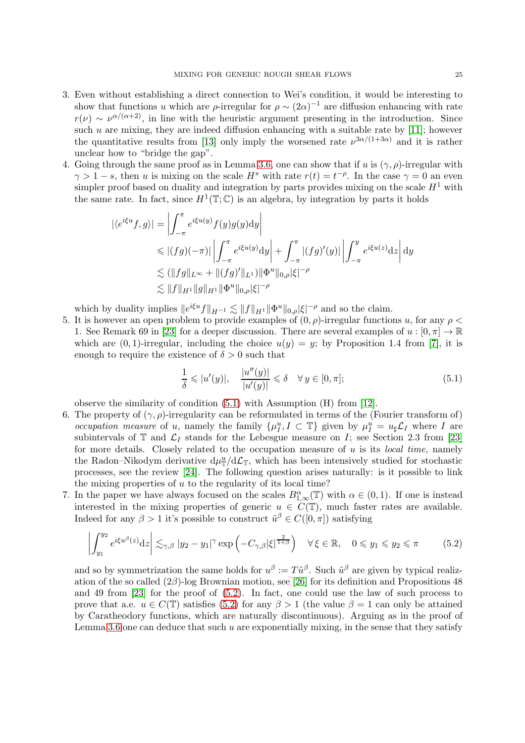3. Even without establishing a direct connection to Wei's condition, it would be interesting to show that functions $u$ which are $\rho$-irregular for $\rho \sim (2\alpha)^{-1}$ are diffusion enhancing with rate $r(\nu) \sim \nu^{\alpha/(\alpha+2)}$, in line with the heuristic argument presenting in the introduction. Since such $u$ are mixing, they are indeed diffusion enhancing with a suitable rate by [11]; however the quantitative results from [13] only imply the worsened rate $\nu^{3\alpha/(1+3\alpha)}$ and it is rather unclear how to "bridge the gap".
4. Going through the same proof as in Lemma 3.6, one can show that if $u$ is $(\gamma, \rho)$-irregular with $\gamma > 1 - s$, then $u$ is mixing on the scale $H^s$ with rate $r(t) = t^{-\rho}$. In the case $\gamma = 0$ an even simpler proof based on duality and integration by parts provides mixing on the scale $H^1$ with the same rate. In fact, since $H^1(\mathbb{T}; \mathbb{C})$ is an algebra, by integration by parts it holds

$$
\begin{aligned}
|\langle e^{i\xi u} f, g\rangle| &= \left| \int_{-\pi}^{\pi} e^{i\xi u(y)} f(y) g(y) \mathrm{d}y \right| \\
&\leqslant |(fg)(-\pi)| \left| \int_{-\pi}^{\pi} e^{i\xi u(y)} \mathrm{d}y \right| + \int_{-\pi}^{\pi} |(fg)'(y)| \left| \int_{-\pi}^{y} e^{i\xi u(z)} \mathrm{d}z \right| \mathrm{d}y \\
&\lesssim (\|fg\|_{L^\infty} + \|(fg)'\|_{L^1}) \|\Phi^u\|_{0,\rho} |\xi|^{-\rho} \\
&\lesssim \|f\|_{H^1} \|g\|_{H^1} \|\Phi^u\|_{0,\rho} |\xi|^{-\rho}
\end{aligned}
$$

which by duality implies $\|e^{i\xi u} f\|_{H^{-1}} \lesssim \|f\|_{H^1} \|\Phi^u\|_{0,\rho} |\xi|^{-\rho}$ and so the claim.
5. It is however an open problem to provide examples of $(0, \rho)$-irregular functions $u$, for any $\rho < 1$. See Remark 69 in [23] for a deeper discussion. There are several examples of $u : [0, \pi] \to \mathbb{R}$ which are $(0, 1)$-irregular, including the choice $u(y) = y$; by Proposition 1.4 from [7], it is enough to require the existence of $\delta > 0$ such that

$$
\frac{1}{\delta} \leqslant |u'(y)|, \quad \frac{|u''(y)|}{|u'(y)|} \leqslant \delta \quad \forall\, y \in [0, \pi]; \tag{5.1}
$$

observe the similarity of condition (5.1) with Assumption (H) from [12].
6. The property of $(\gamma, \rho)$-irregularity can be reformulated in terms of the (Fourier transform of) *occupation measure* of $u$, namely the family $\{\mu^u_I, I \subset \mathbb{T}\}$ given by $\mu^u_I = u_\sharp \mathcal{L}_I$ where $I$ are subintervals of $\mathbb{T}$ and $\mathcal{L}_I$ stands for the Lebesgue measure on $I$; see Section 2.3 from [23] for more details. Closely related to the occupation measure of $u$ is its *local time*, namely the Radon–Nikodym derivative $\mathrm{d}\mu^u_{\mathbb{T}} / \mathrm{d}\mathcal{L}_{\mathbb{T}}$, which has been intensively studied for stochastic processes, see the review [24]. The following question arises naturally: is it possible to link the mixing properties of $u$ to the regularity of its local time?
7. In the paper we have always focused on the scales $B^\alpha_{1,\infty}(\mathbb{T})$ with $\alpha \in (0, 1)$. If one is instead interested in the mixing properties of generic $u \in C(\mathbb{T})$, much faster rates are available. Indeed for any $\beta > 1$ it's possible to construct $\tilde{u}^\beta \in C([0, \pi])$ satisfying

$$
\left| \int_{y_1}^{y_2} e^{i\xi u^\beta(z)} \mathrm{d}z \right| \lesssim_{\gamma,\beta} |y_2 - y_1|^\gamma \exp\left( -C_{\gamma,\beta} |\xi|^{\frac{2}{1+\beta}} \right) \quad \forall\, \xi \in \mathbb{R}, \quad 0 \leqslant y_1 \leqslant y_2 \leqslant \pi \tag{5.2}
$$

and so by symmetrization the same holds for $u^\beta := T\tilde{u}^\beta$. Such $\tilde{u}^\beta$ are given by typical realization of the so called $(2\beta)$-log Brownian motion, see [26] for its definition and Propositions 48 and 49 from [23] for the proof of (5.2). In fact, one could use the law of such process to prove that a.e. $u \in C(\mathbb{T})$ satisfies (5.2) for any $\beta > 1$ (the value $\beta = 1$ can only be attained by Caratheodory functions, which are naturally discontinuous). Arguing as in the proof of Lemma 3.6 one can deduce that such $u$ are exponentially mixing, in the sense that they satisfy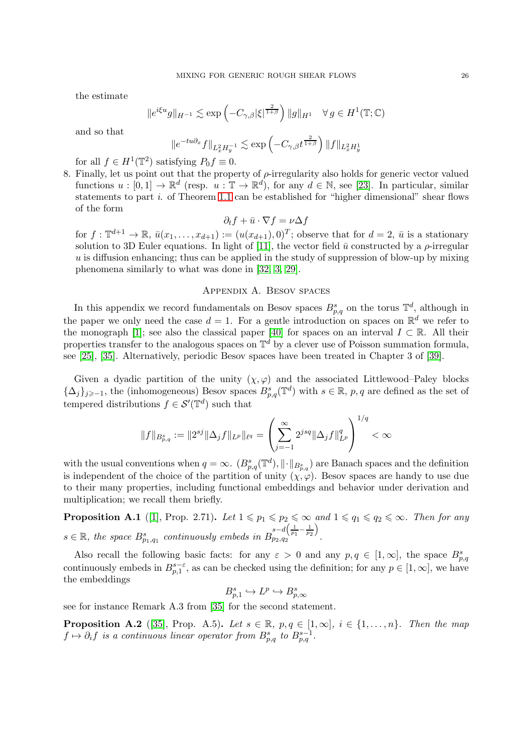the estimate

$$\|e^{i\xi u} g\|_{H^{-1}} \lesssim \exp\left(-C_{\gamma,\beta}|\xi|^{\frac{2}{1+\beta}}\right)\|g\|_{H^1} \quad \forall\, g \in H^1(\mathbb{T};\mathbb{C})$$

and so that

$$\|e^{-tu\partial_x} f\|_{L^2_x H^{-1}_y} \lesssim \exp\left(-C_{\gamma,\beta} t^{\frac{2}{1+\beta}}\right)\|f\|_{L^2_x H^1_y}$$

for all $f \in H^1(\mathbb{T}^2)$ satisfying $P_0 f \equiv 0$.

8. Finally, let us point out that the property of $\rho$-irregularity also holds for generic vector valued functions $u : [0,1] \to \mathbb{R}^d$ (resp. $u : \mathbb{T} \to \mathbb{R}^d$), for any $d \in \mathbb{N}$, see [23]. In particular, similar statements to part *i.* of Theorem 1.1 can be established for "higher dimensional" shear flows of the form

$$\partial_t f + \bar{u} \cdot \nabla f = \nu \Delta f$$

for $f : \mathbb{T}^{d+1} \to \mathbb{R}$, $\bar{u}(x_1, \dots, x_{d+1}) := (u(x_{d+1}), 0)^T$; observe that for $d = 2$, $\bar{u}$ is a stationary solution to 3D Euler equations. In light of [11], the vector field $\bar{u}$ constructed by a $\rho$-irregular $u$ is diffusion enhancing; thus can be applied in the study of suppression of blow-up by mixing phenomena similarly to what was done in [32, 3, 29].

## Appendix A. Besov spaces

In this appendix we record fundamentals on Besov spaces $B^s_{p,q}$ on the torus $\mathbb{T}^d$, although in the paper we only need the case $d = 1$. For a gentle introduction on spaces on $\mathbb{R}^d$ we refer to the monograph [1]; see also the classical paper [40] for spaces on an interval $I \subset \mathbb{R}$. All their properties transfer to the analogous spaces on $\mathbb{T}^d$ by a clever use of Poisson summation formula, see [25], [35]. Alternatively, periodic Besov spaces have been treated in Chapter 3 of [39].

Given a dyadic partition of the unity $(\chi, \varphi)$ and the associated Littlewood–Paley blocks $\{\Delta_j\}_{j \geqslant -1}$, the (inhomogeneous) Besov spaces $B^s_{p,q}(\mathbb{T}^d)$ with $s \in \mathbb{R}$, $p, q$ are defined as the set of tempered distributions $f \in \mathcal{S}'(\mathbb{T}^d)$ such that

$$\|f\|_{B^s_{p,q}} := \|2^{sj}\|\Delta_j f\|_{L^p}\|_{\ell^q} = \left(\sum_{j=-1}^{\infty} 2^{jsq}\|\Delta_j f\|^q_{L^p}\right)^{1/q} < \infty$$

with the usual conventions when $q = \infty$. $(B^s_{p,q}(\mathbb{T}^d), \|\cdot\|_{B^s_{p,q}})$ are Banach spaces and the definition is independent of the choice of the partition of unity $(\chi, \varphi)$. Besov spaces are handy to use due to their many properties, including functional embeddings and behavior under derivation and multiplication; we recall them briefly.

**Proposition A.1** ([1], Prop. 2.71)**.** *Let $1 \leqslant p_1 \leqslant p_2 \leqslant \infty$ and $1 \leqslant q_1 \leqslant q_2 \leqslant \infty$. Then for any $s \in \mathbb{R}$, the space $B^s_{p_1,q_1}$ continuously embeds in $B^{s-d\left(\frac{1}{p_1}-\frac{1}{p_2}\right)}_{p_2,q_2}$.*

Also recall the following basic facts: for any $\varepsilon > 0$ and any $p, q \in [1,\infty]$, the space $B^s_{p,q}$ continuously embeds in $B^{s-\varepsilon}_{p,1}$, as can be checked using the definition; for any $p \in [1,\infty]$, we have the embeddings

$$B^s_{p,1} \hookrightarrow L^p \hookrightarrow B^s_{p,\infty}$$

see for instance Remark A.3 from [35] for the second statement.

**Proposition A.2** ([35], Prop. A.5)**.** *Let $s \in \mathbb{R}$, $p, q \in [1,\infty]$, $i \in \{1, \dots, n\}$. Then the map $f \mapsto \partial_i f$ is a continuous linear operator from $B^s_{p,q}$ to $B^{s-1}_{p,q}$.*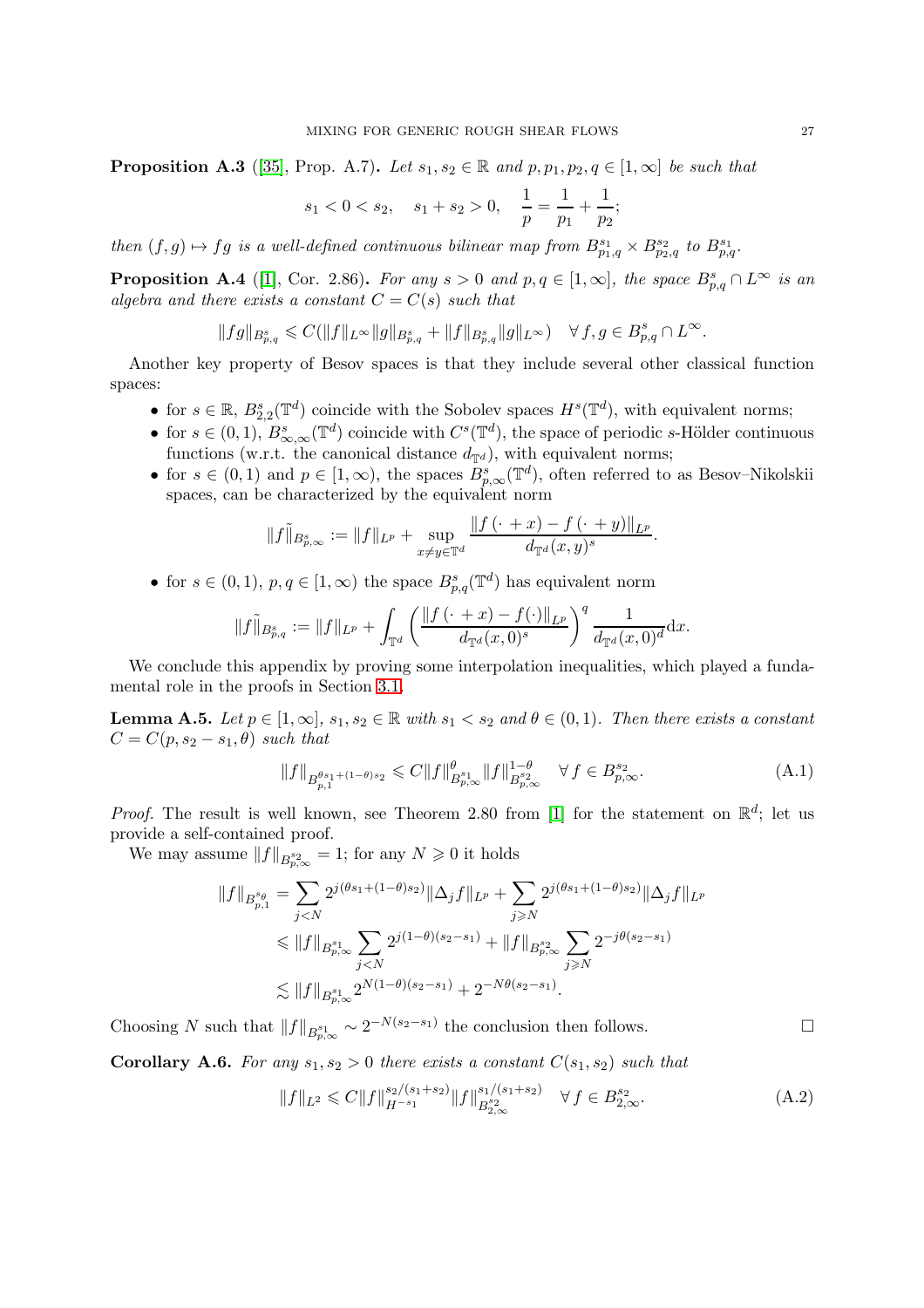**Proposition A.3** ([35], Prop. A.7)**.** *Let $s_1, s_2 \in \mathbb{R}$ and $p, p_1, p_2, q \in [1, \infty]$ be such that*

$$s_1 < 0 < s_2, \quad s_1 + s_2 > 0, \quad \frac{1}{p} = \frac{1}{p_1} + \frac{1}{p_2};$$

*then $(f, g) \mapsto fg$ is a well-defined continuous bilinear map from $B^{s_1}_{p_1,q} \times B^{s_2}_{p_2,q}$ to $B^{s_1}_{p,q}$.*

**Proposition A.4** ([1], Cor. 2.86)**.** *For any $s > 0$ and $p, q \in [1, \infty]$, the space $B^s_{p,q} \cap L^\infty$ is an algebra and there exists a constant $C = C(s)$ such that*

$$\|fg\|_{B^s_{p,q}} \leqslant C(\|f\|_{L^\infty} \|g\|_{B^s_{p,q}} + \|f\|_{B^s_{p,q}} \|g\|_{L^\infty}) \quad \forall\, f, g \in B^s_{p,q} \cap L^\infty.$$

Another key property of Besov spaces is that they include several other classical function spaces:

- for $s \in \mathbb{R}$, $B^s_{2,2}(\mathbb{T}^d)$ coincide with the Sobolev spaces $H^s(\mathbb{T}^d)$, with equivalent norms;
- for $s \in (0, 1)$, $B^s_{\infty,\infty}(\mathbb{T}^d)$ coincide with $C^s(\mathbb{T}^d)$, the space of periodic $s$-Hölder continuous functions (w.r.t. the canonical distance $d_{\mathbb{T}^d}$), with equivalent norms;
- for $s \in (0, 1)$ and $p \in [1, \infty)$, the spaces $B^s_{p,\infty}(\mathbb{T}^d)$, often referred to as Besov–Nikolskii spaces, can be characterized by the equivalent norm

$$\|f\tilde{\|}_{B^s_{p,\infty}} := \|f\|_{L^p} + \sup_{x \neq y \in \mathbb{T}^d} \frac{\|f(\cdot + x) - f(\cdot + y)\|_{L^p}}{d_{\mathbb{T}^d}(x, y)^s}.$$

- for $s \in (0, 1)$, $p, q \in [1, \infty)$ the space $B^s_{p,q}(\mathbb{T}^d)$ has equivalent norm

$$\|f\tilde{\|}_{B^s_{p,q}} := \|f\|_{L^p} + \int_{\mathbb{T}^d} \left( \frac{\|f(\cdot + x) - f(\cdot)\|_{L^p}}{d_{\mathbb{T}^d}(x, 0)^s} \right)^q \frac{1}{d_{\mathbb{T}^d}(x, 0)^d} \mathrm{d}x.$$

We conclude this appendix by proving some interpolation inequalities, which played a fundamental role in the proofs in Section 3.1.

**Lemma A.5.** *Let $p \in [1, \infty]$, $s_1, s_2 \in \mathbb{R}$ with $s_1 < s_2$ and $\theta \in (0, 1)$. Then there exists a constant $C = C(p, s_2 - s_1, \theta)$ such that*

$$\|f\|_{B^{\theta s_1 + (1-\theta) s_2}_{p,1}} \leqslant C \|f\|^\theta_{B^{s_1}_{p,\infty}} \|f\|^{1-\theta}_{B^{s_2}_{p,\infty}} \quad \forall\, f \in B^{s_2}_{p,\infty}. \tag{A.1}$$

*Proof.* The result is well known, see Theorem 2.80 from [1] for the statement on $\mathbb{R}^d$; let us provide a self-contained proof.

We may assume $\|f\|_{B^{s_2}_{p,\infty}} = 1$; for any $N \geqslant 0$ it holds

$$\begin{aligned}
\|f\|_{B^{s_\theta}_{p,1}} &= \sum_{j<N} 2^{j(\theta s_1 + (1-\theta)s_2)} \|\Delta_j f\|_{L^p} + \sum_{j \geqslant N} 2^{j(\theta s_1 + (1-\theta)s_2)} \|\Delta_j f\|_{L^p} \\
&\leqslant \|f\|_{B^{s_1}_{p,\infty}} \sum_{j<N} 2^{j(1-\theta)(s_2 - s_1)} + \|f\|_{B^{s_2}_{p,\infty}} \sum_{j \geqslant N} 2^{-j\theta(s_2 - s_1)} \\
&\lesssim \|f\|_{B^{s_1}_{p,\infty}} 2^{N(1-\theta)(s_2 - s_1)} + 2^{-N\theta(s_2 - s_1)}.
\end{aligned}$$

Choosing $N$ such that $\|f\|_{B^{s_1}_{p,\infty}} \sim 2^{-N(s_2 - s_1)}$ the conclusion then follows. $\square$

**Corollary A.6.** *For any $s_1, s_2 > 0$ there exists a constant $C(s_1, s_2)$ such that*

$$\|f\|_{L^2} \leqslant C \|f\|^{s_2/(s_1+s_2)}_{H^{-s_1}} \|f\|^{s_1/(s_1+s_2)}_{B^{s_2}_{2,\infty}} \quad \forall\, f \in B^{s_2}_{2,\infty}. \tag{A.2}$$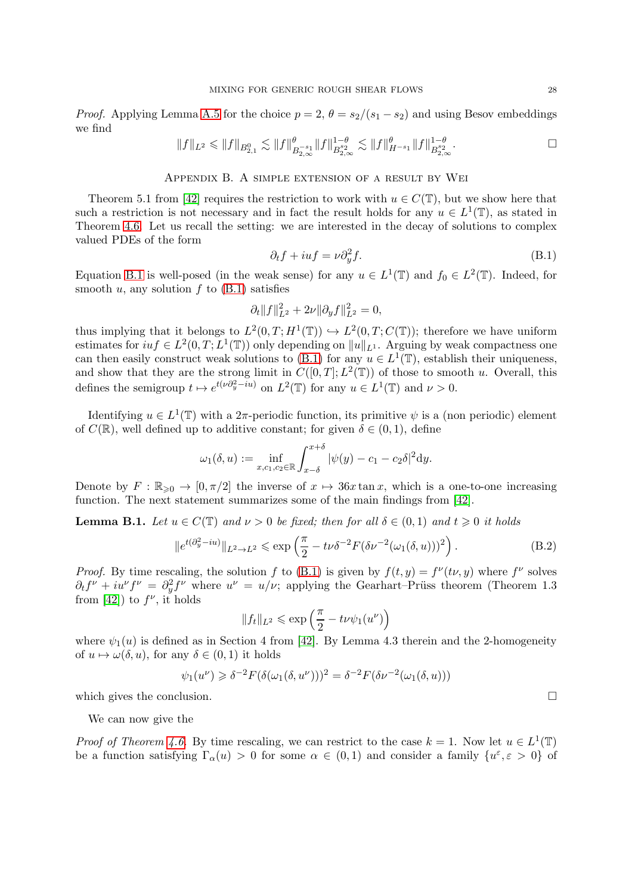*Proof.* Applying Lemma A.5 for the choice $p = 2$, $\theta = s_2/(s_1 - s_2)$ and using Besov embeddings we find

$$\|f\|_{L^2} \leqslant \|f\|_{B^0_{2,1}} \lesssim \|f\|^{\theta}_{B^{-s_1}_{2,\infty}} \|f\|^{1-\theta}_{B^{s_2}_{2,\infty}} \lesssim \|f\|^{\theta}_{H^{-s_1}} \|f\|^{1-\theta}_{B^{s_2}_{2,\infty}}. \qquad \square$$

## Appendix B. A simple extension of a result by Wei

Theorem 5.1 from [42] requires the restriction to work with $u \in C(\mathbb{T})$, but we show here that such a restriction is not necessary and in fact the result holds for any $u \in L^1(\mathbb{T})$, as stated in Theorem 4.6. Let us recall the setting: we are interested in the decay of solutions to complex valued PDEs of the form

$$\partial_t f + iuf = \nu \partial_y^2 f. \tag{B.1}$$

Equation B.1 is well-posed (in the weak sense) for any $u \in L^1(\mathbb{T})$ and $f_0 \in L^2(\mathbb{T})$. Indeed, for smooth $u$, any solution $f$ to (B.1) satisfies

$$\partial_t \|f\|^2_{L^2} + 2\nu \|\partial_y f\|^2_{L^2} = 0,$$

thus implying that it belongs to $L^2(0, T; H^1(\mathbb{T})) \hookrightarrow L^2(0, T; C(\mathbb{T}))$; therefore we have uniform estimates for $iuf \in L^2(0, T; L^1(\mathbb{T}))$ only depending on $\|u\|_{L^1}$. Arguing by weak compactness one can then easily construct weak solutions to (B.1) for any $u \in L^1(\mathbb{T})$, establish their uniqueness, and show that they are the strong limit in $C([0, T]; L^2(\mathbb{T}))$ of those to smooth $u$. Overall, this defines the semigroup $t \mapsto e^{t(\nu\partial_y^2 - iu)}$ on $L^2(\mathbb{T})$ for any $u \in L^1(\mathbb{T})$ and $\nu > 0$.

Identifying $u \in L^1(\mathbb{T})$ with a $2\pi$-periodic function, its primitive $\psi$ is a (non periodic) element of $C(\mathbb{R})$, well defined up to additive constant; for given $\delta \in (0, 1)$, define

$$\omega_1(\delta, u) := \inf_{x, c_1, c_2 \in \mathbb{R}} \int_{x-\delta}^{x+\delta} |\psi(y) - c_1 - c_2\delta|^2 \mathrm{d}y.$$

Denote by $F : \mathbb{R}_{\geqslant 0} \to [0, \pi/2]$ the inverse of $x \mapsto 36x \tan x$, which is a one-to-one increasing function. The next statement summarizes some of the main findings from [42].

**Lemma B.1.** *Let $u \in C(\mathbb{T})$ and $\nu > 0$ be fixed; then for all $\delta \in (0, 1)$ and $t \geqslant 0$ it holds*

$$\|e^{t(\partial_y^2 - iu)}\|_{L^2 \to L^2} \leqslant \exp\left(\frac{\pi}{2} - t\nu\delta^{-2} F(\delta\nu^{-2}(\omega_1(\delta, u))^2\right). \tag{B.2}$$

*Proof.* By time rescaling, the solution $f$ to (B.1) is given by $f(t, y) = f^\nu(t\nu, y)$ where $f^\nu$ solves $\partial_t f^\nu + iu^\nu f^\nu = \partial_y^2 f^\nu$ where $u^\nu = u/\nu$; applying the Gearhart–Prüss theorem (Theorem 1.3 from [42]) to $f^\nu$, it holds

$$\|f_t\|_{L^2} \leqslant \exp\left(\frac{\pi}{2} - t\nu\psi_1(u^\nu)\right)$$

where $\psi_1(u)$ is defined as in Section 4 from [42]. By Lemma 4.3 therein and the 2-homogeneity of $u \mapsto \omega(\delta, u)$, for any $\delta \in (0, 1)$ it holds

$$\psi_1(u^\nu) \geqslant \delta^{-2} F(\delta(\omega_1(\delta, u^\nu)))^2 = \delta^{-2} F(\delta\nu^{-2}(\omega_1(\delta, u)))$$

which gives the conclusion. $\square$

We can now give the

*Proof of Theorem 4.6.* By time rescaling, we can restrict to the case $k = 1$. Now let $u \in L^1(\mathbb{T})$ be a function satisfying $\Gamma_\alpha(u) > 0$ for some $\alpha \in (0, 1)$ and consider a family $\{u^\varepsilon, \varepsilon > 0\}$ of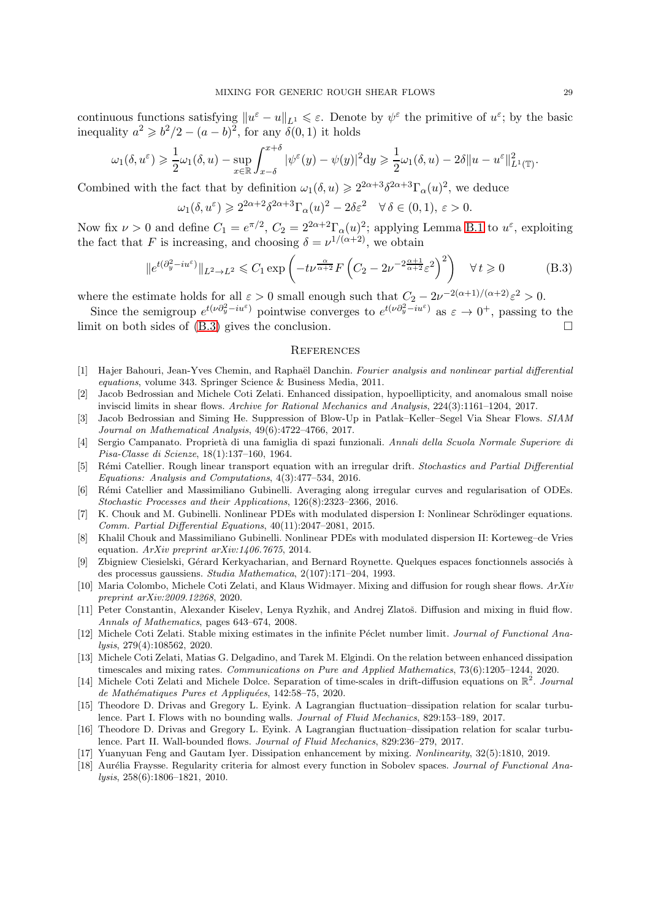continuous functions satisfying $\|u^\varepsilon - u\|_{L^1} \leqslant \varepsilon$. Denote by $\psi^\varepsilon$ the primitive of $u^\varepsilon$; by the basic inequality $a^2 \geqslant b^2/2 - (a-b)^2$, for any $\delta(0,1)$ it holds

$$\omega_1(\delta, u^\varepsilon) \geqslant \frac{1}{2}\omega_1(\delta, u) - \sup_{x\in\mathbb{R}} \int_{x-\delta}^{x+\delta} |\psi^\varepsilon(y) - \psi(y)|^2 \mathrm{d}y \geqslant \frac{1}{2}\omega_1(\delta, u) - 2\delta \|u - u^\varepsilon\|_{L^1(\mathbb{T})}^2.$$

Combined with the fact that by definition $\omega_1(\delta, u) \geqslant 2^{2\alpha+3}\delta^{2\alpha+3}\Gamma_\alpha(u)^2$, we deduce

$$\omega_1(\delta, u^\varepsilon) \geqslant 2^{2\alpha+2}\delta^{2\alpha+3}\Gamma_\alpha(u)^2 - 2\delta\varepsilon^2 \quad \forall\, \delta \in (0,1),\ \varepsilon > 0.$$

Now fix $\nu > 0$ and define $C_1 = e^{\pi/2}$, $C_2 = 2^{2\alpha+2}\Gamma_\alpha(u)^2$; applying Lemma B.1 to $u^\varepsilon$, exploiting the fact that $F$ is increasing, and choosing $\delta = \nu^{1/(\alpha+2)}$, we obtain

$$\|e^{t(\partial_y^2 - iu^\varepsilon)}\|_{L^2\to L^2} \leqslant C_1 \exp\left(-t\nu^{\frac{\alpha}{\alpha+2}} F\left(C_2 - 2\nu^{-2\frac{\alpha+1}{\alpha+2}}\varepsilon^2\right)^2\right) \quad \forall\, t \geqslant 0 \tag{B.3}$$

where the estimate holds for all $\varepsilon > 0$ small enough such that $C_2 - 2\nu^{-2(\alpha+1)/(\alpha+2)}\varepsilon^2 > 0$.

Since the semigroup $e^{t(\nu\partial_y^2 - iu^\varepsilon)}$ pointwise converges to $e^{t(\nu\partial_y^2 - iu^\varepsilon)}$ as $\varepsilon \to 0^+$, passing to the limit on both sides of (B.3) gives the conclusion. $\square$

## References

[1] Hajer Bahouri, Jean-Yves Chemin, and Raphaël Danchin. *Fourier analysis and nonlinear partial differential equations*, volume 343. Springer Science & Business Media, 2011.

[2] Jacob Bedrossian and Michele Coti Zelati. Enhanced dissipation, hypoellipticity, and anomalous small noise inviscid limits in shear flows. *Archive for Rational Mechanics and Analysis*, 224(3):1161–1204, 2017.

[3] Jacob Bedrossian and Siming He. Suppression of Blow-Up in Patlak–Keller–Segel Via Shear Flows. *SIAM Journal on Mathematical Analysis*, 49(6):4722–4766, 2017.

[4] Sergio Campanato. Proprietà di una famiglia di spazi funzionali. *Annali della Scuola Normale Superiore di Pisa-Classe di Scienze*, 18(1):137–160, 1964.

[5] Rémi Catellier. Rough linear transport equation with an irregular drift. *Stochastics and Partial Differential Equations: Analysis and Computations*, 4(3):477–534, 2016.

[6] Rémi Catellier and Massimiliano Gubinelli. Averaging along irregular curves and regularisation of ODEs. *Stochastic Processes and their Applications*, 126(8):2323–2366, 2016.

[7] K. Chouk and M. Gubinelli. Nonlinear PDEs with modulated dispersion I: Nonlinear Schrödinger equations. *Comm. Partial Differential Equations*, 40(11):2047–2081, 2015.

[8] Khalil Chouk and Massimiliano Gubinelli. Nonlinear PDEs with modulated dispersion II: Korteweg–de Vries equation. *ArXiv preprint arXiv:1406.7675*, 2014.

[9] Zbigniew Ciesielski, Gérard Kerkyacharian, and Bernard Roynette. Quelques espaces fonctionnels associés à des processus gaussiens. *Studia Mathematica*, 2(107):171–204, 1993.

[10] Maria Colombo, Michele Coti Zelati, and Klaus Widmayer. Mixing and diffusion for rough shear flows. *ArXiv preprint arXiv:2009.12268*, 2020.

[11] Peter Constantin, Alexander Kiselev, Lenya Ryzhik, and Andrej Zlatoš. Diffusion and mixing in fluid flow. *Annals of Mathematics*, pages 643–674, 2008.

[12] Michele Coti Zelati. Stable mixing estimates in the infinite Péclet number limit. *Journal of Functional Analysis*, 279(4):108562, 2020.

[13] Michele Coti Zelati, Matias G. Delgadino, and Tarek M. Elgindi. On the relation between enhanced dissipation timescales and mixing rates. *Communications on Pure and Applied Mathematics*, 73(6):1205–1244, 2020.

[14] Michele Coti Zelati and Michele Dolce. Separation of time-scales in drift-diffusion equations on $\mathbb{R}^2$. *Journal de Mathématiques Pures et Appliquées*, 142:58–75, 2020.

[15] Theodore D. Drivas and Gregory L. Eyink. A Lagrangian fluctuation–dissipation relation for scalar turbulence. Part I. Flows with no bounding walls. *Journal of Fluid Mechanics*, 829:153–189, 2017.

[16] Theodore D. Drivas and Gregory L. Eyink. A Lagrangian fluctuation–dissipation relation for scalar turbulence. Part II. Wall-bounded flows. *Journal of Fluid Mechanics*, 829:236–279, 2017.

[17] Yuanyuan Feng and Gautam Iyer. Dissipation enhancement by mixing. *Nonlinearity*, 32(5):1810, 2019.

[18] Aurélia Fraysse. Regularity criteria for almost every function in Sobolev spaces. *Journal of Functional Analysis*, 258(6):1806–1821, 2010.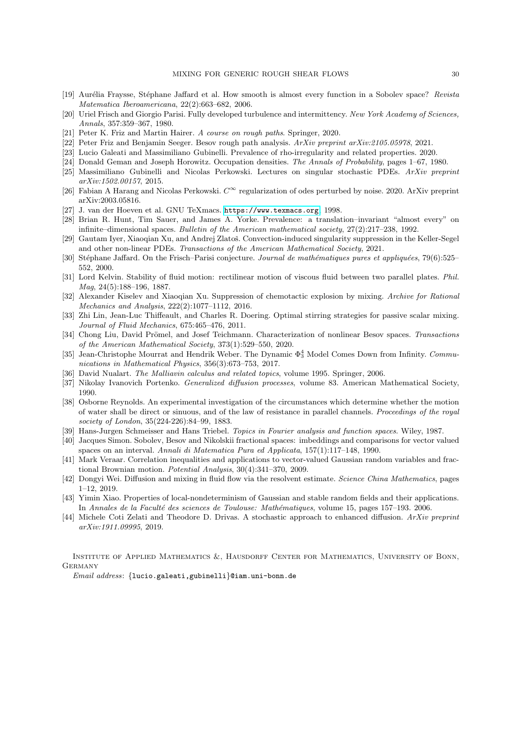[19] Aurélia Fraysse, Stéphane Jaffard et al. How smooth is almost every function in a Sobolev space? *Revista Matematica Iberoamericana*, 22(2):663–682, 2006.

[20] Uriel Frisch and Giorgio Parisi. Fully developed turbulence and intermittency. *New York Academy of Sciences, Annals*, 357:359–367, 1980.

[21] Peter K. Friz and Martin Hairer. *A course on rough paths*. Springer, 2020.

[22] Peter Friz and Benjamin Seeger. Besov rough path analysis. *ArXiv preprint arXiv:2105.05978*, 2021.

[23] Lucio Galeati and Massimiliano Gubinelli. Prevalence of rho-irregularity and related properties. 2020.

[24] Donald Geman and Joseph Horowitz. Occupation densities. *The Annals of Probability*, pages 1–67, 1980.

[25] Massimiliano Gubinelli and Nicolas Perkowski. Lectures on singular stochastic PDEs. *ArXiv preprint arXiv:1502.00157*, 2015.

[26] Fabian A Harang and Nicolas Perkowski. $C^{\infty}$ regularization of odes perturbed by noise. 2020. ArXiv preprint arXiv:2003.05816.

[27] J. van der Hoeven et al. GNU TeXmacs. https://www.texmacs.org, 1998.

[28] Brian R. Hunt, Tim Sauer, and James A. Yorke. Prevalence: a translation–invariant "almost every" on infinite–dimensional spaces. *Bulletin of the American mathematical society*, 27(2):217–238, 1992.

[29] Gautam Iyer, Xiaoqian Xu, and Andrej Zlatoš. Convection-induced singularity suppression in the Keller-Segel and other non-linear PDEs. *Transactions of the American Mathematical Society*, 2021.

[30] Stéphane Jaffard. On the Frisch–Parisi conjecture. *Journal de mathématiques pures et appliquées*, 79(6):525–552, 2000.

[31] Lord Kelvin. Stability of fluid motion: rectilinear motion of viscous fluid between two parallel plates. *Phil. Mag*, 24(5):188–196, 1887.

[32] Alexander Kiselev and Xiaoqian Xu. Suppression of chemotactic explosion by mixing. *Archive for Rational Mechanics and Analysis*, 222(2):1077–1112, 2016.

[33] Zhi Lin, Jean-Luc Thiffeault, and Charles R. Doering. Optimal stirring strategies for passive scalar mixing. *Journal of Fluid Mechanics*, 675:465–476, 2011.

[34] Chong Liu, David Prömel, and Josef Teichmann. Characterization of nonlinear Besov spaces. *Transactions of the American Mathematical Society*, 373(1):529–550, 2020.

[35] Jean-Christophe Mourrat and Hendrik Weber. The Dynamic $\Phi^4_3$ Model Comes Down from Infinity. *Communications in Mathematical Physics*, 356(3):673–753, 2017.

[36] David Nualart. *The Malliavin calculus and related topics*, volume 1995. Springer, 2006.

[37] Nikolay Ivanovich Portenko. *Generalized diffusion processes*, volume 83. American Mathematical Society, 1990.

[38] Osborne Reynolds. An experimental investigation of the circumstances which determine whether the motion of water shall be direct or sinuous, and of the law of resistance in parallel channels. *Proceedings of the royal society of London*, 35(224-226):84–99, 1883.

[39] Hans-Jurgen Schmeisser and Hans Triebel. *Topics in Fourier analysis and function spaces*. Wiley, 1987.

[40] Jacques Simon. Sobolev, Besov and Nikolskii fractional spaces: imbeddings and comparisons for vector valued spaces on an interval. *Annali di Matematica Pura ed Applicata*, 157(1):117–148, 1990.

[41] Mark Veraar. Correlation inequalities and applications to vector-valued Gaussian random variables and fractional Brownian motion. *Potential Analysis*, 30(4):341–370, 2009.

[42] Dongyi Wei. Diffusion and mixing in fluid flow via the resolvent estimate. *Science China Mathematics*, pages 1–12, 2019.

[43] Yimin Xiao. Properties of local-nondeterminism of Gaussian and stable random fields and their applications. In *Annales de la Faculté des sciences de Toulouse: Mathématiques*, volume 15, pages 157–193. 2006.

[44] Michele Coti Zelati and Theodore D. Drivas. A stochastic approach to enhanced diffusion. *ArXiv preprint arXiv:1911.09995*, 2019.

Institute of Applied Mathematics &, Hausdorff Center for Mathematics, University of Bonn, Germany

*Email address*: {lucio.galeati,gubinelli}@iam.uni-bonn.de